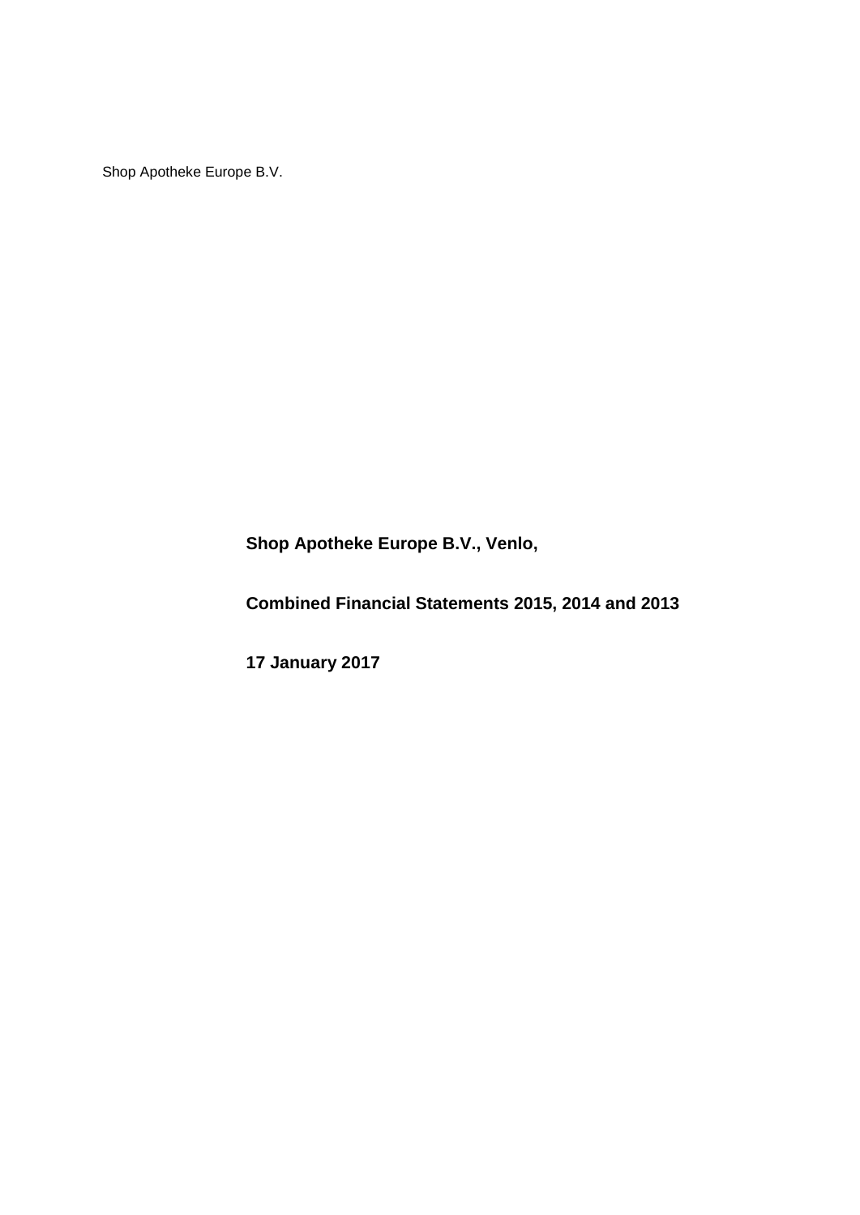Shop Apotheke Europe B.V.

**Shop Apotheke Europe B.V., Venlo,**

**Combined Financial Statements 2015, 2014 and 2013**

**17 January 2017**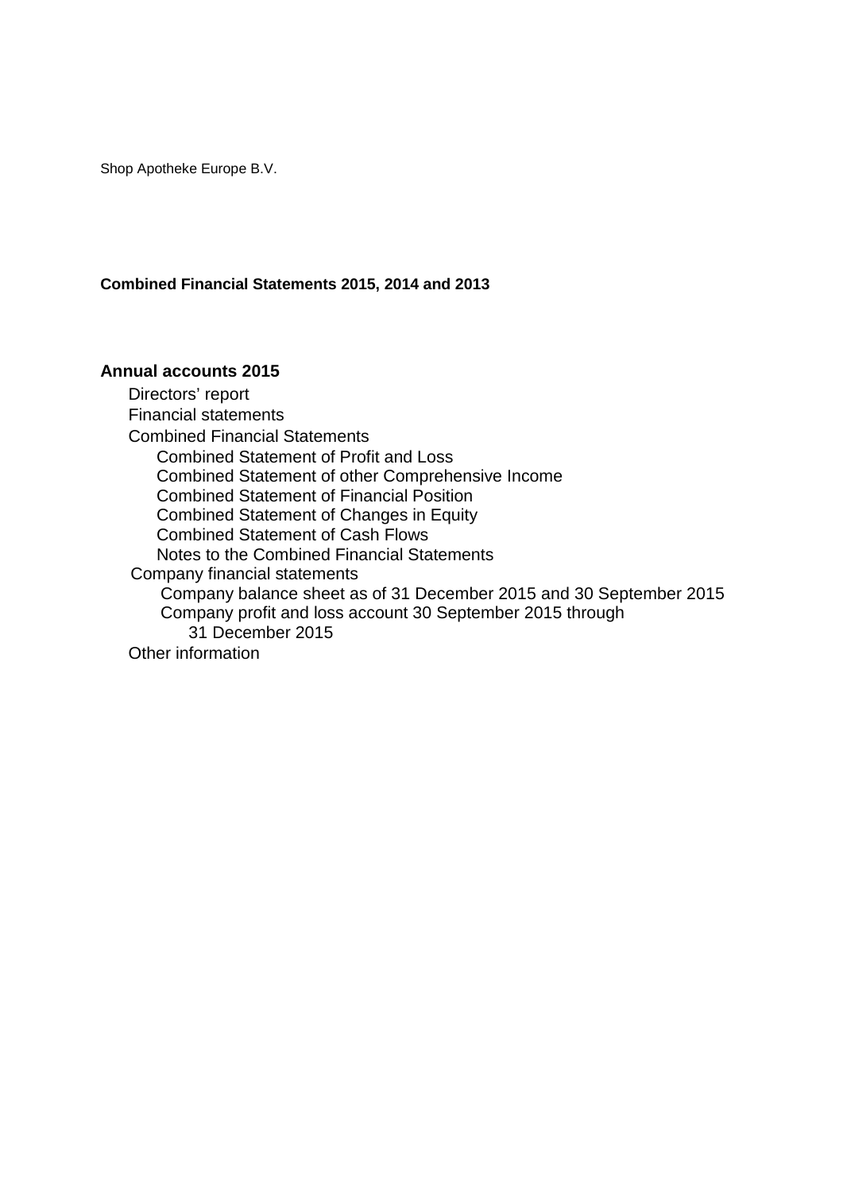Shop Apotheke Europe B.V.

**Combined Financial Statements 2015, 2014 and 2013**

## Annual accounts 2015

- Directors' report
- Financial statements
- Combined Financial Statements
  - Combined Statement of Profit and Loss
  - Combined Statement of other Comprehensive Income
  - Combined Statement of Financial Position
  - Combined Statement of Changes in Equity
  - Combined Statement of Cash Flows
  - Notes to the Combined Financial Statements
- Company financial statements
  - Company balance sheet as of 31 December 2015 and 30 September 2015
  - Company profit and loss account 30 September 2015 through 31 December 2015
- Other information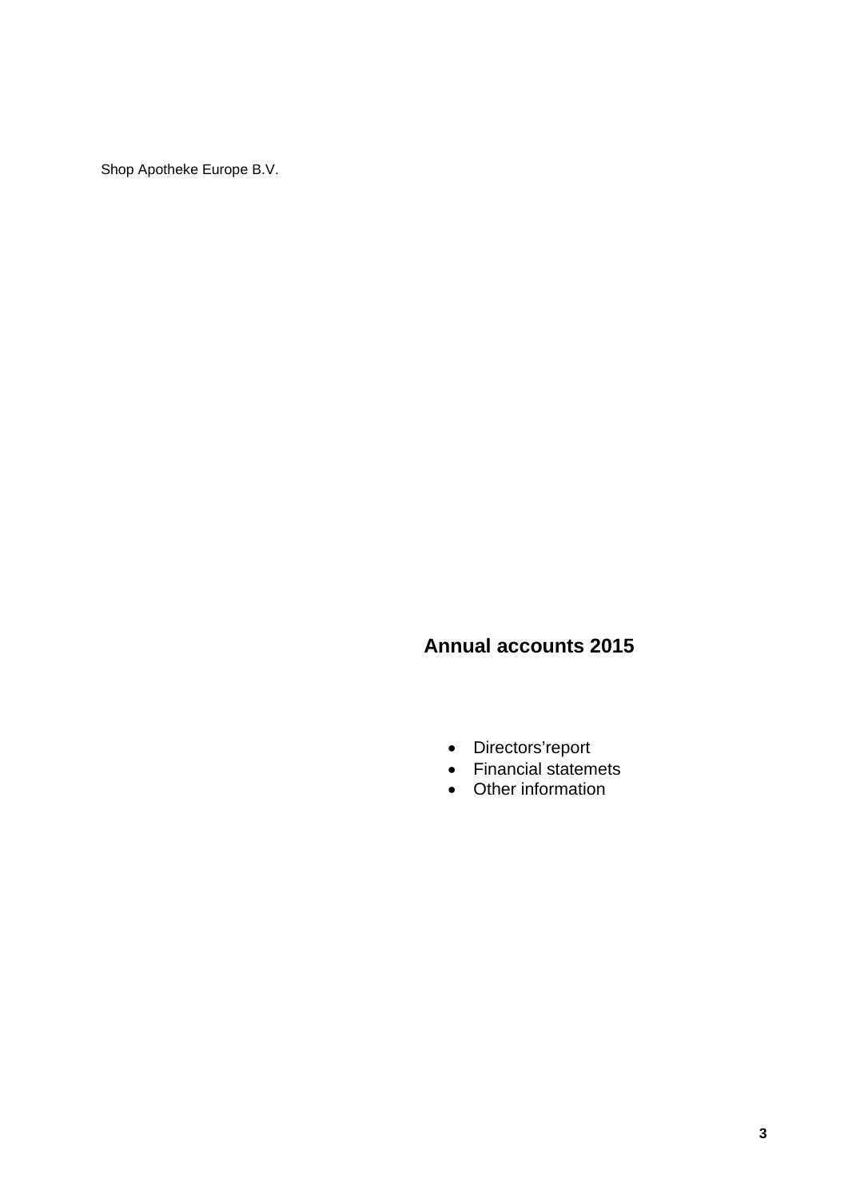Shop Apotheke Europe B.V.

# Annual accounts 2015

- Directors'report
- Financial statemets
- Other information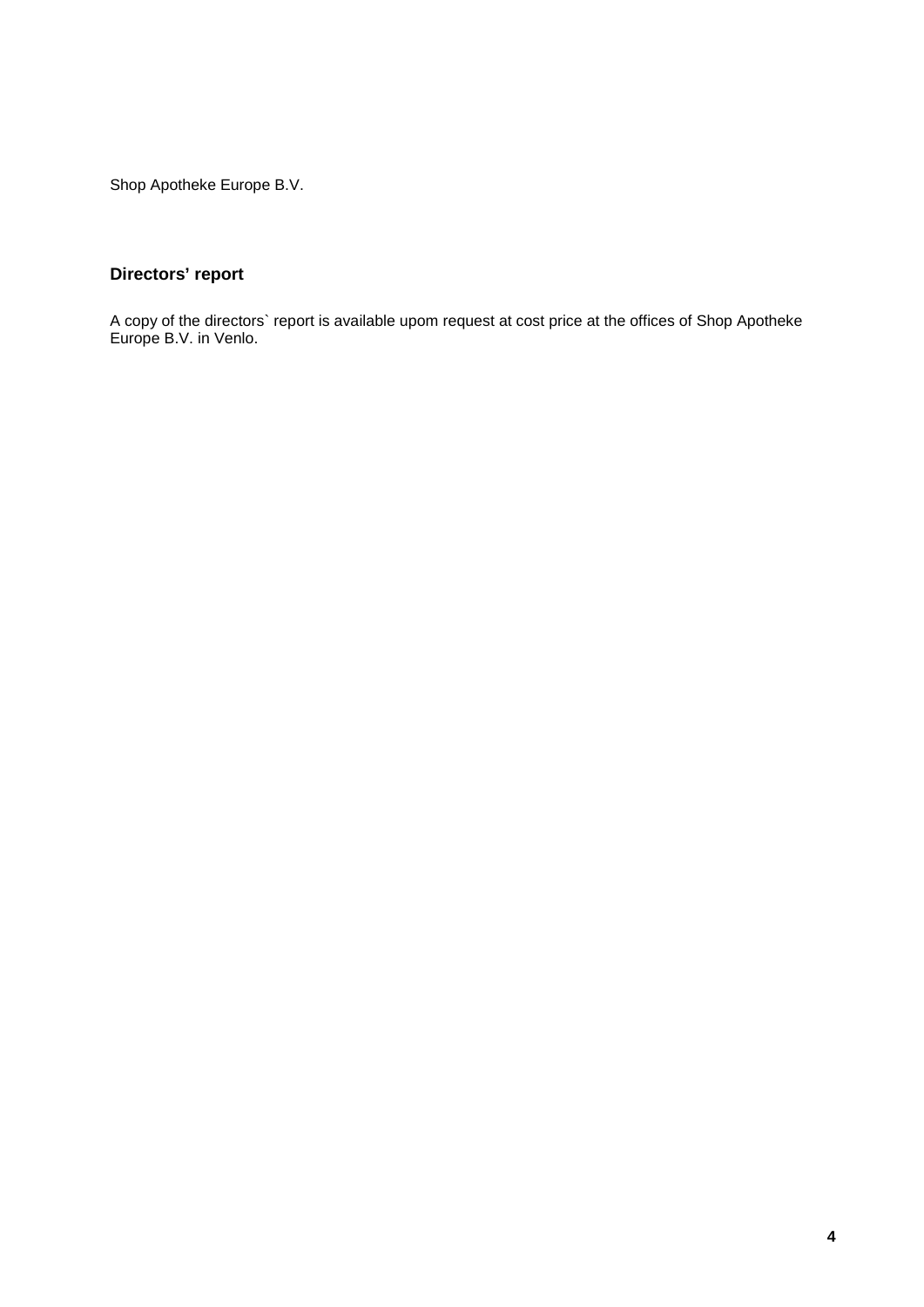Shop Apotheke Europe B.V.

## Directors’ report

A copy of the directors` report is available upom request at cost price at the offices of Shop Apotheke Europe B.V. in Venlo.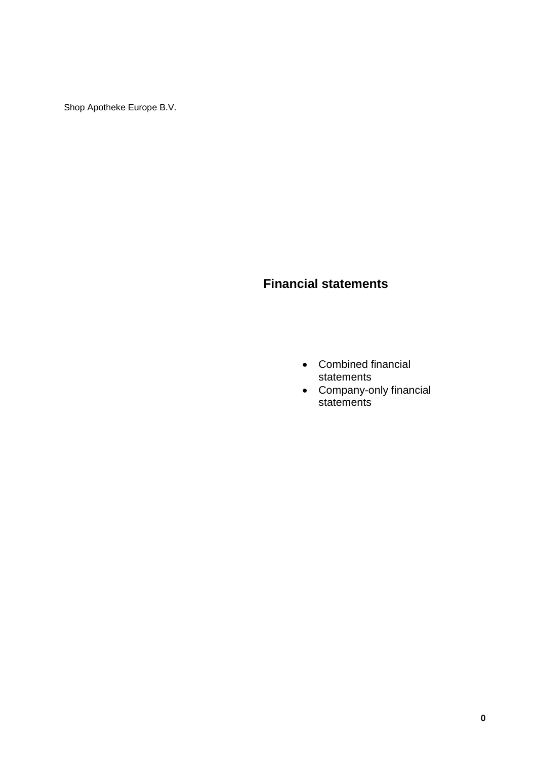Shop Apotheke Europe B.V.

# Financial statements

- Combined financial statements
- Company-only financial statements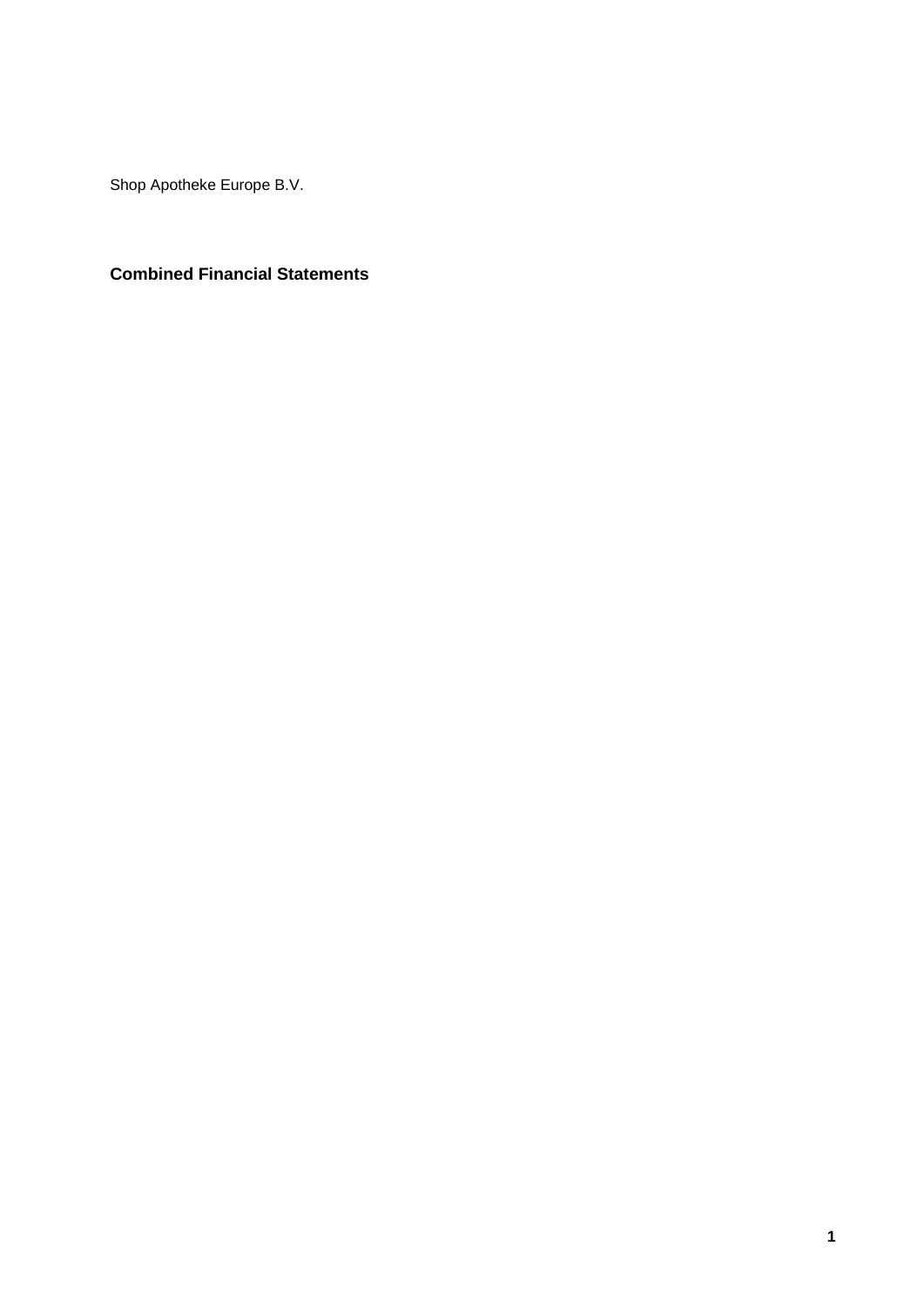Shop Apotheke Europe B.V.

# Combined Financial Statements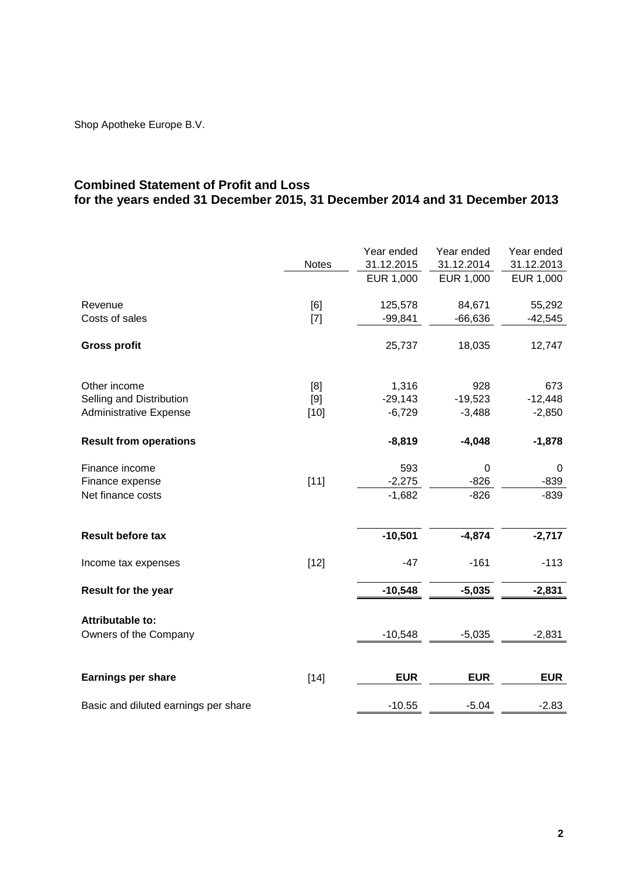Shop Apotheke Europe B.V.

## Combined Statement of Profit and Loss
## for the years ended 31 December 2015, 31 December 2014 and 31 December 2013

| | Notes | Year ended 31.12.2015 | Year ended 31.12.2014 | Year ended 31.12.2013 |
|---|---|---|---|---|
| | | EUR 1,000 | EUR 1,000 | EUR 1,000 |
| Revenue | [6] | 125,578 | 84,671 | 55,292 |
| Costs of sales | [7] | -99,841 | -66,636 | -42,545 |
| **Gross profit** | | 25,737 | 18,035 | 12,747 |
| Other income | [8] | 1,316 | 928 | 673 |
| Selling and Distribution | [9] | -29,143 | -19,523 | -12,448 |
| Administrative Expense | [10] | -6,729 | -3,488 | -2,850 |
| **Result from operations** | | **-8,819** | **-4,048** | **-1,878** |
| Finance income | | 593 | 0 | 0 |
| Finance expense | [11] | -2,275 | -826 | -839 |
| Net finance costs | | -1,682 | -826 | -839 |
| **Result before tax** | | **-10,501** | **-4,874** | **-2,717** |
| Income tax expenses | [12] | -47 | -161 | -113 |
| **Result for the year** | | **-10,548** | **-5,035** | **-2,831** |
| **Attributable to:** | | | | |
| Owners of the Company | | -10,548 | -5,035 | -2,831 |
| **Earnings per share** | [14] | **EUR** | **EUR** | **EUR** |
| Basic and diluted earnings per share | | -10.55 | -5.04 | -2.83 |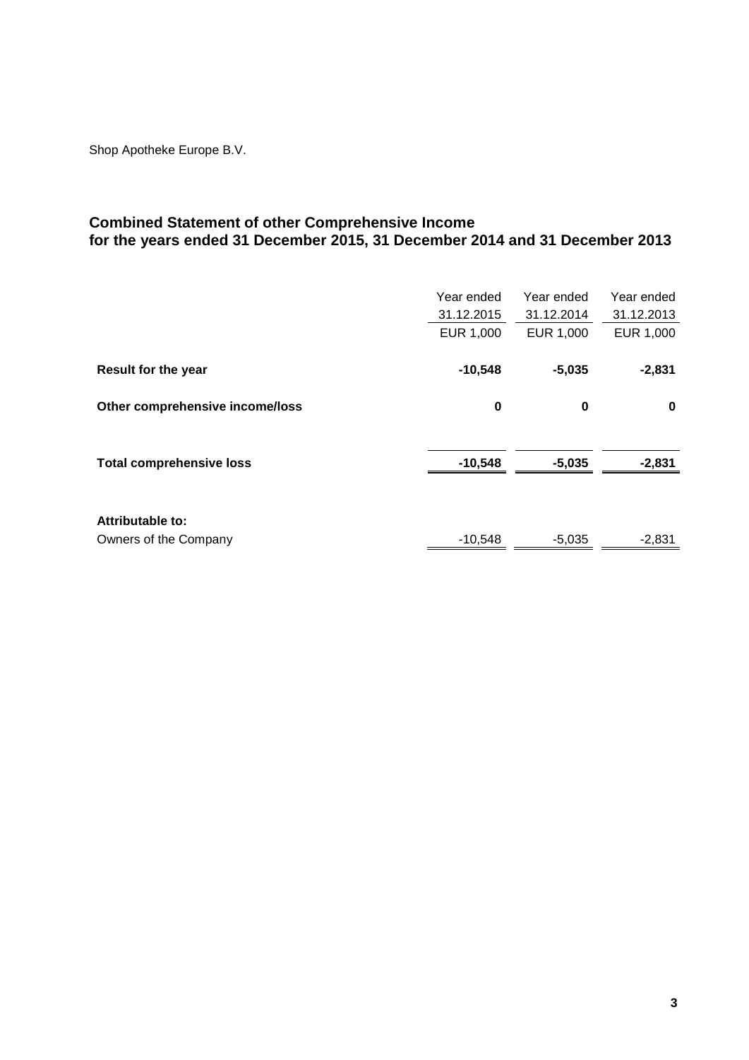Shop Apotheke Europe B.V.

## Combined Statement of other Comprehensive Income for the years ended 31 December 2015, 31 December 2014 and 31 December 2013

| | Year ended 31.12.2015 | Year ended 31.12.2014 | Year ended 31.12.2013 |
|---|---|---|---|
| | EUR 1,000 | EUR 1,000 | EUR 1,000 |
| **Result for the year** | **-10,548** | **-5,035** | **-2,831** |
| **Other comprehensive income/loss** | **0** | **0** | **0** |
| **Total comprehensive loss** | **-10,548** | **-5,035** | **-2,831** |
| **Attributable to:** | | | |
| Owners of the Company | -10,548 | -5,035 | -2,831 |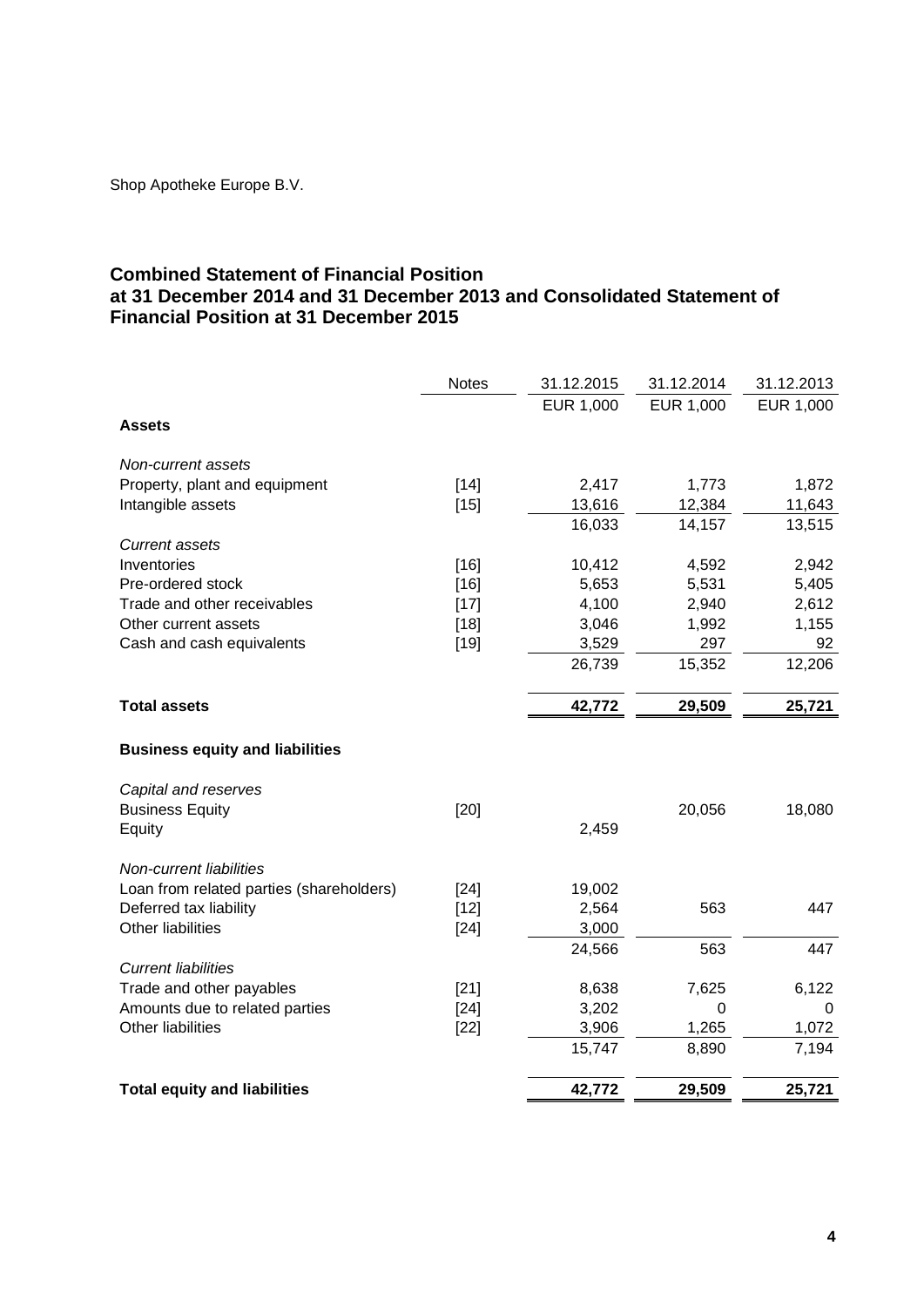Shop Apotheke Europe B.V.

## Combined Statement of Financial Position at 31 December 2014 and 31 December 2013 and Consolidated Statement of Financial Position at 31 December 2015

| | Notes | 31.12.2015 | 31.12.2014 | 31.12.2013 |
|---|---|---|---|---|
| | | EUR 1,000 | EUR 1,000 | EUR 1,000 |
| **Assets** | | | | |
| *Non-current assets* | | | | |
| Property, plant and equipment | [14] | 2,417 | 1,773 | 1,872 |
| Intangible assets | [15] | 13,616 | 12,384 | 11,643 |
| | | 16,033 | 14,157 | 13,515 |
| *Current assets* | | | | |
| Inventories | [16] | 10,412 | 4,592 | 2,942 |
| Pre-ordered stock | [16] | 5,653 | 5,531 | 5,405 |
| Trade and other receivables | [17] | 4,100 | 2,940 | 2,612 |
| Other current assets | [18] | 3,046 | 1,992 | 1,155 |
| Cash and cash equivalents | [19] | 3,529 | 297 | 92 |
| | | 26,739 | 15,352 | 12,206 |
| **Total assets** | | **42,772** | **29,509** | **25,721** |
| **Business equity and liabilities** | | | | |
| *Capital and reserves* | | | | |
| Business Equity | [20] | | 20,056 | 18,080 |
| Equity | | 2,459 | | |
| *Non-current liabilities* | | | | |
| Loan from related parties (shareholders) | [24] | 19,002 | | |
| Deferred tax liability | [12] | 2,564 | 563 | 447 |
| Other liabilities | [24] | 3,000 | | |
| | | 24,566 | 563 | 447 |
| *Current liabilities* | | | | |
| Trade and other payables | [21] | 8,638 | 7,625 | 6,122 |
| Amounts due to related parties | [24] | 3,202 | 0 | 0 |
| Other liabilities | [22] | 3,906 | 1,265 | 1,072 |
| | | 15,747 | 8,890 | 7,194 |
| **Total equity and liabilities** | | **42,772** | **29,509** | **25,721** |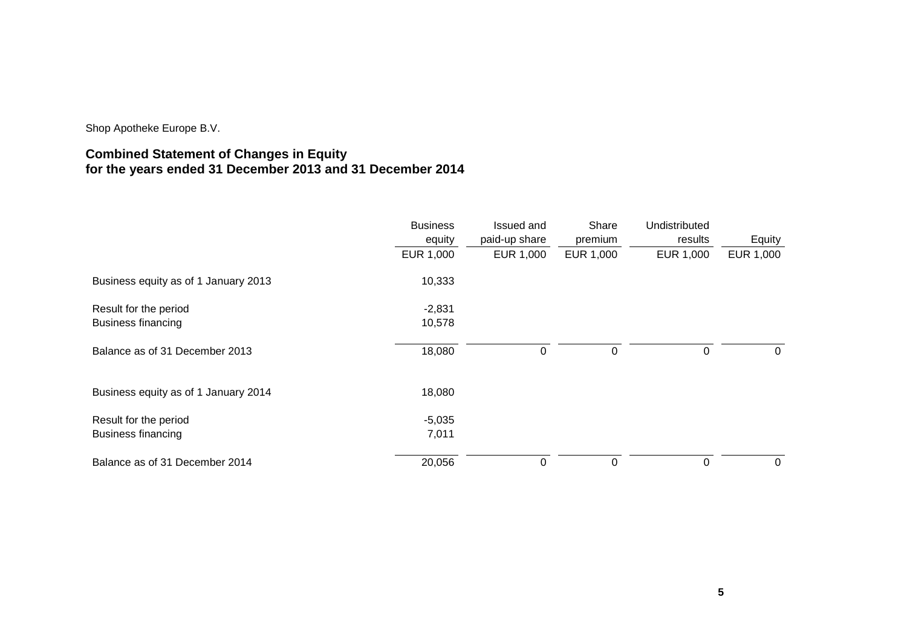Shop Apotheke Europe B.V.

## Combined Statement of Changes in Equity for the years ended 31 December 2013 and 31 December 2014

| | Business equity | Issued and paid-up share | Share premium | Undistributed results | Equity |
|---|---|---|---|---|---|
| | EUR 1,000 | EUR 1,000 | EUR 1,000 | EUR 1,000 | EUR 1,000 |
| Business equity as of 1 January 2013 | 10,333 | | | | |
| Result for the period | -2,831 | | | | |
| Business financing | 10,578 | | | | |
| Balance as of 31 December 2013 | 18,080 | 0 | 0 | 0 | 0 |
| Business equity as of 1 January 2014 | 18,080 | | | | |
| Result for the period | -5,035 | | | | |
| Business financing | 7,011 | | | | |
| Balance as of 31 December 2014 | 20,056 | 0 | 0 | 0 | 0 |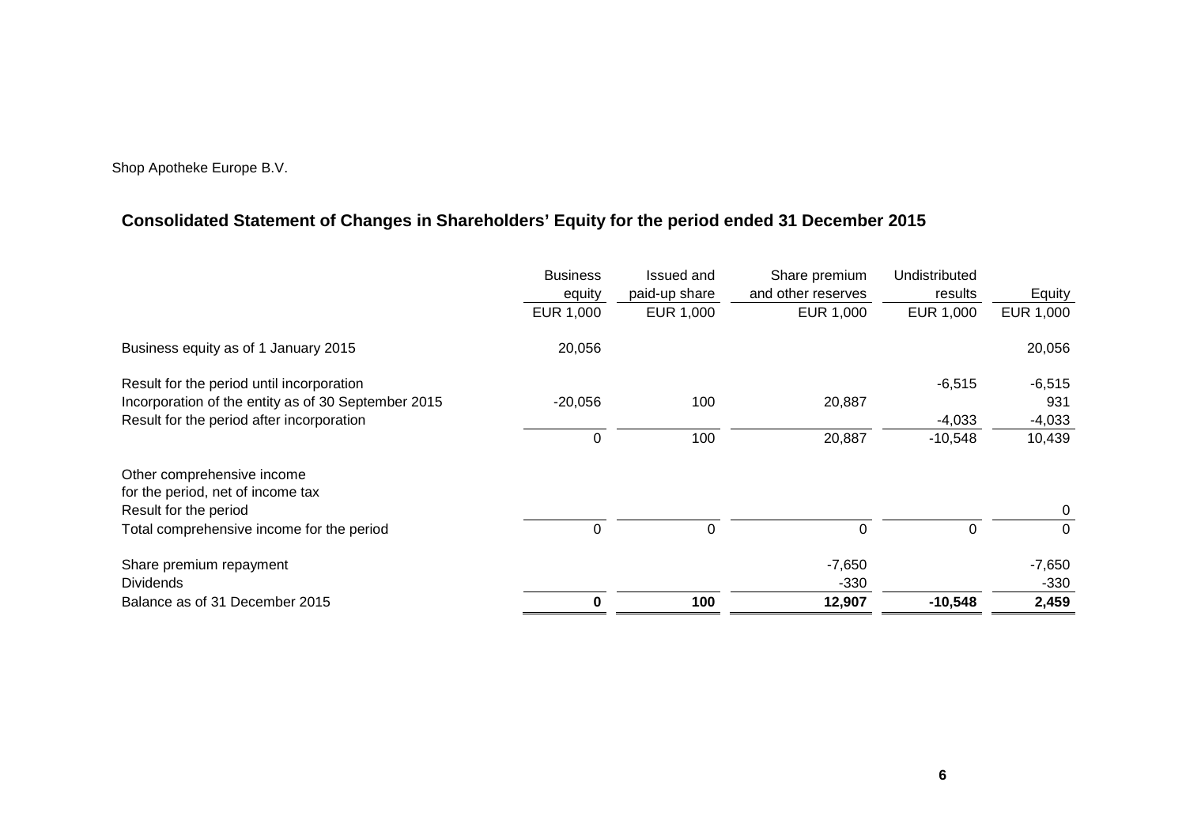Shop Apotheke Europe B.V.

## Consolidated Statement of Changes in Shareholders' Equity for the period ended 31 December 2015

| | Business equity | Issued and paid-up share | Share premium and other reserves | Undistributed results | Equity |
|---|---|---|---|---|---|
| | EUR 1,000 | EUR 1,000 | EUR 1,000 | EUR 1,000 | EUR 1,000 |
| Business equity as of 1 January 2015 | 20,056 | | | | 20,056 |
| Result for the period until incorporation | | | | -6,515 | -6,515 |
| Incorporation of the entity as of 30 September 2015 | -20,056 | 100 | 20,887 | | 931 |
| Result for the period after incorporation | | | | -4,033 | -4,033 |
| | 0 | 100 | 20,887 | -10,548 | 10,439 |
| Other comprehensive income for the period, net of income tax | | | | | |
| Result for the period | | | | | 0 |
| Total comprehensive income for the period | 0 | 0 | 0 | 0 | 0 |
| Share premium repayment | | | -7,650 | | -7,650 |
| Dividends | | | -330 | | -330 |
| Balance as of 31 December 2015 | **0** | **100** | **12,907** | **-10,548** | **2,459** |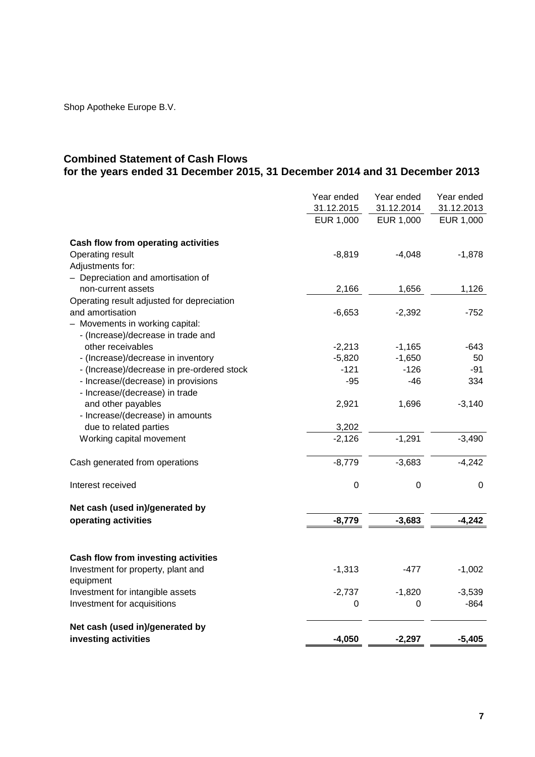Shop Apotheke Europe B.V.

## Combined Statement of Cash Flows
## for the years ended 31 December 2015, 31 December 2014 and 31 December 2013

| | Year ended 31.12.2015 | Year ended 31.12.2014 | Year ended 31.12.2013 |
|---|---|---|---|
| | EUR 1,000 | EUR 1,000 | EUR 1,000 |
| **Cash flow from operating activities** | | | |
| Operating result | -8,819 | -4,048 | -1,878 |
| Adjustments for: | | | |
| – Depreciation and amortisation of non-current assets | 2,166 | 1,656 | 1,126 |
| Operating result adjusted for depreciation and amortisation | -6,653 | -2,392 | -752 |
| – Movements in working capital: | | | |
| - (Increase)/decrease in trade and other receivables | -2,213 | -1,165 | -643 |
| - (Increase)/decrease in inventory | -5,820 | -1,650 | 50 |
| - (Increase)/decrease in pre-ordered stock | -121 | -126 | -91 |
| - Increase/(decrease) in provisions | -95 | -46 | 334 |
| - Increase/(decrease) in trade and other payables | 2,921 | 1,696 | -3,140 |
| - Increase/(decrease) in amounts due to related parties | 3,202 | | |
| Working capital movement | -2,126 | -1,291 | -3,490 |
| Cash generated from operations | -8,779 | -3,683 | -4,242 |
| Interest received | 0 | 0 | 0 |
| **Net cash (used in)/generated by operating activities** | **-8,779** | **-3,683** | **-4,242** |
| **Cash flow from investing activities** | | | |
| Investment for property, plant and equipment | -1,313 | -477 | -1,002 |
| Investment for intangible assets | -2,737 | -1,820 | -3,539 |
| Investment for acquisitions | 0 | 0 | -864 |
| **Net cash (used in)/generated by investing activities** | **-4,050** | **-2,297** | **-5,405** |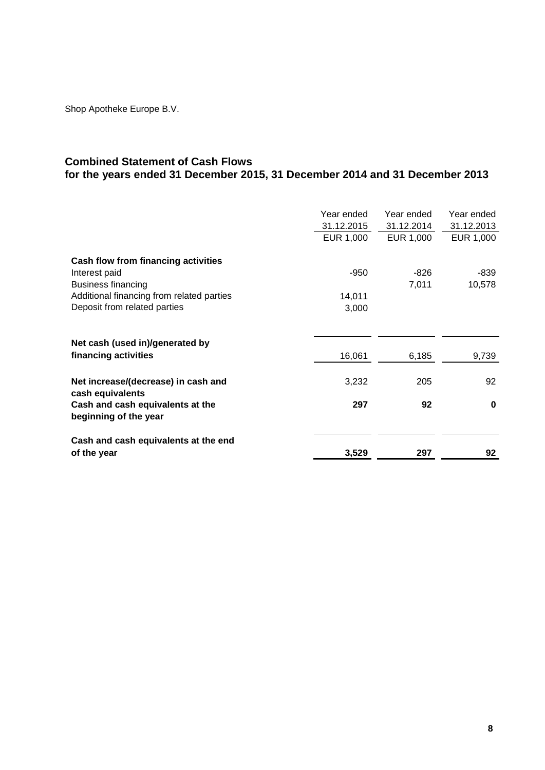Shop Apotheke Europe B.V.

## Combined Statement of Cash Flows
## for the years ended 31 December 2015, 31 December 2014 and 31 December 2013

| | Year ended 31.12.2015 | Year ended 31.12.2014 | Year ended 31.12.2013 |
|---|---|---|---|
| | EUR 1,000 | EUR 1,000 | EUR 1,000 |
| **Cash flow from financing activities** | | | |
| Interest paid | -950 | -826 | -839 |
| Business financing | | 7,011 | 10,578 |
| Additional financing from related parties | 14,011 | | |
| Deposit from related parties | 3,000 | | |
| **Net cash (used in)/generated by financing activities** | 16,061 | 6,185 | 9,739 |
| **Net increase/(decrease) in cash and cash equivalents** | 3,232 | 205 | 92 |
| **Cash and cash equivalents at the beginning of the year** | **297** | **92** | **0** |
| **Cash and cash equivalents at the end of the year** | **3,529** | **297** | **92** |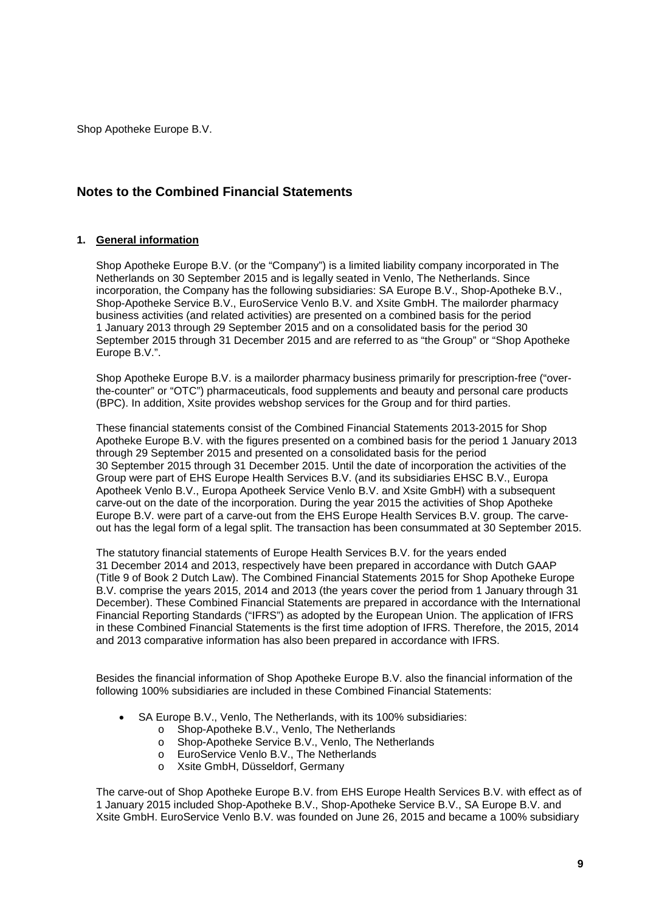Shop Apotheke Europe B.V.

## Notes to the Combined Financial Statements

### 1. General information

Shop Apotheke Europe B.V. (or the "Company") is a limited liability company incorporated in The Netherlands on 30 September 2015 and is legally seated in Venlo, The Netherlands. Since incorporation, the Company has the following subsidiaries: SA Europe B.V., Shop-Apotheke B.V., Shop-Apotheke Service B.V., EuroService Venlo B.V. and Xsite GmbH. The mailorder pharmacy business activities (and related activities) are presented on a combined basis for the period 1 January 2013 through 29 September 2015 and on a consolidated basis for the period 30 September 2015 through 31 December 2015 and are referred to as "the Group" or "Shop Apotheke Europe B.V.".

Shop Apotheke Europe B.V. is a mailorder pharmacy business primarily for prescription-free ("over-the-counter" or "OTC") pharmaceuticals, food supplements and beauty and personal care products (BPC). In addition, Xsite provides webshop services for the Group and for third parties.

These financial statements consist of the Combined Financial Statements 2013-2015 for Shop Apotheke Europe B.V. with the figures presented on a combined basis for the period 1 January 2013 through 29 September 2015 and presented on a consolidated basis for the period 30 September 2015 through 31 December 2015. Until the date of incorporation the activities of the Group were part of EHS Europe Health Services B.V. (and its subsidiaries EHSC B.V., Europa Apotheek Venlo B.V., Europa Apotheek Service Venlo B.V. and Xsite GmbH) with a subsequent carve-out on the date of the incorporation. During the year 2015 the activities of Shop Apotheke Europe B.V. were part of a carve-out from the EHS Europe Health Services B.V. group. The carve-out has the legal form of a legal split. The transaction has been consummated at 30 September 2015.

The statutory financial statements of Europe Health Services B.V. for the years ended 31 December 2014 and 2013, respectively have been prepared in accordance with Dutch GAAP (Title 9 of Book 2 Dutch Law). The Combined Financial Statements 2015 for Shop Apotheke Europe B.V. comprise the years 2015, 2014 and 2013 (the years cover the period from 1 January through 31 December). These Combined Financial Statements are prepared in accordance with the International Financial Reporting Standards ("IFRS") as adopted by the European Union. The application of IFRS in these Combined Financial Statements is the first time adoption of IFRS. Therefore, the 2015, 2014 and 2013 comparative information has also been prepared in accordance with IFRS.

Besides the financial information of Shop Apotheke Europe B.V. also the financial information of the following 100% subsidiaries are included in these Combined Financial Statements:

- SA Europe B.V., Venlo, The Netherlands, with its 100% subsidiaries:
  - Shop-Apotheke B.V., Venlo, The Netherlands
  - Shop-Apotheke Service B.V., Venlo, The Netherlands
  - EuroService Venlo B.V., The Netherlands
  - Xsite GmbH, Düsseldorf, Germany

The carve-out of Shop Apotheke Europe B.V. from EHS Europe Health Services B.V. with effect as of 1 January 2015 included Shop-Apotheke B.V., Shop-Apotheke Service B.V., SA Europe B.V. and Xsite GmbH. EuroService Venlo B.V. was founded on June 26, 2015 and became a 100% subsidiary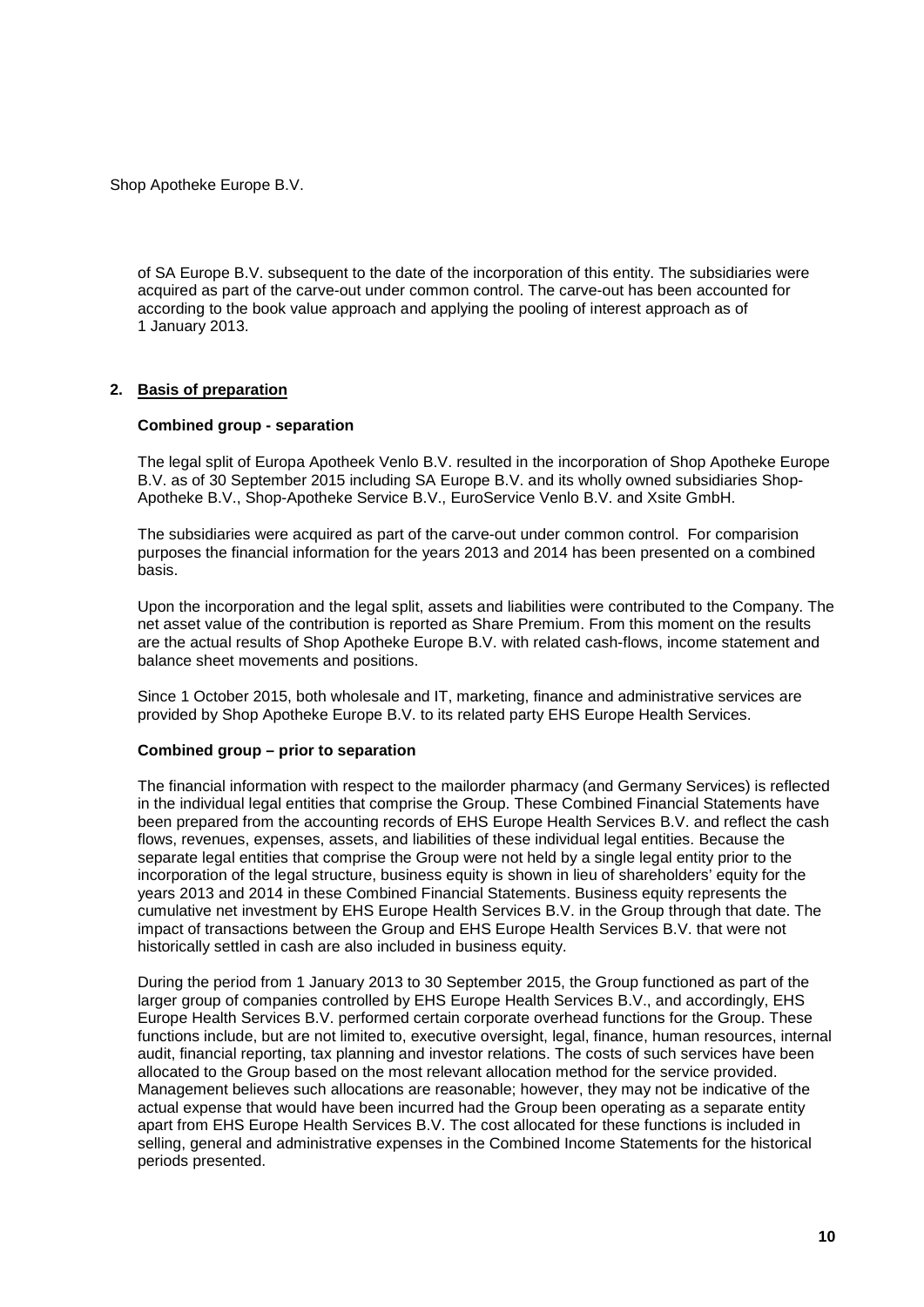of SA Europe B.V. subsequent to the date of the incorporation of this entity. The subsidiaries were acquired as part of the carve-out under common control. The carve-out has been accounted for according to the book value approach and applying the pooling of interest approach as of 1 January 2013.

## 2. Basis of preparation

**Combined group - separation**

The legal split of Europa Apotheek Venlo B.V. resulted in the incorporation of Shop Apotheke Europe B.V. as of 30 September 2015 including SA Europe B.V. and its wholly owned subsidiaries Shop-Apotheke B.V., Shop-Apotheke Service B.V., EuroService Venlo B.V. and Xsite GmbH.

The subsidiaries were acquired as part of the carve-out under common control. For comparision purposes the financial information for the years 2013 and 2014 has been presented on a combined basis.

Upon the incorporation and the legal split, assets and liabilities were contributed to the Company. The net asset value of the contribution is reported as Share Premium. From this moment on the results are the actual results of Shop Apotheke Europe B.V. with related cash-flows, income statement and balance sheet movements and positions.

Since 1 October 2015, both wholesale and IT, marketing, finance and administrative services are provided by Shop Apotheke Europe B.V. to its related party EHS Europe Health Services.

**Combined group – prior to separation**

The financial information with respect to the mailorder pharmacy (and Germany Services) is reflected in the individual legal entities that comprise the Group. These Combined Financial Statements have been prepared from the accounting records of EHS Europe Health Services B.V. and reflect the cash flows, revenues, expenses, assets, and liabilities of these individual legal entities. Because the separate legal entities that comprise the Group were not held by a single legal entity prior to the incorporation of the legal structure, business equity is shown in lieu of shareholders' equity for the years 2013 and 2014 in these Combined Financial Statements. Business equity represents the cumulative net investment by EHS Europe Health Services B.V. in the Group through that date. The impact of transactions between the Group and EHS Europe Health Services B.V. that were not historically settled in cash are also included in business equity.

During the period from 1 January 2013 to 30 September 2015, the Group functioned as part of the larger group of companies controlled by EHS Europe Health Services B.V., and accordingly, EHS Europe Health Services B.V. performed certain corporate overhead functions for the Group. These functions include, but are not limited to, executive oversight, legal, finance, human resources, internal audit, financial reporting, tax planning and investor relations. The costs of such services have been allocated to the Group based on the most relevant allocation method for the service provided. Management believes such allocations are reasonable; however, they may not be indicative of the actual expense that would have been incurred had the Group been operating as a separate entity apart from EHS Europe Health Services B.V. The cost allocated for these functions is included in selling, general and administrative expenses in the Combined Income Statements for the historical periods presented.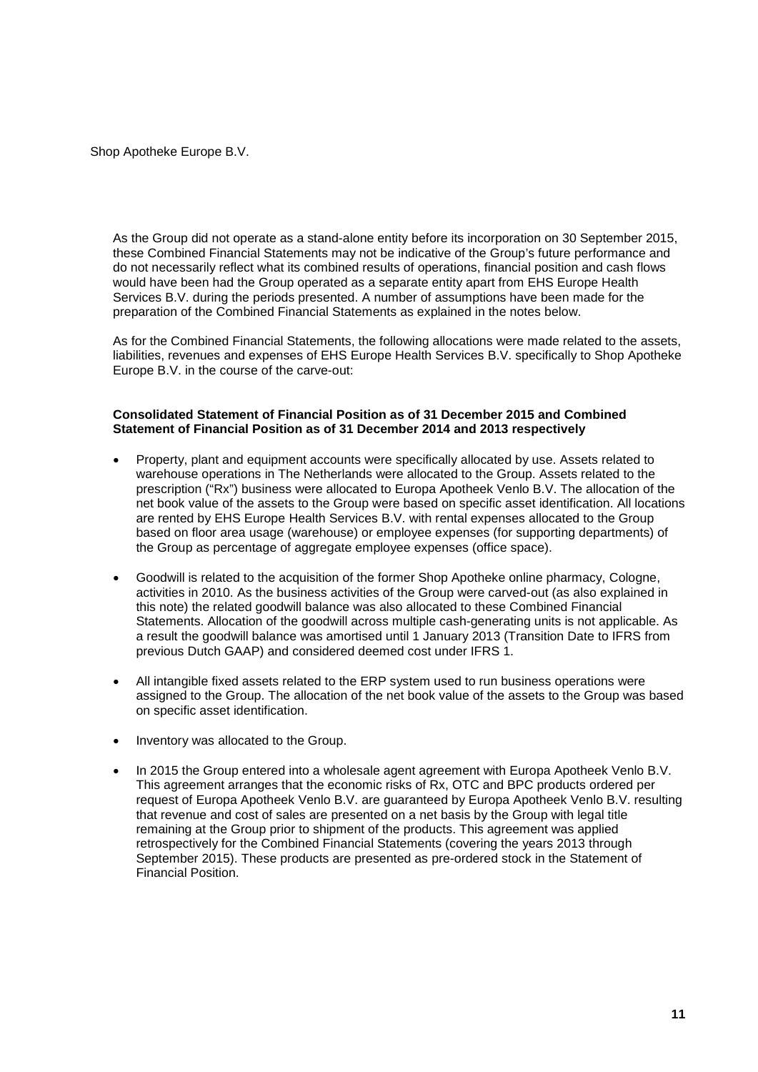As the Group did not operate as a stand-alone entity before its incorporation on 30 September 2015, these Combined Financial Statements may not be indicative of the Group's future performance and do not necessarily reflect what its combined results of operations, financial position and cash flows would have been had the Group operated as a separate entity apart from EHS Europe Health Services B.V. during the periods presented. A number of assumptions have been made for the preparation of the Combined Financial Statements as explained in the notes below.

As for the Combined Financial Statements, the following allocations were made related to the assets, liabilities, revenues and expenses of EHS Europe Health Services B.V. specifically to Shop Apotheke Europe B.V. in the course of the carve-out:

**Consolidated Statement of Financial Position as of 31 December 2015 and Combined Statement of Financial Position as of 31 December 2014 and 2013 respectively**

- Property, plant and equipment accounts were specifically allocated by use. Assets related to warehouse operations in The Netherlands were allocated to the Group. Assets related to the prescription ("Rx") business were allocated to Europa Apotheek Venlo B.V. The allocation of the net book value of the assets to the Group were based on specific asset identification. All locations are rented by EHS Europe Health Services B.V. with rental expenses allocated to the Group based on floor area usage (warehouse) or employee expenses (for supporting departments) of the Group as percentage of aggregate employee expenses (office space).
- Goodwill is related to the acquisition of the former Shop Apotheke online pharmacy, Cologne, activities in 2010. As the business activities of the Group were carved-out (as also explained in this note) the related goodwill balance was also allocated to these Combined Financial Statements. Allocation of the goodwill across multiple cash-generating units is not applicable. As a result the goodwill balance was amortised until 1 January 2013 (Transition Date to IFRS from previous Dutch GAAP) and considered deemed cost under IFRS 1.
- All intangible fixed assets related to the ERP system used to run business operations were assigned to the Group. The allocation of the net book value of the assets to the Group was based on specific asset identification.
- Inventory was allocated to the Group.
- In 2015 the Group entered into a wholesale agent agreement with Europa Apotheek Venlo B.V. This agreement arranges that the economic risks of Rx, OTC and BPC products ordered per request of Europa Apotheek Venlo B.V. are guaranteed by Europa Apotheek Venlo B.V. resulting that revenue and cost of sales are presented on a net basis by the Group with legal title remaining at the Group prior to shipment of the products. This agreement was applied retrospectively for the Combined Financial Statements (covering the years 2013 through September 2015). These products are presented as pre-ordered stock in the Statement of Financial Position.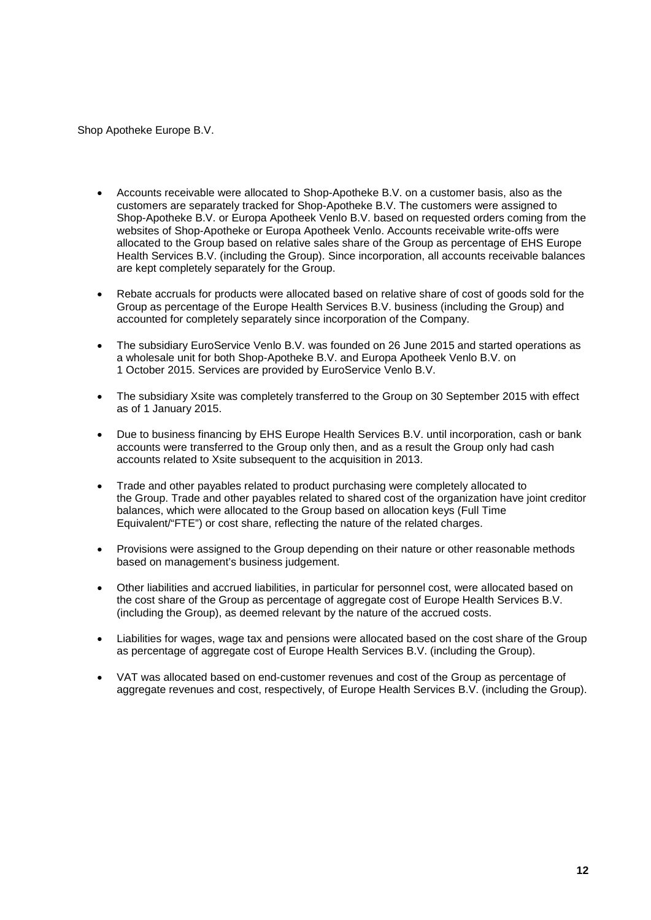- Accounts receivable were allocated to Shop-Apotheke B.V. on a customer basis, also as the customers are separately tracked for Shop-Apotheke B.V. The customers were assigned to Shop-Apotheke B.V. or Europa Apotheek Venlo B.V. based on requested orders coming from the websites of Shop-Apotheke or Europa Apotheek Venlo. Accounts receivable write-offs were allocated to the Group based on relative sales share of the Group as percentage of EHS Europe Health Services B.V. (including the Group). Since incorporation, all accounts receivable balances are kept completely separately for the Group.

- Rebate accruals for products were allocated based on relative share of cost of goods sold for the Group as percentage of the Europe Health Services B.V. business (including the Group) and accounted for completely separately since incorporation of the Company.

- The subsidiary EuroService Venlo B.V. was founded on 26 June 2015 and started operations as a wholesale unit for both Shop-Apotheke B.V. and Europa Apotheek Venlo B.V. on 1 October 2015. Services are provided by EuroService Venlo B.V.

- The subsidiary Xsite was completely transferred to the Group on 30 September 2015 with effect as of 1 January 2015.

- Due to business financing by EHS Europe Health Services B.V. until incorporation, cash or bank accounts were transferred to the Group only then, and as a result the Group only had cash accounts related to Xsite subsequent to the acquisition in 2013.

- Trade and other payables related to product purchasing were completely allocated to the Group. Trade and other payables related to shared cost of the organization have joint creditor balances, which were allocated to the Group based on allocation keys (Full Time Equivalent/"FTE") or cost share, reflecting the nature of the related charges.

- Provisions were assigned to the Group depending on their nature or other reasonable methods based on management's business judgement.

- Other liabilities and accrued liabilities, in particular for personnel cost, were allocated based on the cost share of the Group as percentage of aggregate cost of Europe Health Services B.V. (including the Group), as deemed relevant by the nature of the accrued costs.

- Liabilities for wages, wage tax and pensions were allocated based on the cost share of the Group as percentage of aggregate cost of Europe Health Services B.V. (including the Group).

- VAT was allocated based on end-customer revenues and cost of the Group as percentage of aggregate revenues and cost, respectively, of Europe Health Services B.V. (including the Group).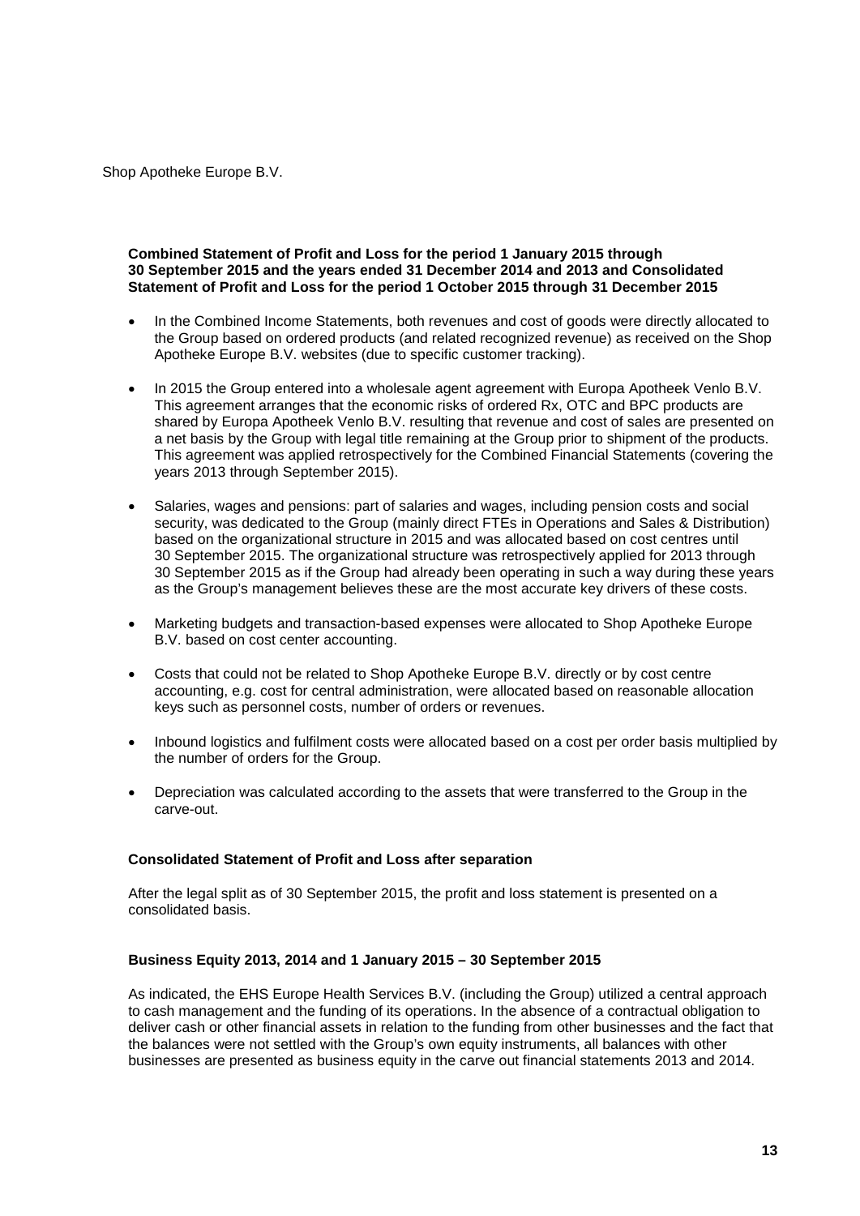Shop Apotheke Europe B.V.

**Combined Statement of Profit and Loss for the period 1 January 2015 through 30 September 2015 and the years ended 31 December 2014 and 2013 and Consolidated Statement of Profit and Loss for the period 1 October 2015 through 31 December 2015**

- In the Combined Income Statements, both revenues and cost of goods were directly allocated to the Group based on ordered products (and related recognized revenue) as received on the Shop Apotheke Europe B.V. websites (due to specific customer tracking).
- In 2015 the Group entered into a wholesale agent agreement with Europa Apotheek Venlo B.V. This agreement arranges that the economic risks of ordered Rx, OTC and BPC products are shared by Europa Apotheek Venlo B.V. resulting that revenue and cost of sales are presented on a net basis by the Group with legal title remaining at the Group prior to shipment of the products. This agreement was applied retrospectively for the Combined Financial Statements (covering the years 2013 through September 2015).
- Salaries, wages and pensions: part of salaries and wages, including pension costs and social security, was dedicated to the Group (mainly direct FTEs in Operations and Sales & Distribution) based on the organizational structure in 2015 and was allocated based on cost centres until 30 September 2015. The organizational structure was retrospectively applied for 2013 through 30 September 2015 as if the Group had already been operating in such a way during these years as the Group's management believes these are the most accurate key drivers of these costs.
- Marketing budgets and transaction-based expenses were allocated to Shop Apotheke Europe B.V. based on cost center accounting.
- Costs that could not be related to Shop Apotheke Europe B.V. directly or by cost centre accounting, e.g. cost for central administration, were allocated based on reasonable allocation keys such as personnel costs, number of orders or revenues.
- Inbound logistics and fulfilment costs were allocated based on a cost per order basis multiplied by the number of orders for the Group.
- Depreciation was calculated according to the assets that were transferred to the Group in the carve-out.

**Consolidated Statement of Profit and Loss after separation**

After the legal split as of 30 September 2015, the profit and loss statement is presented on a consolidated basis.

**Business Equity 2013, 2014 and 1 January 2015 – 30 September 2015**

As indicated, the EHS Europe Health Services B.V. (including the Group) utilized a central approach to cash management and the funding of its operations. In the absence of a contractual obligation to deliver cash or other financial assets in relation to the funding from other businesses and the fact that the balances were not settled with the Group's own equity instruments, all balances with other businesses are presented as business equity in the carve out financial statements 2013 and 2014.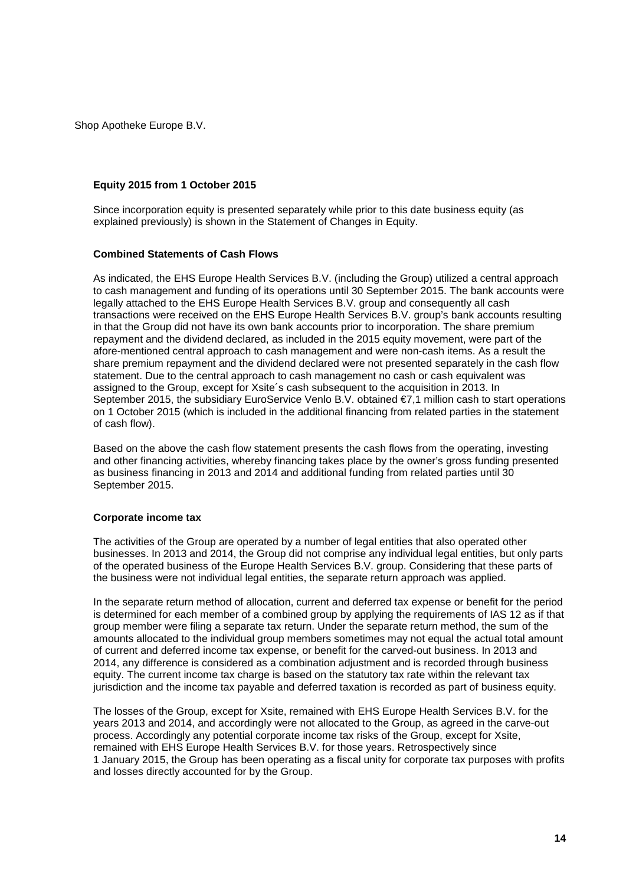Shop Apotheke Europe B.V.

**Equity 2015 from 1 October 2015**

Since incorporation equity is presented separately while prior to this date business equity (as explained previously) is shown in the Statement of Changes in Equity.

**Combined Statements of Cash Flows**

As indicated, the EHS Europe Health Services B.V. (including the Group) utilized a central approach to cash management and funding of its operations until 30 September 2015. The bank accounts were legally attached to the EHS Europe Health Services B.V. group and consequently all cash transactions were received on the EHS Europe Health Services B.V. group's bank accounts resulting in that the Group did not have its own bank accounts prior to incorporation. The share premium repayment and the dividend declared, as included in the 2015 equity movement, were part of the afore-mentioned central approach to cash management and were non-cash items. As a result the share premium repayment and the dividend declared were not presented separately in the cash flow statement. Due to the central approach to cash management no cash or cash equivalent was assigned to the Group, except for Xsite´s cash subsequent to the acquisition in 2013. In September 2015, the subsidiary EuroService Venlo B.V. obtained €7,1 million cash to start operations on 1 October 2015 (which is included in the additional financing from related parties in the statement of cash flow).

Based on the above the cash flow statement presents the cash flows from the operating, investing and other financing activities, whereby financing takes place by the owner's gross funding presented as business financing in 2013 and 2014 and additional funding from related parties until 30 September 2015.

**Corporate income tax**

The activities of the Group are operated by a number of legal entities that also operated other businesses. In 2013 and 2014, the Group did not comprise any individual legal entities, but only parts of the operated business of the Europe Health Services B.V. group. Considering that these parts of the business were not individual legal entities, the separate return approach was applied.

In the separate return method of allocation, current and deferred tax expense or benefit for the period is determined for each member of a combined group by applying the requirements of IAS 12 as if that group member were filing a separate tax return. Under the separate return method, the sum of the amounts allocated to the individual group members sometimes may not equal the actual total amount of current and deferred income tax expense, or benefit for the carved-out business. In 2013 and 2014, any difference is considered as a combination adjustment and is recorded through business equity. The current income tax charge is based on the statutory tax rate within the relevant tax jurisdiction and the income tax payable and deferred taxation is recorded as part of business equity.

The losses of the Group, except for Xsite, remained with EHS Europe Health Services B.V. for the years 2013 and 2014, and accordingly were not allocated to the Group, as agreed in the carve-out process. Accordingly any potential corporate income tax risks of the Group, except for Xsite, remained with EHS Europe Health Services B.V. for those years. Retrospectively since 1 January 2015, the Group has been operating as a fiscal unity for corporate tax purposes with profits and losses directly accounted for by the Group.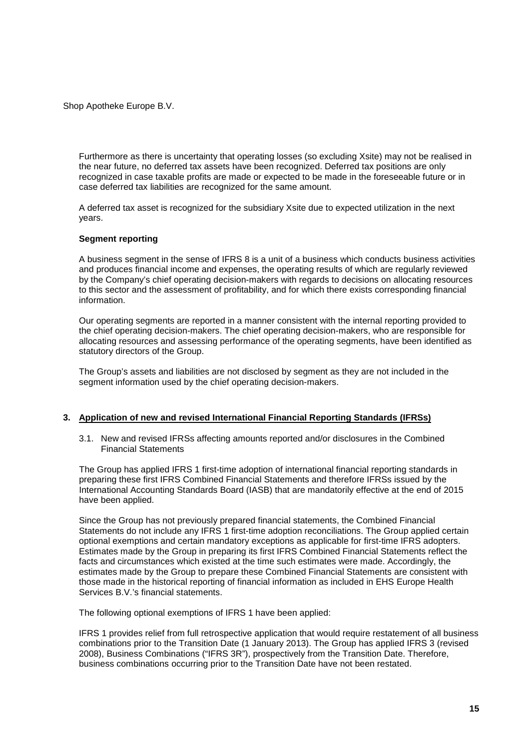Furthermore as there is uncertainty that operating losses (so excluding Xsite) may not be realised in the near future, no deferred tax assets have been recognized. Deferred tax positions are only recognized in case taxable profits are made or expected to be made in the foreseeable future or in case deferred tax liabilities are recognized for the same amount.

A deferred tax asset is recognized for the subsidiary Xsite due to expected utilization in the next years.

**Segment reporting**

A business segment in the sense of IFRS 8 is a unit of a business which conducts business activities and produces financial income and expenses, the operating results of which are regularly reviewed by the Company's chief operating decision-makers with regards to decisions on allocating resources to this sector and the assessment of profitability, and for which there exists corresponding financial information.

Our operating segments are reported in a manner consistent with the internal reporting provided to the chief operating decision-makers. The chief operating decision-makers, who are responsible for allocating resources and assessing performance of the operating segments, have been identified as statutory directors of the Group.

The Group's assets and liabilities are not disclosed by segment as they are not included in the segment information used by the chief operating decision-makers.

## 3. Application of new and revised International Financial Reporting Standards (IFRSs)

### 3.1. New and revised IFRSs affecting amounts reported and/or disclosures in the Combined Financial Statements

The Group has applied IFRS 1 first-time adoption of international financial reporting standards in preparing these first IFRS Combined Financial Statements and therefore IFRSs issued by the International Accounting Standards Board (IASB) that are mandatorily effective at the end of 2015 have been applied.

Since the Group has not previously prepared financial statements, the Combined Financial Statements do not include any IFRS 1 first-time adoption reconciliations. The Group applied certain optional exemptions and certain mandatory exceptions as applicable for first-time IFRS adopters. Estimates made by the Group in preparing its first IFRS Combined Financial Statements reflect the facts and circumstances which existed at the time such estimates were made. Accordingly, the estimates made by the Group to prepare these Combined Financial Statements are consistent with those made in the historical reporting of financial information as included in EHS Europe Health Services B.V.'s financial statements.

The following optional exemptions of IFRS 1 have been applied:

IFRS 1 provides relief from full retrospective application that would require restatement of all business combinations prior to the Transition Date (1 January 2013). The Group has applied IFRS 3 (revised 2008), Business Combinations ("IFRS 3R"), prospectively from the Transition Date. Therefore, business combinations occurring prior to the Transition Date have not been restated.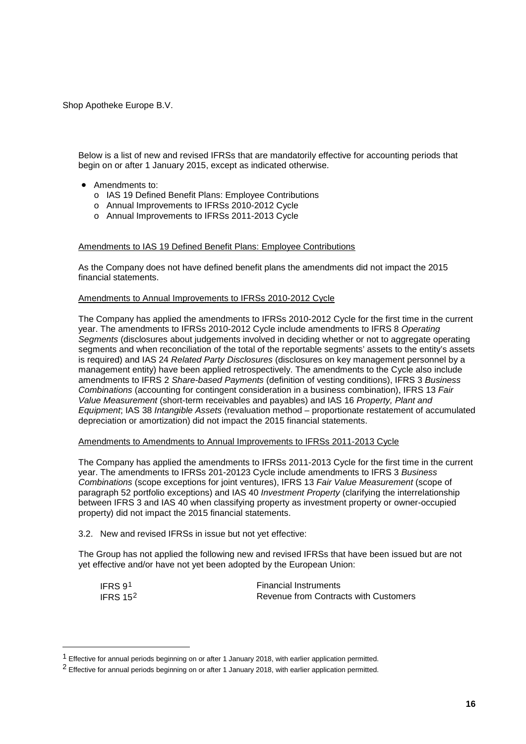Below is a list of new and revised IFRSs that are mandatorily effective for accounting periods that begin on or after 1 January 2015, except as indicated otherwise.

- Amendments to:
  - IAS 19 Defined Benefit Plans: Employee Contributions
  - Annual Improvements to IFRSs 2010-2012 Cycle
  - Annual Improvements to IFRSs 2011-2013 Cycle

Amendments to IAS 19 Defined Benefit Plans: Employee Contributions

As the Company does not have defined benefit plans the amendments did not impact the 2015 financial statements.

Amendments to Annual Improvements to IFRSs 2010-2012 Cycle

The Company has applied the amendments to IFRSs 2010-2012 Cycle for the first time in the current year. The amendments to IFRSs 2010-2012 Cycle include amendments to IFRS 8 *Operating Segments* (disclosures about judgements involved in deciding whether or not to aggregate operating segments and when reconciliation of the total of the reportable segments' assets to the entity's assets is required) and IAS 24 *Related Party Disclosures* (disclosures on key management personnel by a management entity) have been applied retrospectively. The amendments to the Cycle also include amendments to IFRS 2 *Share-based Payments* (definition of vesting conditions), IFRS 3 *Business Combinations* (accounting for contingent consideration in a business combination), IFRS 13 *Fair Value Measurement* (short-term receivables and payables) and IAS 16 *Property, Plant and Equipment*; IAS 38 *Intangible Assets* (revaluation method – proportionate restatement of accumulated depreciation or amortization) did not impact the 2015 financial statements.

Amendments to Amendments to Annual Improvements to IFRSs 2011-2013 Cycle

The Company has applied the amendments to IFRSs 2011-2013 Cycle for the first time in the current year. The amendments to IFRSs 201-20123 Cycle include amendments to IFRS 3 *Business Combinations* (scope exceptions for joint ventures), IFRS 13 *Fair Value Measurement* (scope of paragraph 52 portfolio exceptions) and IAS 40 *Investment Property* (clarifying the interrelationship between IFRS 3 and IAS 40 when classifying property as investment property or owner-occupied property) did not impact the 2015 financial statements.

3.2. New and revised IFRSs in issue but not yet effective:

The Group has not applied the following new and revised IFRSs that have been issued but are not yet effective and/or have not yet been adopted by the European Union:

| | |
|---|---|
| IFRS 9[1] | Financial Instruments |
| IFRS 15[2] | Revenue from Contracts with Customers |

[1] Effective for annual periods beginning on or after 1 January 2018, with earlier application permitted.

[2] Effective for annual periods beginning on or after 1 January 2018, with earlier application permitted.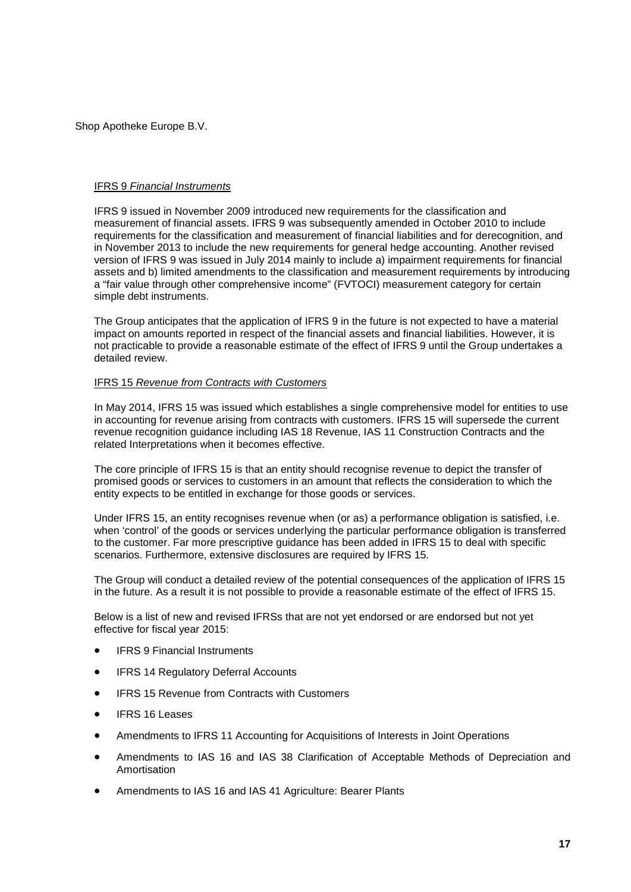IFRS 9 *Financial Instruments*

IFRS 9 issued in November 2009 introduced new requirements for the classification and measurement of financial assets. IFRS 9 was subsequently amended in October 2010 to include requirements for the classification and measurement of financial liabilities and for derecognition, and in November 2013 to include the new requirements for general hedge accounting. Another revised version of IFRS 9 was issued in July 2014 mainly to include a) impairment requirements for financial assets and b) limited amendments to the classification and measurement requirements by introducing a "fair value through other comprehensive income" (FVTOCI) measurement category for certain simple debt instruments.

The Group anticipates that the application of IFRS 9 in the future is not expected to have a material impact on amounts reported in respect of the financial assets and financial liabilities. However, it is not practicable to provide a reasonable estimate of the effect of IFRS 9 until the Group undertakes a detailed review.

IFRS 15 *Revenue from Contracts with Customers*

In May 2014, IFRS 15 was issued which establishes a single comprehensive model for entities to use in accounting for revenue arising from contracts with customers. IFRS 15 will supersede the current revenue recognition guidance including IAS 18 Revenue, IAS 11 Construction Contracts and the related Interpretations when it becomes effective.

The core principle of IFRS 15 is that an entity should recognise revenue to depict the transfer of promised goods or services to customers in an amount that reflects the consideration to which the entity expects to be entitled in exchange for those goods or services.

Under IFRS 15, an entity recognises revenue when (or as) a performance obligation is satisfied, i.e. when 'control' of the goods or services underlying the particular performance obligation is transferred to the customer. Far more prescriptive guidance has been added in IFRS 15 to deal with specific scenarios. Furthermore, extensive disclosures are required by IFRS 15.

The Group will conduct a detailed review of the potential consequences of the application of IFRS 15 in the future. As a result it is not possible to provide a reasonable estimate of the effect of IFRS 15.

Below is a list of new and revised IFRSs that are not yet endorsed or are endorsed but not yet effective for fiscal year 2015:

- IFRS 9 Financial Instruments
- IFRS 14 Regulatory Deferral Accounts
- IFRS 15 Revenue from Contracts with Customers
- IFRS 16 Leases
- Amendments to IFRS 11 Accounting for Acquisitions of Interests in Joint Operations
- Amendments to IAS 16 and IAS 38 Clarification of Acceptable Methods of Depreciation and Amortisation
- Amendments to IAS 16 and IAS 41 Agriculture: Bearer Plants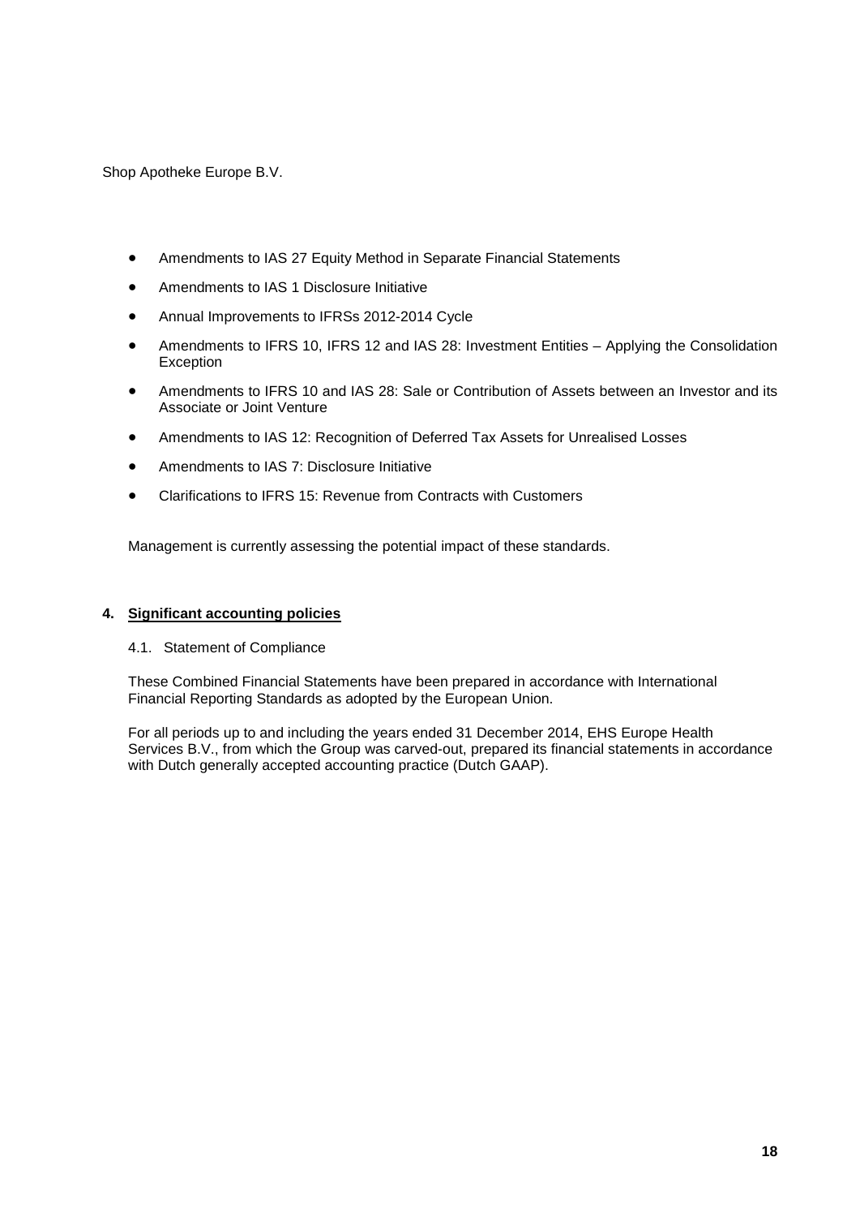- Amendments to IAS 27 Equity Method in Separate Financial Statements
- Amendments to IAS 1 Disclosure Initiative
- Annual Improvements to IFRSs 2012-2014 Cycle
- Amendments to IFRS 10, IFRS 12 and IAS 28: Investment Entities – Applying the Consolidation Exception
- Amendments to IFRS 10 and IAS 28: Sale or Contribution of Assets between an Investor and its Associate or Joint Venture
- Amendments to IAS 12: Recognition of Deferred Tax Assets for Unrealised Losses
- Amendments to IAS 7: Disclosure Initiative
- Clarifications to IFRS 15: Revenue from Contracts with Customers

Management is currently assessing the potential impact of these standards.

## 4. Significant accounting policies

### 4.1. Statement of Compliance

These Combined Financial Statements have been prepared in accordance with International Financial Reporting Standards as adopted by the European Union.

For all periods up to and including the years ended 31 December 2014, EHS Europe Health Services B.V., from which the Group was carved-out, prepared its financial statements in accordance with Dutch generally accepted accounting practice (Dutch GAAP).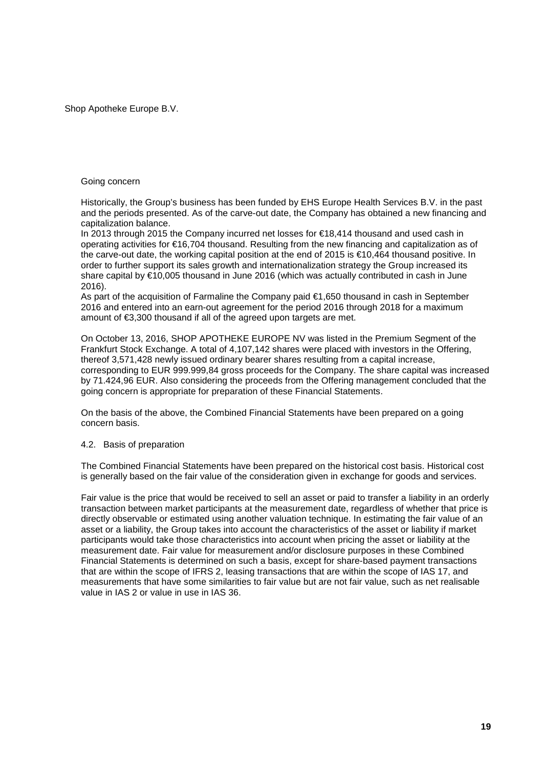Going concern

Historically, the Group's business has been funded by EHS Europe Health Services B.V. in the past and the periods presented. As of the carve-out date, the Company has obtained a new financing and capitalization balance.
In 2013 through 2015 the Company incurred net losses for €18,414 thousand and used cash in operating activities for €16,704 thousand. Resulting from the new financing and capitalization as of the carve-out date, the working capital position at the end of 2015 is €10,464 thousand positive. In order to further support its sales growth and internationalization strategy the Group increased its share capital by €10,005 thousand in June 2016 (which was actually contributed in cash in June 2016).
As part of the acquisition of Farmaline the Company paid €1,650 thousand in cash in September 2016 and entered into an earn-out agreement for the period 2016 through 2018 for a maximum amount of €3,300 thousand if all of the agreed upon targets are met.

On October 13, 2016, SHOP APOTHEKE EUROPE NV was listed in the Premium Segment of the Frankfurt Stock Exchange. A total of 4,107,142 shares were placed with investors in the Offering, thereof 3,571,428 newly issued ordinary bearer shares resulting from a capital increase, corresponding to EUR 999.999,84 gross proceeds for the Company. The share capital was increased by 71.424,96 EUR. Also considering the proceeds from the Offering management concluded that the going concern is appropriate for preparation of these Financial Statements.

On the basis of the above, the Combined Financial Statements have been prepared on a going concern basis.

## 4.2. Basis of preparation

The Combined Financial Statements have been prepared on the historical cost basis. Historical cost is generally based on the fair value of the consideration given in exchange for goods and services.

Fair value is the price that would be received to sell an asset or paid to transfer a liability in an orderly transaction between market participants at the measurement date, regardless of whether that price is directly observable or estimated using another valuation technique. In estimating the fair value of an asset or a liability, the Group takes into account the characteristics of the asset or liability if market participants would take those characteristics into account when pricing the asset or liability at the measurement date. Fair value for measurement and/or disclosure purposes in these Combined Financial Statements is determined on such a basis, except for share-based payment transactions that are within the scope of IFRS 2, leasing transactions that are within the scope of IAS 17, and measurements that have some similarities to fair value but are not fair value, such as net realisable value in IAS 2 or value in use in IAS 36.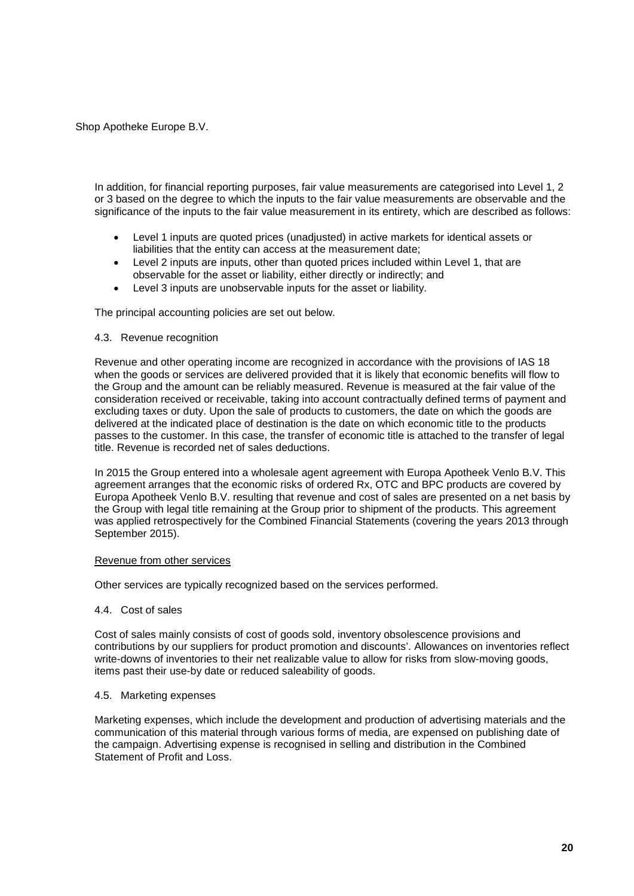In addition, for financial reporting purposes, fair value measurements are categorised into Level 1, 2 or 3 based on the degree to which the inputs to the fair value measurements are observable and the significance of the inputs to the fair value measurement in its entirety, which are described as follows:

- Level 1 inputs are quoted prices (unadjusted) in active markets for identical assets or liabilities that the entity can access at the measurement date;
- Level 2 inputs are inputs, other than quoted prices included within Level 1, that are observable for the asset or liability, either directly or indirectly; and
- Level 3 inputs are unobservable inputs for the asset or liability.

The principal accounting policies are set out below.

### 4.3. Revenue recognition

Revenue and other operating income are recognized in accordance with the provisions of IAS 18 when the goods or services are delivered provided that it is likely that economic benefits will flow to the Group and the amount can be reliably measured. Revenue is measured at the fair value of the consideration received or receivable, taking into account contractually defined terms of payment and excluding taxes or duty. Upon the sale of products to customers, the date on which the goods are delivered at the indicated place of destination is the date on which economic title to the products passes to the customer. In this case, the transfer of economic title is attached to the transfer of legal title. Revenue is recorded net of sales deductions.

In 2015 the Group entered into a wholesale agent agreement with Europa Apotheek Venlo B.V. This agreement arranges that the economic risks of ordered Rx, OTC and BPC products are covered by Europa Apotheek Venlo B.V. resulting that revenue and cost of sales are presented on a net basis by the Group with legal title remaining at the Group prior to shipment of the products. This agreement was applied retrospectively for the Combined Financial Statements (covering the years 2013 through September 2015).

Revenue from other services

Other services are typically recognized based on the services performed.

### 4.4. Cost of sales

Cost of sales mainly consists of cost of goods sold, inventory obsolescence provisions and contributions by our suppliers for product promotion and discounts'. Allowances on inventories reflect write-downs of inventories to their net realizable value to allow for risks from slow-moving goods, items past their use-by date or reduced saleability of goods.

### 4.5. Marketing expenses

Marketing expenses, which include the development and production of advertising materials and the communication of this material through various forms of media, are expensed on publishing date of the campaign. Advertising expense is recognised in selling and distribution in the Combined Statement of Profit and Loss.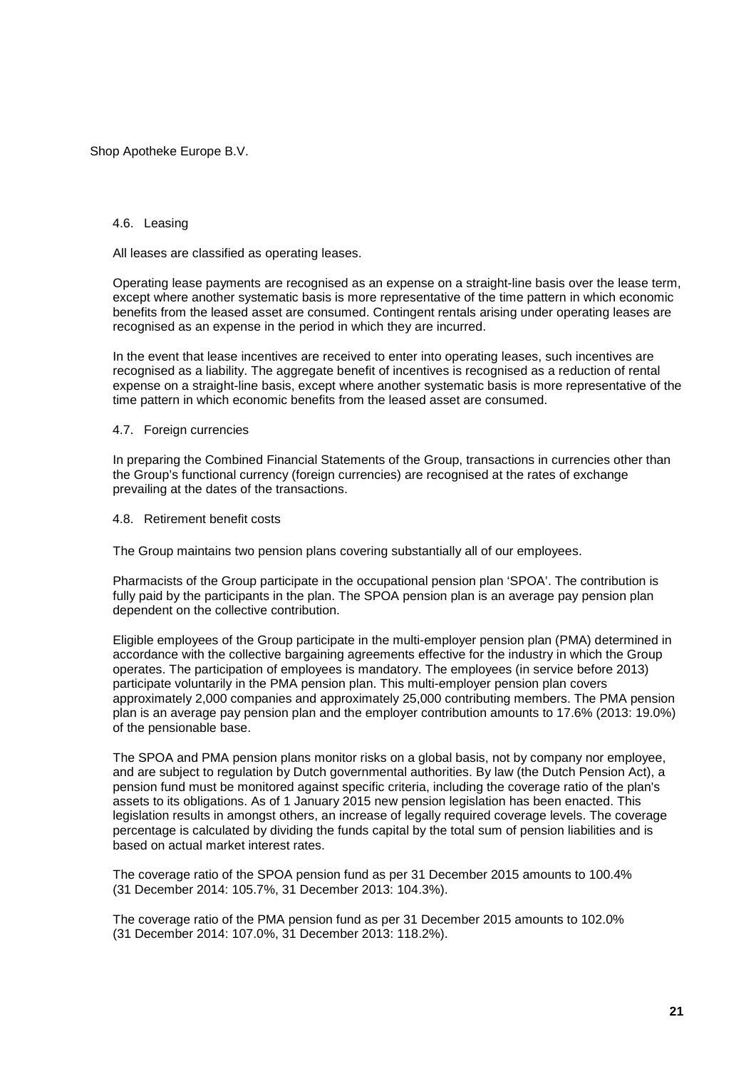### 4.6. Leasing

All leases are classified as operating leases.

Operating lease payments are recognised as an expense on a straight-line basis over the lease term, except where another systematic basis is more representative of the time pattern in which economic benefits from the leased asset are consumed. Contingent rentals arising under operating leases are recognised as an expense in the period in which they are incurred.

In the event that lease incentives are received to enter into operating leases, such incentives are recognised as a liability. The aggregate benefit of incentives is recognised as a reduction of rental expense on a straight-line basis, except where another systematic basis is more representative of the time pattern in which economic benefits from the leased asset are consumed.

### 4.7. Foreign currencies

In preparing the Combined Financial Statements of the Group, transactions in currencies other than the Group's functional currency (foreign currencies) are recognised at the rates of exchange prevailing at the dates of the transactions.

### 4.8. Retirement benefit costs

The Group maintains two pension plans covering substantially all of our employees.

Pharmacists of the Group participate in the occupational pension plan 'SPOA'. The contribution is fully paid by the participants in the plan. The SPOA pension plan is an average pay pension plan dependent on the collective contribution.

Eligible employees of the Group participate in the multi-employer pension plan (PMA) determined in accordance with the collective bargaining agreements effective for the industry in which the Group operates. The participation of employees is mandatory. The employees (in service before 2013) participate voluntarily in the PMA pension plan. This multi-employer pension plan covers approximately 2,000 companies and approximately 25,000 contributing members. The PMA pension plan is an average pay pension plan and the employer contribution amounts to 17.6% (2013: 19.0%) of the pensionable base.

The SPOA and PMA pension plans monitor risks on a global basis, not by company nor employee, and are subject to regulation by Dutch governmental authorities. By law (the Dutch Pension Act), a pension fund must be monitored against specific criteria, including the coverage ratio of the plan's assets to its obligations. As of 1 January 2015 new pension legislation has been enacted. This legislation results in amongst others, an increase of legally required coverage levels. The coverage percentage is calculated by dividing the funds capital by the total sum of pension liabilities and is based on actual market interest rates.

The coverage ratio of the SPOA pension fund as per 31 December 2015 amounts to 100.4% (31 December 2014: 105.7%, 31 December 2013: 104.3%).

The coverage ratio of the PMA pension fund as per 31 December 2015 amounts to 102.0% (31 December 2014: 107.0%, 31 December 2013: 118.2%).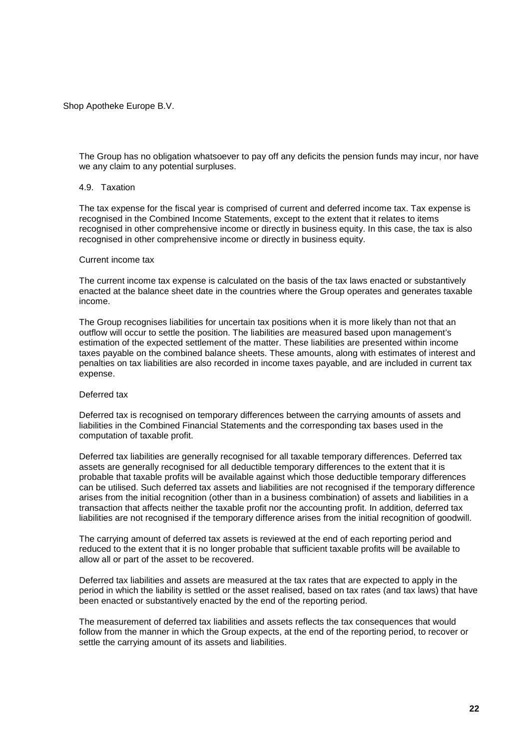The Group has no obligation whatsoever to pay off any deficits the pension funds may incur, nor have we any claim to any potential surpluses.

### 4.9. Taxation

The tax expense for the fiscal year is comprised of current and deferred income tax. Tax expense is recognised in the Combined Income Statements, except to the extent that it relates to items recognised in other comprehensive income or directly in business equity. In this case, the tax is also recognised in other comprehensive income or directly in business equity.

#### Current income tax

The current income tax expense is calculated on the basis of the tax laws enacted or substantively enacted at the balance sheet date in the countries where the Group operates and generates taxable income.

The Group recognises liabilities for uncertain tax positions when it is more likely than not that an outflow will occur to settle the position. The liabilities are measured based upon management's estimation of the expected settlement of the matter. These liabilities are presented within income taxes payable on the combined balance sheets. These amounts, along with estimates of interest and penalties on tax liabilities are also recorded in income taxes payable, and are included in current tax expense.

#### Deferred tax

Deferred tax is recognised on temporary differences between the carrying amounts of assets and liabilities in the Combined Financial Statements and the corresponding tax bases used in the computation of taxable profit.

Deferred tax liabilities are generally recognised for all taxable temporary differences. Deferred tax assets are generally recognised for all deductible temporary differences to the extent that it is probable that taxable profits will be available against which those deductible temporary differences can be utilised. Such deferred tax assets and liabilities are not recognised if the temporary difference arises from the initial recognition (other than in a business combination) of assets and liabilities in a transaction that affects neither the taxable profit nor the accounting profit. In addition, deferred tax liabilities are not recognised if the temporary difference arises from the initial recognition of goodwill.

The carrying amount of deferred tax assets is reviewed at the end of each reporting period and reduced to the extent that it is no longer probable that sufficient taxable profits will be available to allow all or part of the asset to be recovered.

Deferred tax liabilities and assets are measured at the tax rates that are expected to apply in the period in which the liability is settled or the asset realised, based on tax rates (and tax laws) that have been enacted or substantively enacted by the end of the reporting period.

The measurement of deferred tax liabilities and assets reflects the tax consequences that would follow from the manner in which the Group expects, at the end of the reporting period, to recover or settle the carrying amount of its assets and liabilities.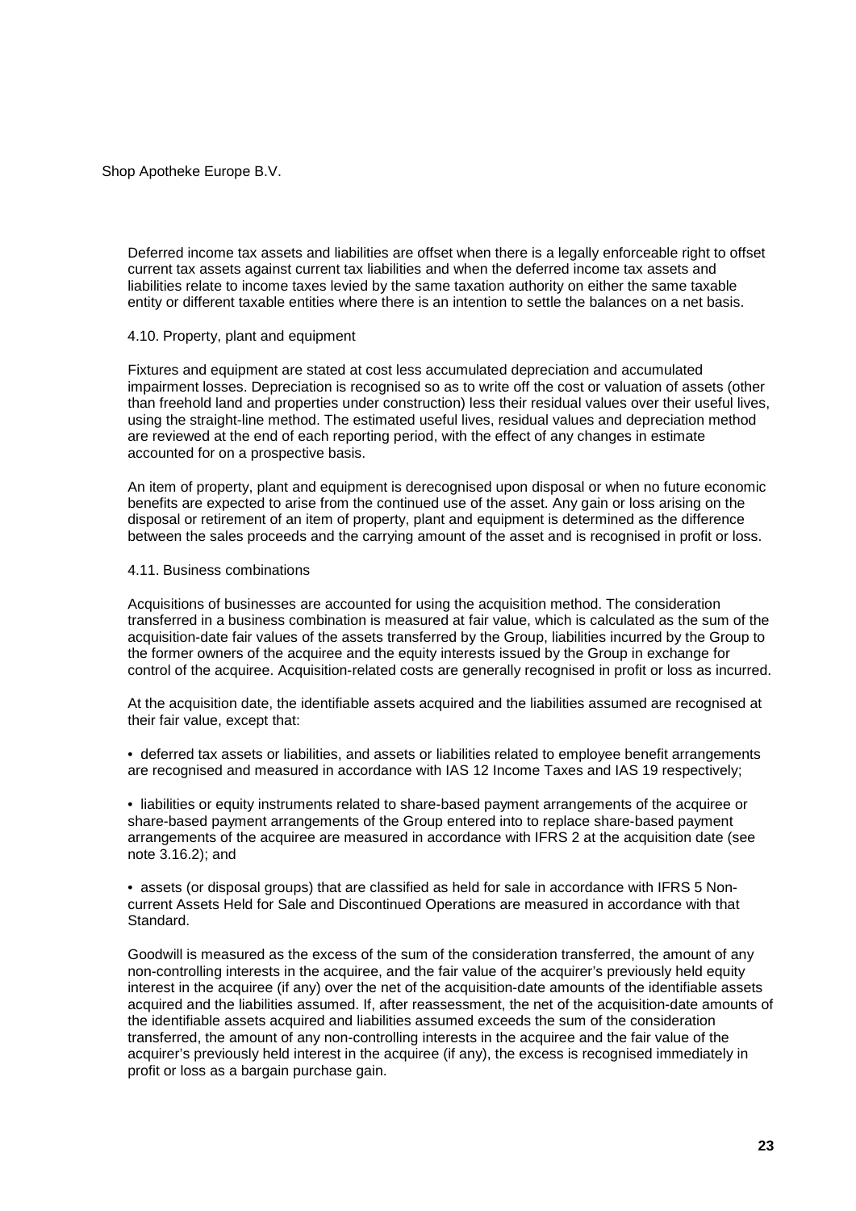Deferred income tax assets and liabilities are offset when there is a legally enforceable right to offset current tax assets against current tax liabilities and when the deferred income tax assets and liabilities relate to income taxes levied by the same taxation authority on either the same taxable entity or different taxable entities where there is an intention to settle the balances on a net basis.

### 4.10. Property, plant and equipment

Fixtures and equipment are stated at cost less accumulated depreciation and accumulated impairment losses. Depreciation is recognised so as to write off the cost or valuation of assets (other than freehold land and properties under construction) less their residual values over their useful lives, using the straight-line method. The estimated useful lives, residual values and depreciation method are reviewed at the end of each reporting period, with the effect of any changes in estimate accounted for on a prospective basis.

An item of property, plant and equipment is derecognised upon disposal or when no future economic benefits are expected to arise from the continued use of the asset. Any gain or loss arising on the disposal or retirement of an item of property, plant and equipment is determined as the difference between the sales proceeds and the carrying amount of the asset and is recognised in profit or loss.

### 4.11. Business combinations

Acquisitions of businesses are accounted for using the acquisition method. The consideration transferred in a business combination is measured at fair value, which is calculated as the sum of the acquisition-date fair values of the assets transferred by the Group, liabilities incurred by the Group to the former owners of the acquiree and the equity interests issued by the Group in exchange for control of the acquiree. Acquisition-related costs are generally recognised in profit or loss as incurred.

At the acquisition date, the identifiable assets acquired and the liabilities assumed are recognised at their fair value, except that:

- deferred tax assets or liabilities, and assets or liabilities related to employee benefit arrangements are recognised and measured in accordance with IAS 12 Income Taxes and IAS 19 respectively;

- liabilities or equity instruments related to share-based payment arrangements of the acquiree or share-based payment arrangements of the Group entered into to replace share-based payment arrangements of the acquiree are measured in accordance with IFRS 2 at the acquisition date (see note 3.16.2); and

- assets (or disposal groups) that are classified as held for sale in accordance with IFRS 5 Non-current Assets Held for Sale and Discontinued Operations are measured in accordance with that Standard.

Goodwill is measured as the excess of the sum of the consideration transferred, the amount of any non-controlling interests in the acquiree, and the fair value of the acquirer's previously held equity interest in the acquiree (if any) over the net of the acquisition-date amounts of the identifiable assets acquired and the liabilities assumed. If, after reassessment, the net of the acquisition-date amounts of the identifiable assets acquired and liabilities assumed exceeds the sum of the consideration transferred, the amount of any non-controlling interests in the acquiree and the fair value of the acquirer's previously held interest in the acquiree (if any), the excess is recognised immediately in profit or loss as a bargain purchase gain.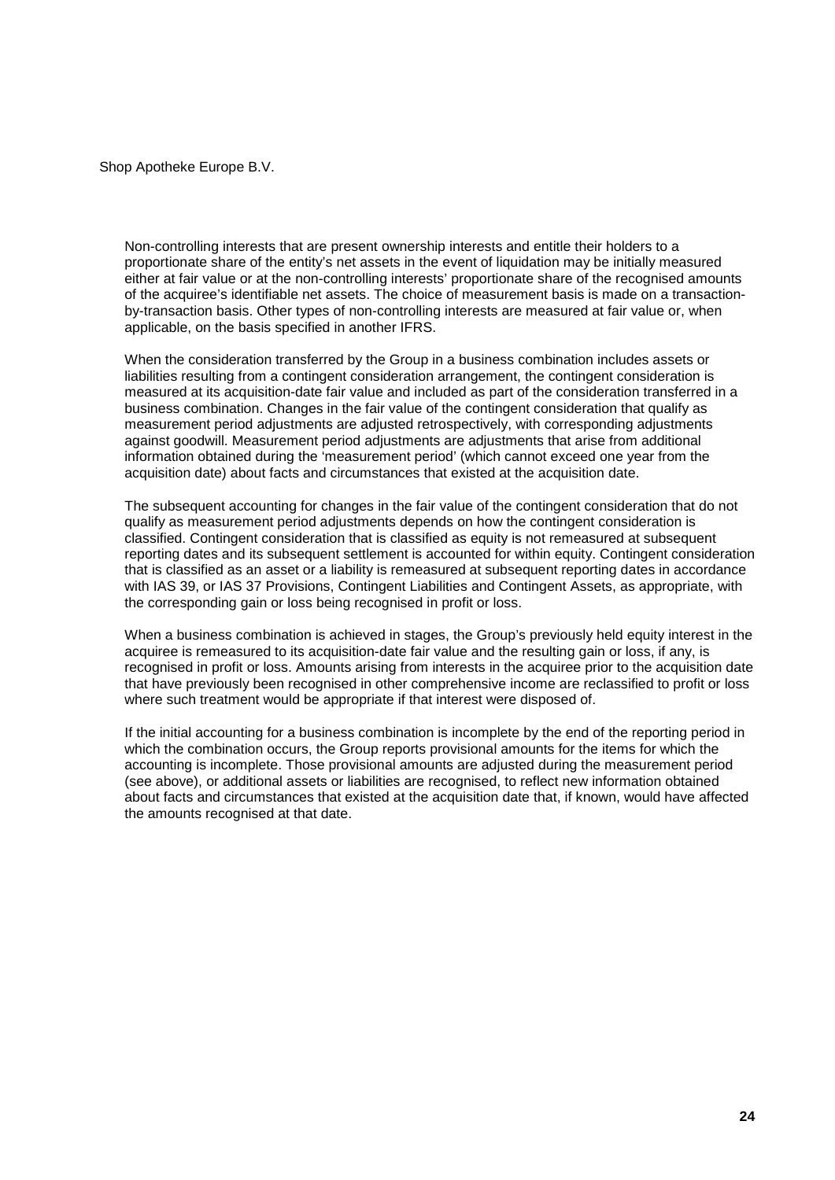Non-controlling interests that are present ownership interests and entitle their holders to a proportionate share of the entity's net assets in the event of liquidation may be initially measured either at fair value or at the non-controlling interests' proportionate share of the recognised amounts of the acquiree's identifiable net assets. The choice of measurement basis is made on a transaction-by-transaction basis. Other types of non-controlling interests are measured at fair value or, when applicable, on the basis specified in another IFRS.

When the consideration transferred by the Group in a business combination includes assets or liabilities resulting from a contingent consideration arrangement, the contingent consideration is measured at its acquisition-date fair value and included as part of the consideration transferred in a business combination. Changes in the fair value of the contingent consideration that qualify as measurement period adjustments are adjusted retrospectively, with corresponding adjustments against goodwill. Measurement period adjustments are adjustments that arise from additional information obtained during the 'measurement period' (which cannot exceed one year from the acquisition date) about facts and circumstances that existed at the acquisition date.

The subsequent accounting for changes in the fair value of the contingent consideration that do not qualify as measurement period adjustments depends on how the contingent consideration is classified. Contingent consideration that is classified as equity is not remeasured at subsequent reporting dates and its subsequent settlement is accounted for within equity. Contingent consideration that is classified as an asset or a liability is remeasured at subsequent reporting dates in accordance with IAS 39, or IAS 37 Provisions, Contingent Liabilities and Contingent Assets, as appropriate, with the corresponding gain or loss being recognised in profit or loss.

When a business combination is achieved in stages, the Group's previously held equity interest in the acquiree is remeasured to its acquisition-date fair value and the resulting gain or loss, if any, is recognised in profit or loss. Amounts arising from interests in the acquiree prior to the acquisition date that have previously been recognised in other comprehensive income are reclassified to profit or loss where such treatment would be appropriate if that interest were disposed of.

If the initial accounting for a business combination is incomplete by the end of the reporting period in which the combination occurs, the Group reports provisional amounts for the items for which the accounting is incomplete. Those provisional amounts are adjusted during the measurement period (see above), or additional assets or liabilities are recognised, to reflect new information obtained about facts and circumstances that existed at the acquisition date that, if known, would have affected the amounts recognised at that date.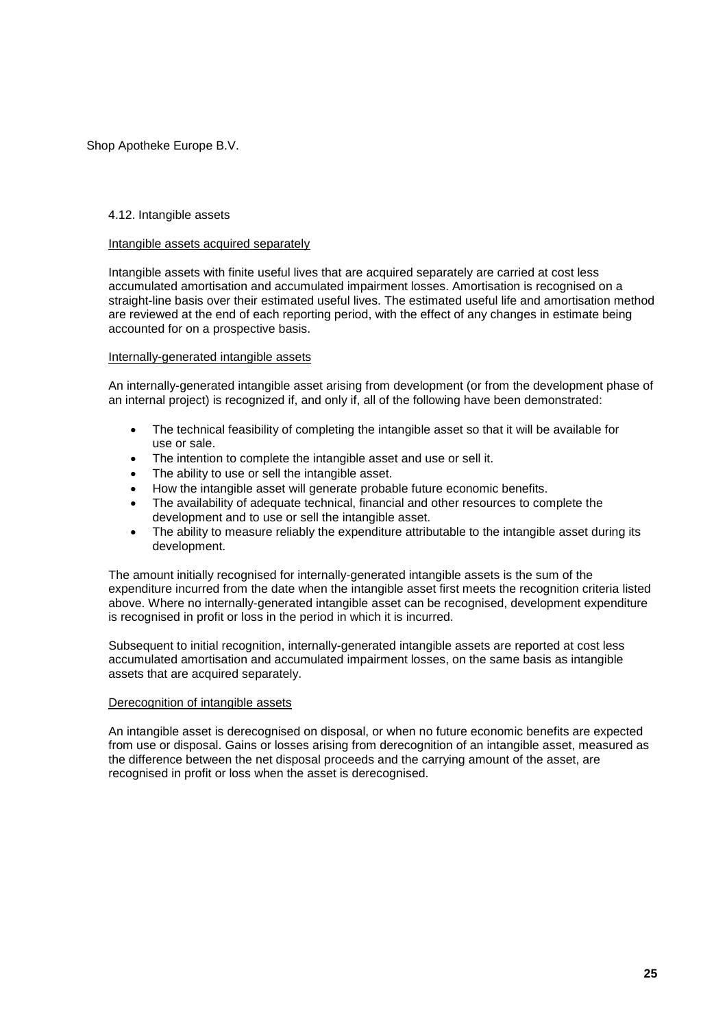#### 4.12. Intangible assets

Intangible assets acquired separately

Intangible assets with finite useful lives that are acquired separately are carried at cost less accumulated amortisation and accumulated impairment losses. Amortisation is recognised on a straight-line basis over their estimated useful lives. The estimated useful life and amortisation method are reviewed at the end of each reporting period, with the effect of any changes in estimate being accounted for on a prospective basis.

Internally-generated intangible assets

An internally-generated intangible asset arising from development (or from the development phase of an internal project) is recognized if, and only if, all of the following have been demonstrated:

- The technical feasibility of completing the intangible asset so that it will be available for use or sale.
- The intention to complete the intangible asset and use or sell it.
- The ability to use or sell the intangible asset.
- How the intangible asset will generate probable future economic benefits.
- The availability of adequate technical, financial and other resources to complete the development and to use or sell the intangible asset.
- The ability to measure reliably the expenditure attributable to the intangible asset during its development.

The amount initially recognised for internally-generated intangible assets is the sum of the expenditure incurred from the date when the intangible asset first meets the recognition criteria listed above. Where no internally-generated intangible asset can be recognised, development expenditure is recognised in profit or loss in the period in which it is incurred.

Subsequent to initial recognition, internally-generated intangible assets are reported at cost less accumulated amortisation and accumulated impairment losses, on the same basis as intangible assets that are acquired separately.

Derecognition of intangible assets

An intangible asset is derecognised on disposal, or when no future economic benefits are expected from use or disposal. Gains or losses arising from derecognition of an intangible asset, measured as the difference between the net disposal proceeds and the carrying amount of the asset, are recognised in profit or loss when the asset is derecognised.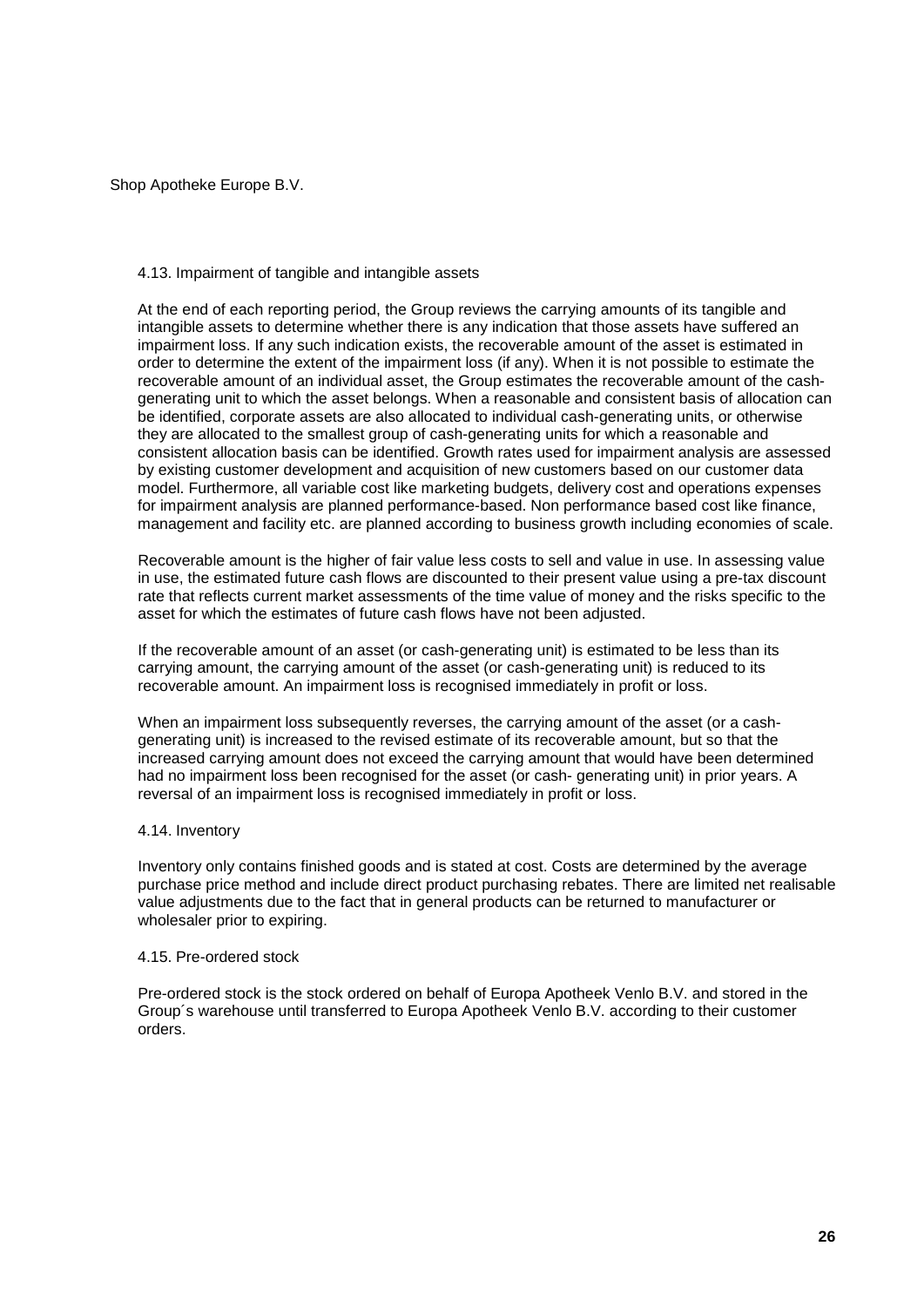#### 4.13. Impairment of tangible and intangible assets

At the end of each reporting period, the Group reviews the carrying amounts of its tangible and intangible assets to determine whether there is any indication that those assets have suffered an impairment loss. If any such indication exists, the recoverable amount of the asset is estimated in order to determine the extent of the impairment loss (if any). When it is not possible to estimate the recoverable amount of an individual asset, the Group estimates the recoverable amount of the cash-generating unit to which the asset belongs. When a reasonable and consistent basis of allocation can be identified, corporate assets are also allocated to individual cash-generating units, or otherwise they are allocated to the smallest group of cash-generating units for which a reasonable and consistent allocation basis can be identified. Growth rates used for impairment analysis are assessed by existing customer development and acquisition of new customers based on our customer data model. Furthermore, all variable cost like marketing budgets, delivery cost and operations expenses for impairment analysis are planned performance-based. Non performance based cost like finance, management and facility etc. are planned according to business growth including economies of scale.

Recoverable amount is the higher of fair value less costs to sell and value in use. In assessing value in use, the estimated future cash flows are discounted to their present value using a pre-tax discount rate that reflects current market assessments of the time value of money and the risks specific to the asset for which the estimates of future cash flows have not been adjusted.

If the recoverable amount of an asset (or cash-generating unit) is estimated to be less than its carrying amount, the carrying amount of the asset (or cash-generating unit) is reduced to its recoverable amount. An impairment loss is recognised immediately in profit or loss.

When an impairment loss subsequently reverses, the carrying amount of the asset (or a cash-generating unit) is increased to the revised estimate of its recoverable amount, but so that the increased carrying amount does not exceed the carrying amount that would have been determined had no impairment loss been recognised for the asset (or cash- generating unit) in prior years. A reversal of an impairment loss is recognised immediately in profit or loss.

#### 4.14. Inventory

Inventory only contains finished goods and is stated at cost. Costs are determined by the average purchase price method and include direct product purchasing rebates. There are limited net realisable value adjustments due to the fact that in general products can be returned to manufacturer or wholesaler prior to expiring.

#### 4.15. Pre-ordered stock

Pre-ordered stock is the stock ordered on behalf of Europa Apotheek Venlo B.V. and stored in the Group´s warehouse until transferred to Europa Apotheek Venlo B.V. according to their customer orders.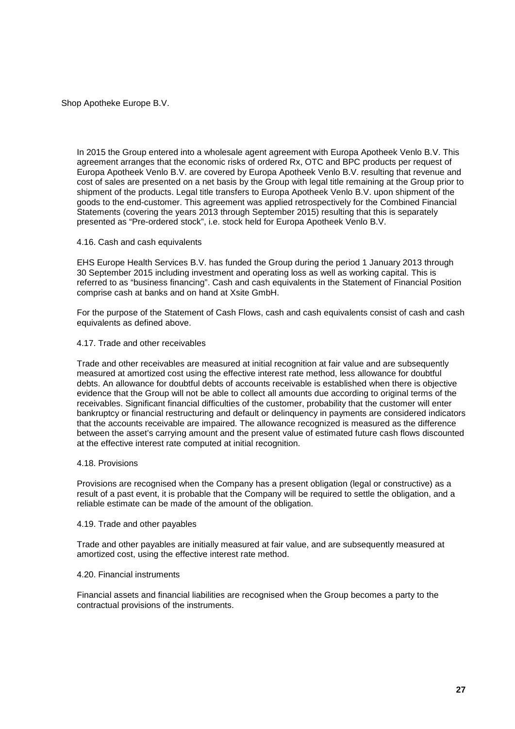In 2015 the Group entered into a wholesale agent agreement with Europa Apotheek Venlo B.V. This agreement arranges that the economic risks of ordered Rx, OTC and BPC products per request of Europa Apotheek Venlo B.V. are covered by Europa Apotheek Venlo B.V. resulting that revenue and cost of sales are presented on a net basis by the Group with legal title remaining at the Group prior to shipment of the products. Legal title transfers to Europa Apotheek Venlo B.V. upon shipment of the goods to the end-customer. This agreement was applied retrospectively for the Combined Financial Statements (covering the years 2013 through September 2015) resulting that this is separately presented as "Pre-ordered stock", i.e. stock held for Europa Apotheek Venlo B.V.

### 4.16. Cash and cash equivalents

EHS Europe Health Services B.V. has funded the Group during the period 1 January 2013 through 30 September 2015 including investment and operating loss as well as working capital. This is referred to as "business financing". Cash and cash equivalents in the Statement of Financial Position comprise cash at banks and on hand at Xsite GmbH.

For the purpose of the Statement of Cash Flows, cash and cash equivalents consist of cash and cash equivalents as defined above.

### 4.17. Trade and other receivables

Trade and other receivables are measured at initial recognition at fair value and are subsequently measured at amortized cost using the effective interest rate method, less allowance for doubtful debts. An allowance for doubtful debts of accounts receivable is established when there is objective evidence that the Group will not be able to collect all amounts due according to original terms of the receivables. Significant financial difficulties of the customer, probability that the customer will enter bankruptcy or financial restructuring and default or delinquency in payments are considered indicators that the accounts receivable are impaired. The allowance recognized is measured as the difference between the asset's carrying amount and the present value of estimated future cash flows discounted at the effective interest rate computed at initial recognition.

### 4.18. Provisions

Provisions are recognised when the Company has a present obligation (legal or constructive) as a result of a past event, it is probable that the Company will be required to settle the obligation, and a reliable estimate can be made of the amount of the obligation.

### 4.19. Trade and other payables

Trade and other payables are initially measured at fair value, and are subsequently measured at amortized cost, using the effective interest rate method.

### 4.20. Financial instruments

Financial assets and financial liabilities are recognised when the Group becomes a party to the contractual provisions of the instruments.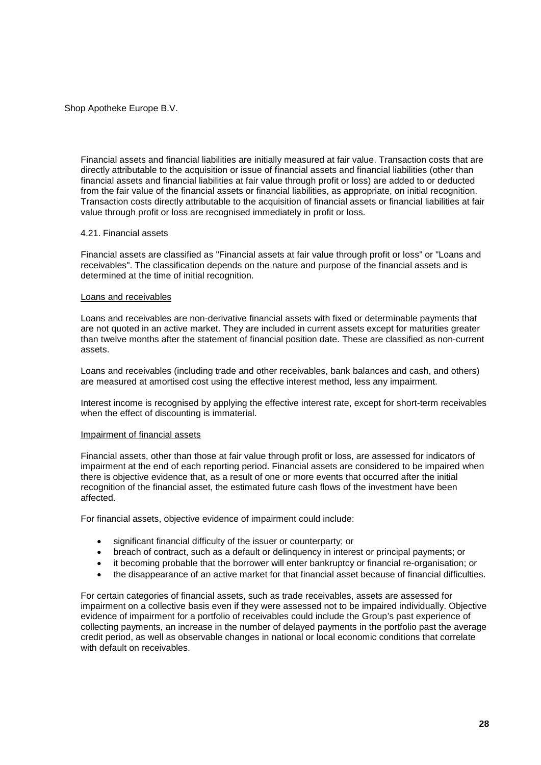Financial assets and financial liabilities are initially measured at fair value. Transaction costs that are directly attributable to the acquisition or issue of financial assets and financial liabilities (other than financial assets and financial liabilities at fair value through profit or loss) are added to or deducted from the fair value of the financial assets or financial liabilities, as appropriate, on initial recognition. Transaction costs directly attributable to the acquisition of financial assets or financial liabilities at fair value through profit or loss are recognised immediately in profit or loss.

### 4.21. Financial assets

Financial assets are classified as "Financial assets at fair value through profit or loss" or "Loans and receivables". The classification depends on the nature and purpose of the financial assets and is determined at the time of initial recognition.

#### Loans and receivables

Loans and receivables are non-derivative financial assets with fixed or determinable payments that are not quoted in an active market. They are included in current assets except for maturities greater than twelve months after the statement of financial position date. These are classified as non-current assets.

Loans and receivables (including trade and other receivables, bank balances and cash, and others) are measured at amortised cost using the effective interest method, less any impairment.

Interest income is recognised by applying the effective interest rate, except for short-term receivables when the effect of discounting is immaterial.

#### Impairment of financial assets

Financial assets, other than those at fair value through profit or loss, are assessed for indicators of impairment at the end of each reporting period. Financial assets are considered to be impaired when there is objective evidence that, as a result of one or more events that occurred after the initial recognition of the financial asset, the estimated future cash flows of the investment have been affected.

For financial assets, objective evidence of impairment could include:

- significant financial difficulty of the issuer or counterparty; or
- breach of contract, such as a default or delinquency in interest or principal payments; or
- it becoming probable that the borrower will enter bankruptcy or financial re-organisation; or
- the disappearance of an active market for that financial asset because of financial difficulties.

For certain categories of financial assets, such as trade receivables, assets are assessed for impairment on a collective basis even if they were assessed not to be impaired individually. Objective evidence of impairment for a portfolio of receivables could include the Group's past experience of collecting payments, an increase in the number of delayed payments in the portfolio past the average credit period, as well as observable changes in national or local economic conditions that correlate with default on receivables.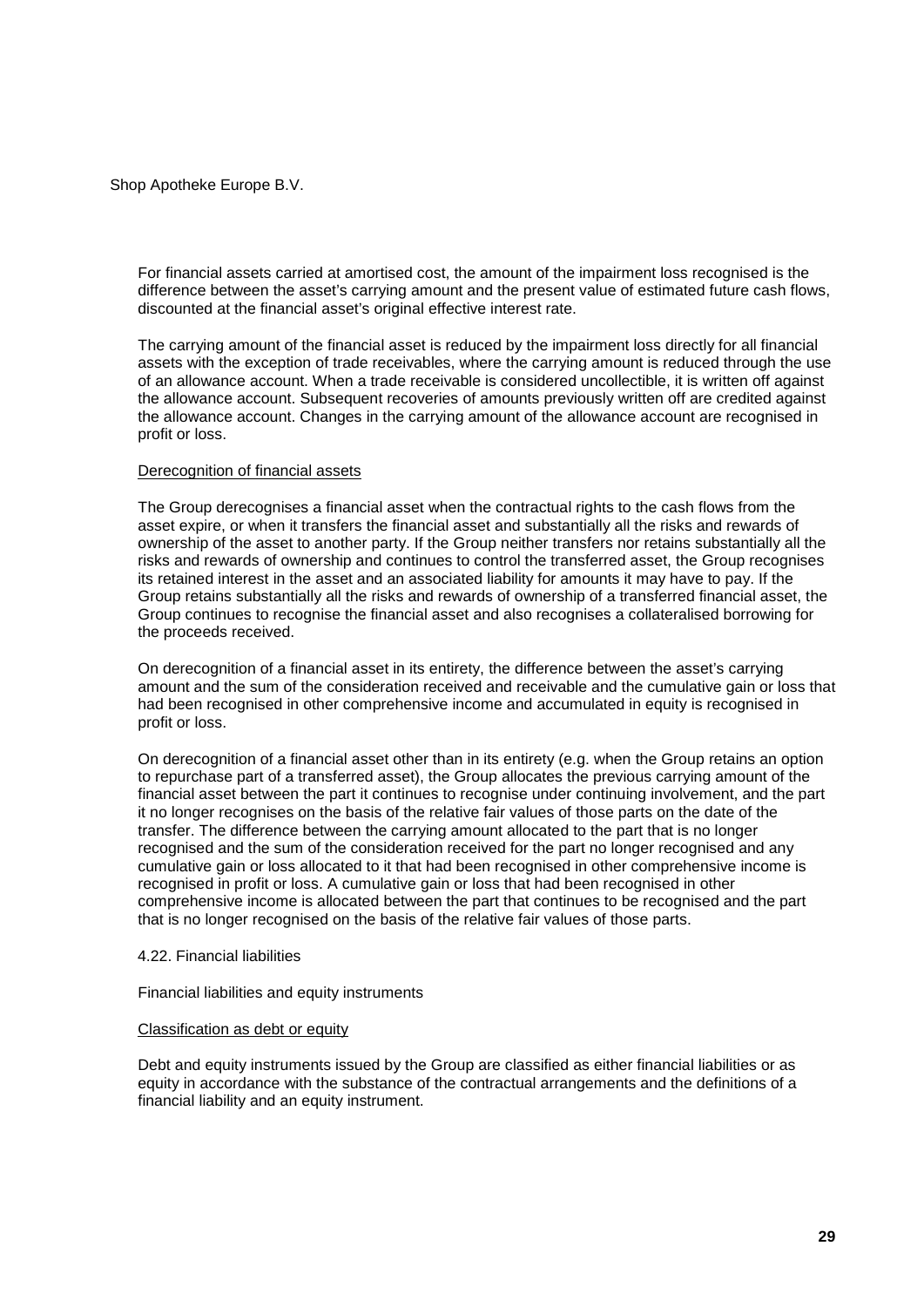For financial assets carried at amortised cost, the amount of the impairment loss recognised is the difference between the asset's carrying amount and the present value of estimated future cash flows, discounted at the financial asset's original effective interest rate.

The carrying amount of the financial asset is reduced by the impairment loss directly for all financial assets with the exception of trade receivables, where the carrying amount is reduced through the use of an allowance account. When a trade receivable is considered uncollectible, it is written off against the allowance account. Subsequent recoveries of amounts previously written off are credited against the allowance account. Changes in the carrying amount of the allowance account are recognised in profit or loss.

Derecognition of financial assets

The Group derecognises a financial asset when the contractual rights to the cash flows from the asset expire, or when it transfers the financial asset and substantially all the risks and rewards of ownership of the asset to another party. If the Group neither transfers nor retains substantially all the risks and rewards of ownership and continues to control the transferred asset, the Group recognises its retained interest in the asset and an associated liability for amounts it may have to pay. If the Group retains substantially all the risks and rewards of ownership of a transferred financial asset, the Group continues to recognise the financial asset and also recognises a collateralised borrowing for the proceeds received.

On derecognition of a financial asset in its entirety, the difference between the asset's carrying amount and the sum of the consideration received and receivable and the cumulative gain or loss that had been recognised in other comprehensive income and accumulated in equity is recognised in profit or loss.

On derecognition of a financial asset other than in its entirety (e.g. when the Group retains an option to repurchase part of a transferred asset), the Group allocates the previous carrying amount of the financial asset between the part it continues to recognise under continuing involvement, and the part it no longer recognises on the basis of the relative fair values of those parts on the date of the transfer. The difference between the carrying amount allocated to the part that is no longer recognised and the sum of the consideration received for the part no longer recognised and any cumulative gain or loss allocated to it that had been recognised in other comprehensive income is recognised in profit or loss. A cumulative gain or loss that had been recognised in other comprehensive income is allocated between the part that continues to be recognised and the part that is no longer recognised on the basis of the relative fair values of those parts.

4.22. Financial liabilities

Financial liabilities and equity instruments

Classification as debt or equity

Debt and equity instruments issued by the Group are classified as either financial liabilities or as equity in accordance with the substance of the contractual arrangements and the definitions of a financial liability and an equity instrument.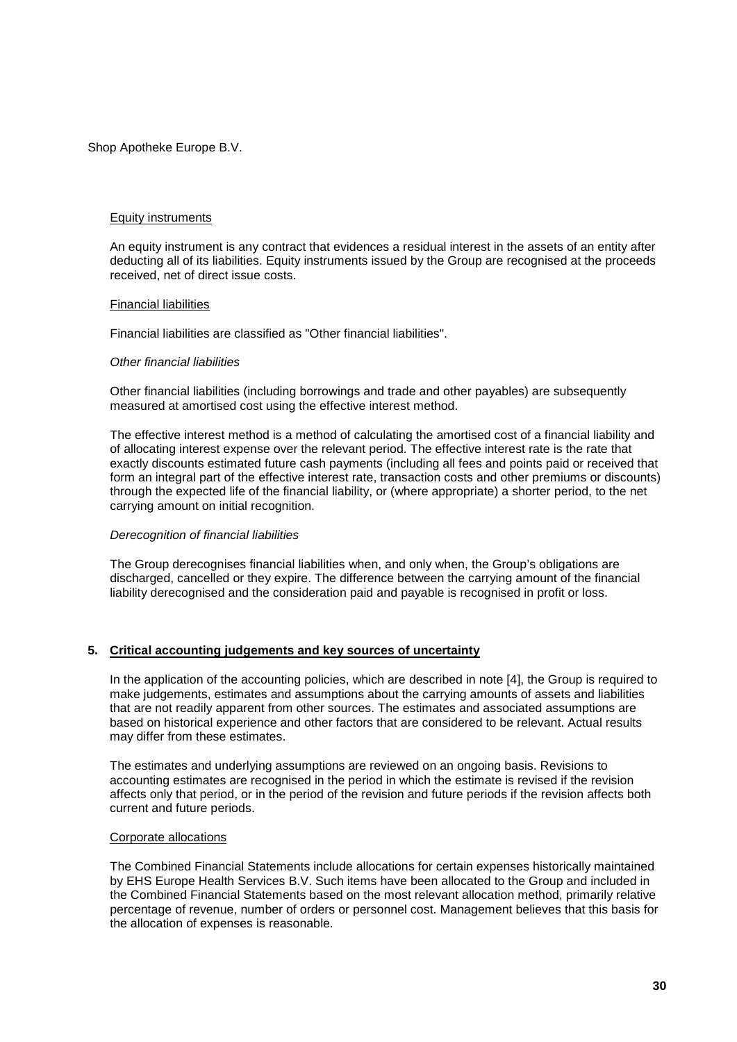#### Equity instruments

An equity instrument is any contract that evidences a residual interest in the assets of an entity after deducting all of its liabilities. Equity instruments issued by the Group are recognised at the proceeds received, net of direct issue costs.

#### Financial liabilities

Financial liabilities are classified as "Other financial liabilities".

*Other financial liabilities*

Other financial liabilities (including borrowings and trade and other payables) are subsequently measured at amortised cost using the effective interest method.

The effective interest method is a method of calculating the amortised cost of a financial liability and of allocating interest expense over the relevant period. The effective interest rate is the rate that exactly discounts estimated future cash payments (including all fees and points paid or received that form an integral part of the effective interest rate, transaction costs and other premiums or discounts) through the expected life of the financial liability, or (where appropriate) a shorter period, to the net carrying amount on initial recognition.

*Derecognition of financial liabilities*

The Group derecognises financial liabilities when, and only when, the Group's obligations are discharged, cancelled or they expire. The difference between the carrying amount of the financial liability derecognised and the consideration paid and payable is recognised in profit or loss.

## 5. Critical accounting judgements and key sources of uncertainty

In the application of the accounting policies, which are described in note [4], the Group is required to make judgements, estimates and assumptions about the carrying amounts of assets and liabilities that are not readily apparent from other sources. The estimates and associated assumptions are based on historical experience and other factors that are considered to be relevant. Actual results may differ from these estimates.

The estimates and underlying assumptions are reviewed on an ongoing basis. Revisions to accounting estimates are recognised in the period in which the estimate is revised if the revision affects only that period, or in the period of the revision and future periods if the revision affects both current and future periods.

#### Corporate allocations

The Combined Financial Statements include allocations for certain expenses historically maintained by EHS Europe Health Services B.V. Such items have been allocated to the Group and included in the Combined Financial Statements based on the most relevant allocation method, primarily relative percentage of revenue, number of orders or personnel cost. Management believes that this basis for the allocation of expenses is reasonable.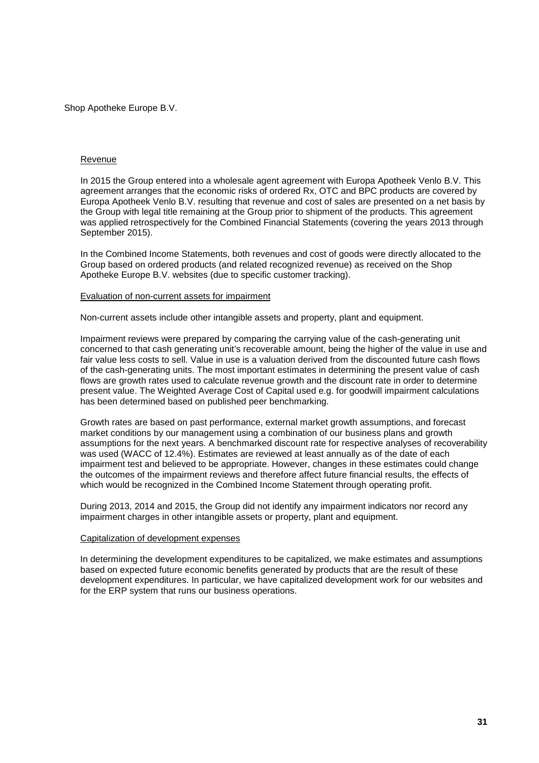Shop Apotheke Europe B.V.

Revenue

In 2015 the Group entered into a wholesale agent agreement with Europa Apotheek Venlo B.V. This agreement arranges that the economic risks of ordered Rx, OTC and BPC products are covered by Europa Apotheek Venlo B.V. resulting that revenue and cost of sales are presented on a net basis by the Group with legal title remaining at the Group prior to shipment of the products. This agreement was applied retrospectively for the Combined Financial Statements (covering the years 2013 through September 2015).

In the Combined Income Statements, both revenues and cost of goods were directly allocated to the Group based on ordered products (and related recognized revenue) as received on the Shop Apotheke Europe B.V. websites (due to specific customer tracking).

Evaluation of non-current assets for impairment

Non-current assets include other intangible assets and property, plant and equipment.

Impairment reviews were prepared by comparing the carrying value of the cash-generating unit concerned to that cash generating unit's recoverable amount, being the higher of the value in use and fair value less costs to sell. Value in use is a valuation derived from the discounted future cash flows of the cash-generating units. The most important estimates in determining the present value of cash flows are growth rates used to calculate revenue growth and the discount rate in order to determine present value. The Weighted Average Cost of Capital used e.g. for goodwill impairment calculations has been determined based on published peer benchmarking.

Growth rates are based on past performance, external market growth assumptions, and forecast market conditions by our management using a combination of our business plans and growth assumptions for the next years. A benchmarked discount rate for respective analyses of recoverability was used (WACC of 12.4%). Estimates are reviewed at least annually as of the date of each impairment test and believed to be appropriate. However, changes in these estimates could change the outcomes of the impairment reviews and therefore affect future financial results, the effects of which would be recognized in the Combined Income Statement through operating profit.

During 2013, 2014 and 2015, the Group did not identify any impairment indicators nor record any impairment charges in other intangible assets or property, plant and equipment.

Capitalization of development expenses

In determining the development expenditures to be capitalized, we make estimates and assumptions based on expected future economic benefits generated by products that are the result of these development expenditures. In particular, we have capitalized development work for our websites and for the ERP system that runs our business operations.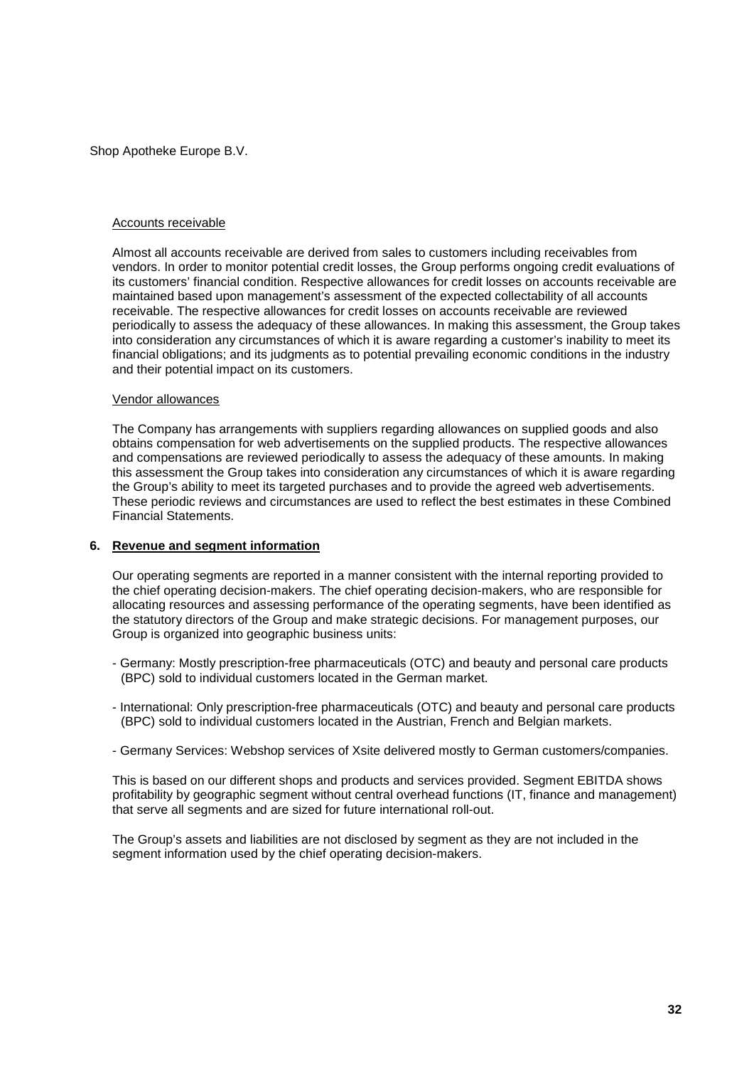Accounts receivable

Almost all accounts receivable are derived from sales to customers including receivables from vendors. In order to monitor potential credit losses, the Group performs ongoing credit evaluations of its customers' financial condition. Respective allowances for credit losses on accounts receivable are maintained based upon management's assessment of the expected collectability of all accounts receivable. The respective allowances for credit losses on accounts receivable are reviewed periodically to assess the adequacy of these allowances. In making this assessment, the Group takes into consideration any circumstances of which it is aware regarding a customer's inability to meet its financial obligations; and its judgments as to potential prevailing economic conditions in the industry and their potential impact on its customers.

Vendor allowances

The Company has arrangements with suppliers regarding allowances on supplied goods and also obtains compensation for web advertisements on the supplied products. The respective allowances and compensations are reviewed periodically to assess the adequacy of these amounts. In making this assessment the Group takes into consideration any circumstances of which it is aware regarding the Group's ability to meet its targeted purchases and to provide the agreed web advertisements. These periodic reviews and circumstances are used to reflect the best estimates in these Combined Financial Statements.

## 6. Revenue and segment information

Our operating segments are reported in a manner consistent with the internal reporting provided to the chief operating decision-makers. The chief operating decision-makers, who are responsible for allocating resources and assessing performance of the operating segments, have been identified as the statutory directors of the Group and make strategic decisions. For management purposes, our Group is organized into geographic business units:

- Germany: Mostly prescription-free pharmaceuticals (OTC) and beauty and personal care products (BPC) sold to individual customers located in the German market.
- International: Only prescription-free pharmaceuticals (OTC) and beauty and personal care products (BPC) sold to individual customers located in the Austrian, French and Belgian markets.
- Germany Services: Webshop services of Xsite delivered mostly to German customers/companies.

This is based on our different shops and products and services provided. Segment EBITDA shows profitability by geographic segment without central overhead functions (IT, finance and management) that serve all segments and are sized for future international roll-out.

The Group's assets and liabilities are not disclosed by segment as they are not included in the segment information used by the chief operating decision-makers.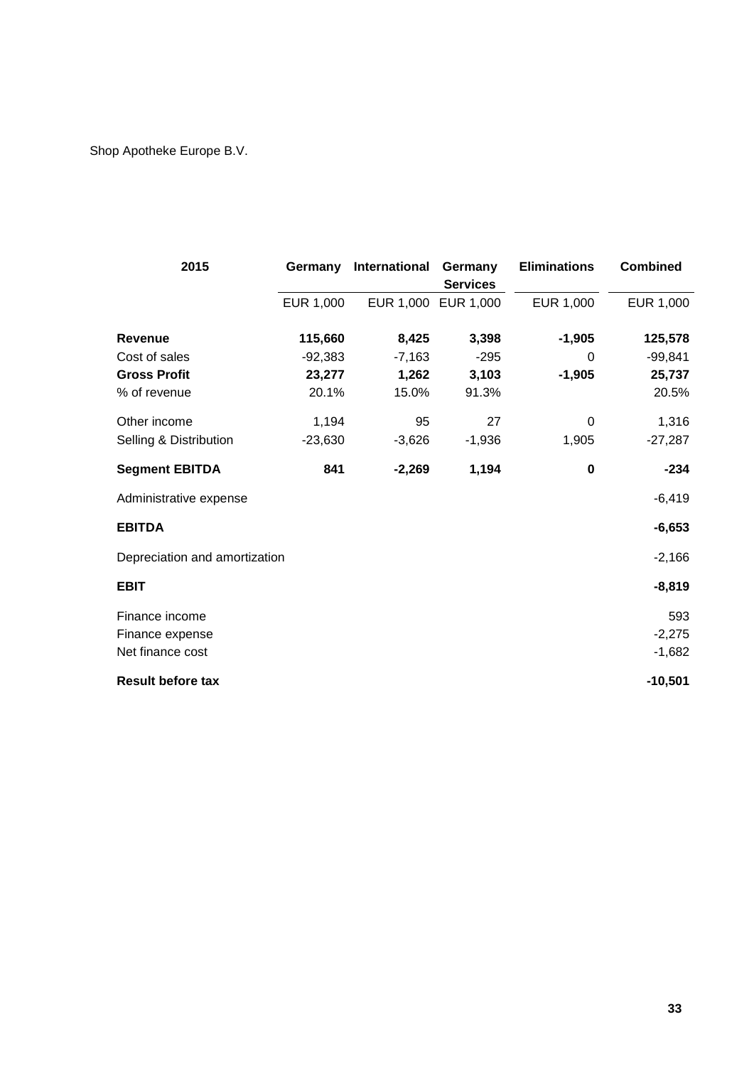Shop Apotheke Europe B.V.

| 2015 | Germany | International | Germany Services | Eliminations | Combined |
|---|---|---|---|---|---|
| | EUR 1,000 | EUR 1,000 | EUR 1,000 | EUR 1,000 | EUR 1,000 |
| **Revenue** | **115,660** | **8,425** | **3,398** | **-1,905** | **125,578** |
| Cost of sales | -92,383 | -7,163 | -295 | 0 | -99,841 |
| **Gross Profit** | **23,277** | **1,262** | **3,103** | **-1,905** | **25,737** |
| % of revenue | 20.1% | 15.0% | 91.3% | | 20.5% |
| Other income | 1,194 | 95 | 27 | 0 | 1,316 |
| Selling & Distribution | -23,630 | -3,626 | -1,936 | 1,905 | -27,287 |
| **Segment EBITDA** | **841** | **-2,269** | **1,194** | **0** | **-234** |
| Administrative expense | | | | | -6,419 |
| **EBITDA** | | | | | **-6,653** |
| Depreciation and amortization | | | | | -2,166 |
| **EBIT** | | | | | **-8,819** |
| Finance income | | | | | 593 |
| Finance expense | | | | | -2,275 |
| Net finance cost | | | | | -1,682 |
| **Result before tax** | | | | | **-10,501** |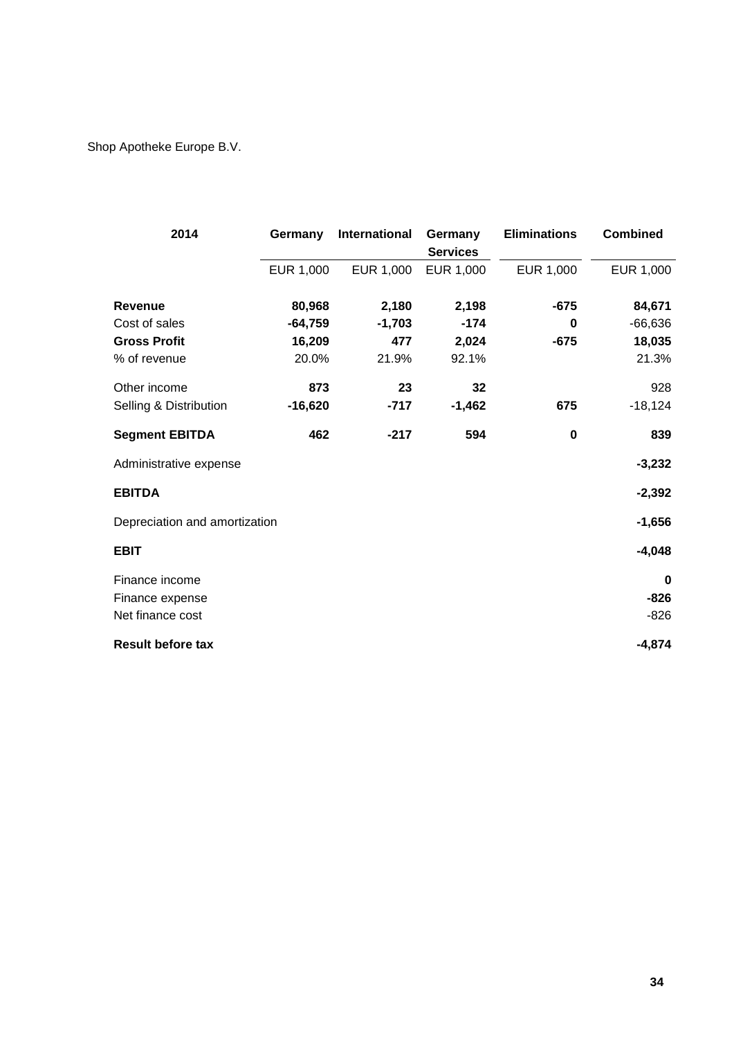Shop Apotheke Europe B.V.

| 2014 | Germany | International | Germany Services | Eliminations | Combined |
|---|---|---|---|---|---|
| | EUR 1,000 | EUR 1,000 | EUR 1,000 | EUR 1,000 | EUR 1,000 |
| **Revenue** | **80,968** | **2,180** | **2,198** | **-675** | **84,671** |
| Cost of sales | **-64,759** | **-1,703** | **-174** | **0** | -66,636 |
| **Gross Profit** | **16,209** | **477** | **2,024** | **-675** | **18,035** |
| % of revenue | 20.0% | 21.9% | 92.1% | | 21.3% |
| Other income | **873** | **23** | **32** | | 928 |
| Selling & Distribution | **-16,620** | **-717** | **-1,462** | **675** | -18,124 |
| **Segment EBITDA** | **462** | **-217** | **594** | **0** | **839** |
| Administrative expense | | | | | **-3,232** |
| **EBITDA** | | | | | **-2,392** |
| Depreciation and amortization | | | | | **-1,656** |
| **EBIT** | | | | | **-4,048** |
| Finance income | | | | | **0** |
| Finance expense | | | | | **-826** |
| Net finance cost | | | | | -826 |
| **Result before tax** | | | | | **-4,874** |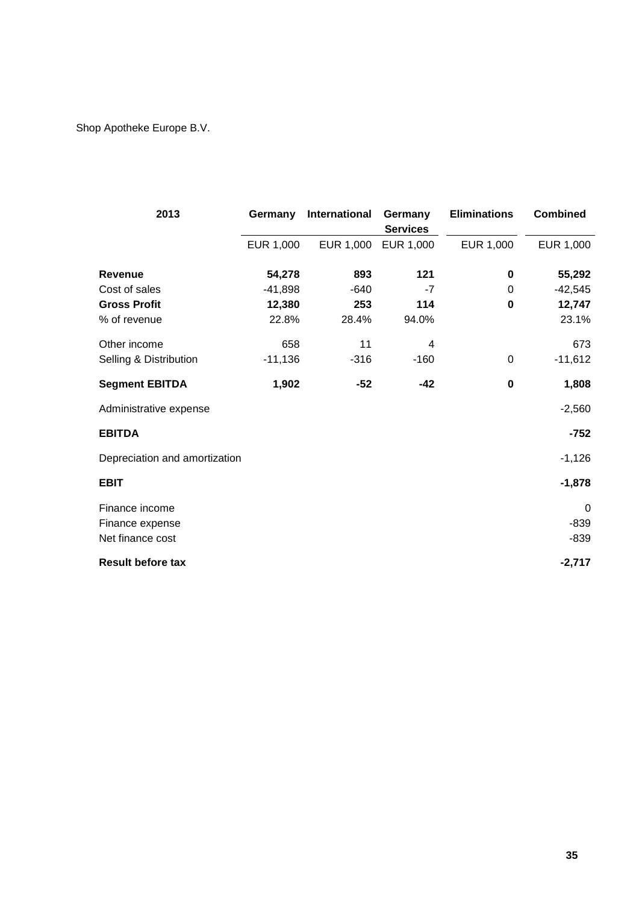Shop Apotheke Europe B.V.

| 2013 | Germany | International | Germany Services | Eliminations | Combined |
|---|---|---|---|---|---|
| | EUR 1,000 | EUR 1,000 | EUR 1,000 | EUR 1,000 | EUR 1,000 |
| **Revenue** | **54,278** | **893** | **121** | **0** | **55,292** |
| Cost of sales | -41,898 | -640 | -7 | 0 | -42,545 |
| **Gross Profit** | **12,380** | **253** | **114** | **0** | **12,747** |
| % of revenue | 22.8% | 28.4% | 94.0% | | 23.1% |
| Other income | 658 | 11 | 4 | | 673 |
| Selling & Distribution | -11,136 | -316 | -160 | 0 | -11,612 |
| **Segment EBITDA** | **1,902** | **-52** | **-42** | **0** | **1,808** |
| Administrative expense | | | | | -2,560 |
| **EBITDA** | | | | | **-752** |
| Depreciation and amortization | | | | | -1,126 |
| **EBIT** | | | | | **-1,878** |
| Finance income | | | | | 0 |
| Finance expense | | | | | -839 |
| Net finance cost | | | | | -839 |
| **Result before tax** | | | | | **-2,717** |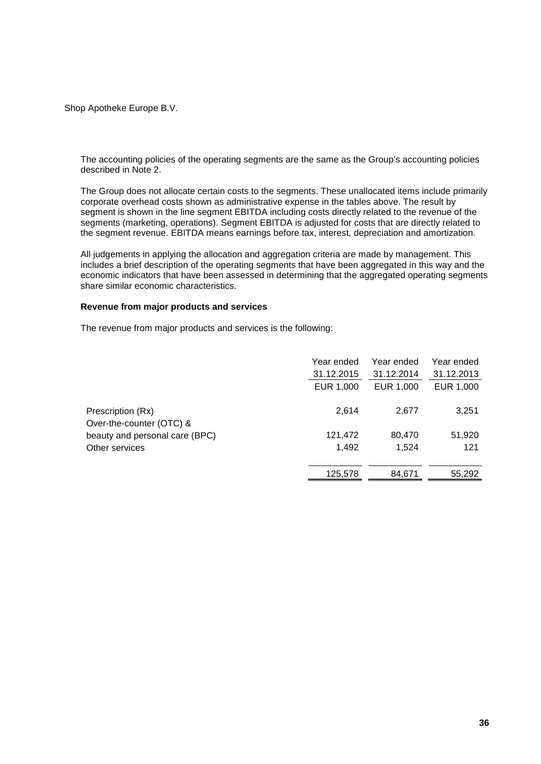The accounting policies of the operating segments are the same as the Group's accounting policies described in Note 2.

The Group does not allocate certain costs to the segments. These unallocated items include primarily corporate overhead costs shown as administrative expense in the tables above. The result by segment is shown in the line segment EBITDA including costs directly related to the revenue of the segments (marketing, operations). Segment EBITDA is adjusted for costs that are directly related to the segment revenue. EBITDA means earnings before tax, interest, depreciation and amortization.

All judgements in applying the allocation and aggregation criteria are made by management. This includes a brief description of the operating segments that have been aggregated in this way and the economic indicators that have been assessed in determining that the aggregated operating segments share similar economic characteristics.

**Revenue from major products and services**

The revenue from major products and services is the following:

| | Year ended 31.12.2015 | Year ended 31.12.2014 | Year ended 31.12.2013 |
|---|---|---|---|
| | EUR 1,000 | EUR 1,000 | EUR 1,000 |
| Prescription (Rx) | 2,614 | 2,677 | 3,251 |
| Over-the-counter (OTC) & beauty and personal care (BPC) | 121,472 | 80,470 | 51,920 |
| Other services | 1,492 | 1,524 | 121 |
| | 125,578 | 84,671 | 55,292 |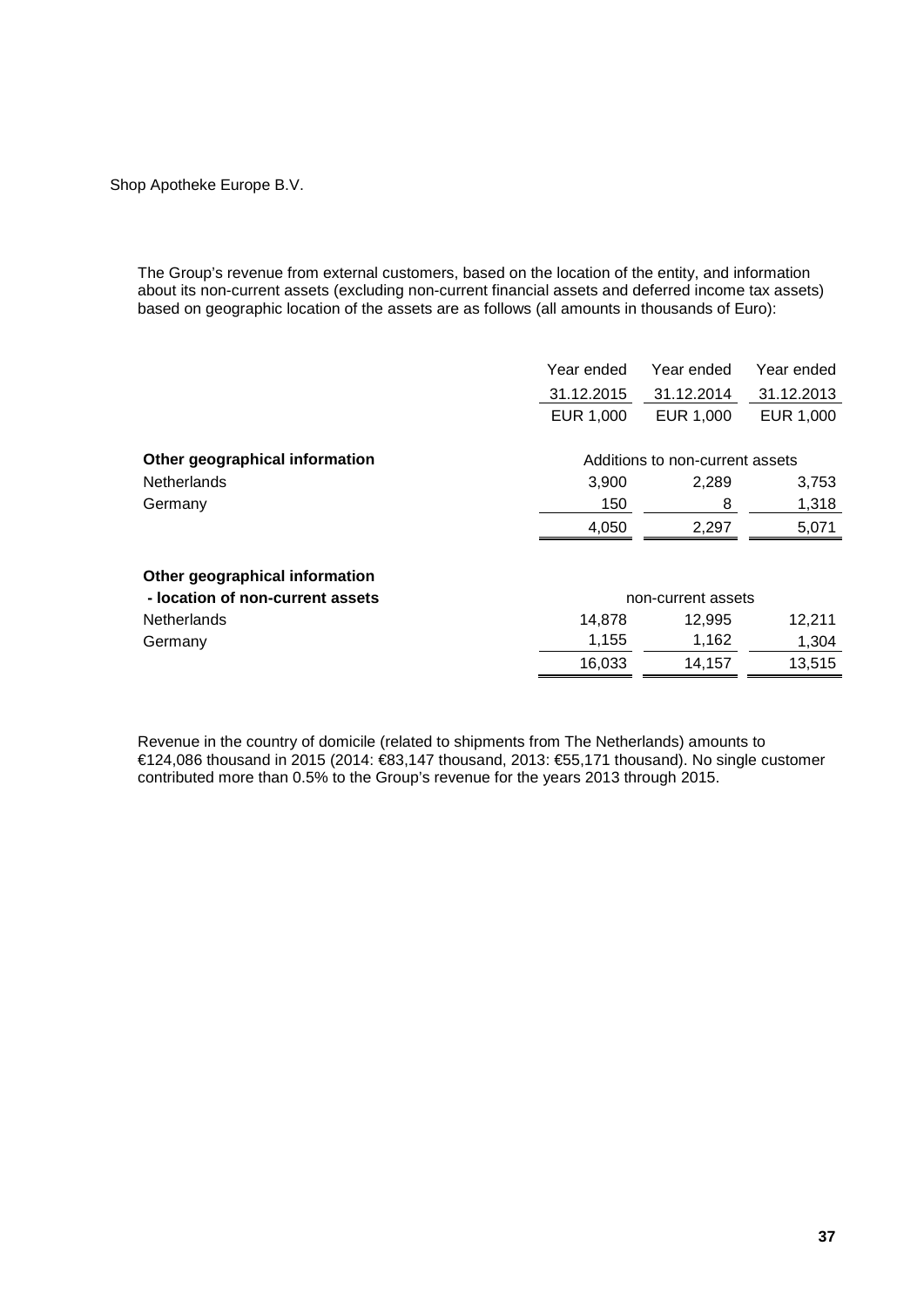The Group's revenue from external customers, based on the location of the entity, and information about its non-current assets (excluding non-current financial assets and deferred income tax assets) based on geographic location of the assets are as follows (all amounts in thousands of Euro):

| | Year ended 31.12.2015 | Year ended 31.12.2014 | Year ended 31.12.2013 |
|---|---|---|---|
| | EUR 1,000 | EUR 1,000 | EUR 1,000 |
| **Other geographical information** | Additions to non-current assets | | |
| Netherlands | 3,900 | 2,289 | 3,753 |
| Germany | 150 | 8 | 1,318 |
| | 4,050 | 2,297 | 5,071 |
| **Other geographical information - location of non-current assets** | non-current assets | | |
| Netherlands | 14,878 | 12,995 | 12,211 |
| Germany | 1,155 | 1,162 | 1,304 |
| | 16,033 | 14,157 | 13,515 |

Revenue in the country of domicile (related to shipments from The Netherlands) amounts to €124,086 thousand in 2015 (2014: €83,147 thousand, 2013: €55,171 thousand). No single customer contributed more than 0.5% to the Group's revenue for the years 2013 through 2015.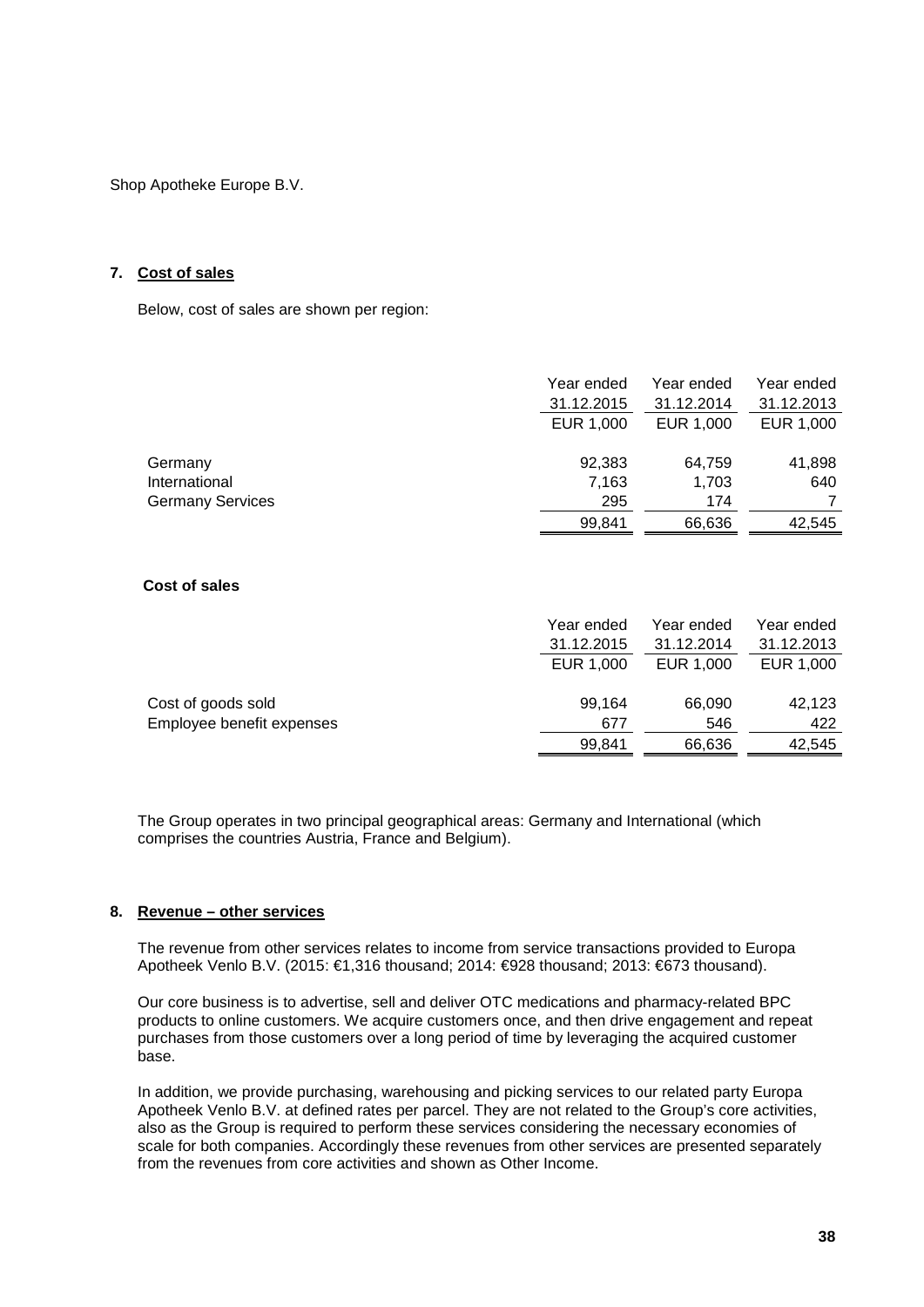Shop Apotheke Europe B.V.

## 7. Cost of sales

Below, cost of sales are shown per region:

| | Year ended 31.12.2015 EUR 1,000 | Year ended 31.12.2014 EUR 1,000 | Year ended 31.12.2013 EUR 1,000 |
|---|---|---|---|
| Germany | 92,383 | 64,759 | 41,898 |
| International | 7,163 | 1,703 | 640 |
| Germany Services | 295 | 174 | 7 |
| | 99,841 | 66,636 | 42,545 |

**Cost of sales**

| | Year ended 31.12.2015 EUR 1,000 | Year ended 31.12.2014 EUR 1,000 | Year ended 31.12.2013 EUR 1,000 |
|---|---|---|---|
| Cost of goods sold | 99,164 | 66,090 | 42,123 |
| Employee benefit expenses | 677 | 546 | 422 |
| | 99,841 | 66,636 | 42,545 |

The Group operates in two principal geographical areas: Germany and International (which comprises the countries Austria, France and Belgium).

## 8. Revenue – other services

The revenue from other services relates to income from service transactions provided to Europa Apotheek Venlo B.V. (2015: €1,316 thousand; 2014: €928 thousand; 2013: €673 thousand).

Our core business is to advertise, sell and deliver OTC medications and pharmacy-related BPC products to online customers. We acquire customers once, and then drive engagement and repeat purchases from those customers over a long period of time by leveraging the acquired customer base.

In addition, we provide purchasing, warehousing and picking services to our related party Europa Apotheek Venlo B.V. at defined rates per parcel. They are not related to the Group's core activities, also as the Group is required to perform these services considering the necessary economies of scale for both companies. Accordingly these revenues from other services are presented separately from the revenues from core activities and shown as Other Income.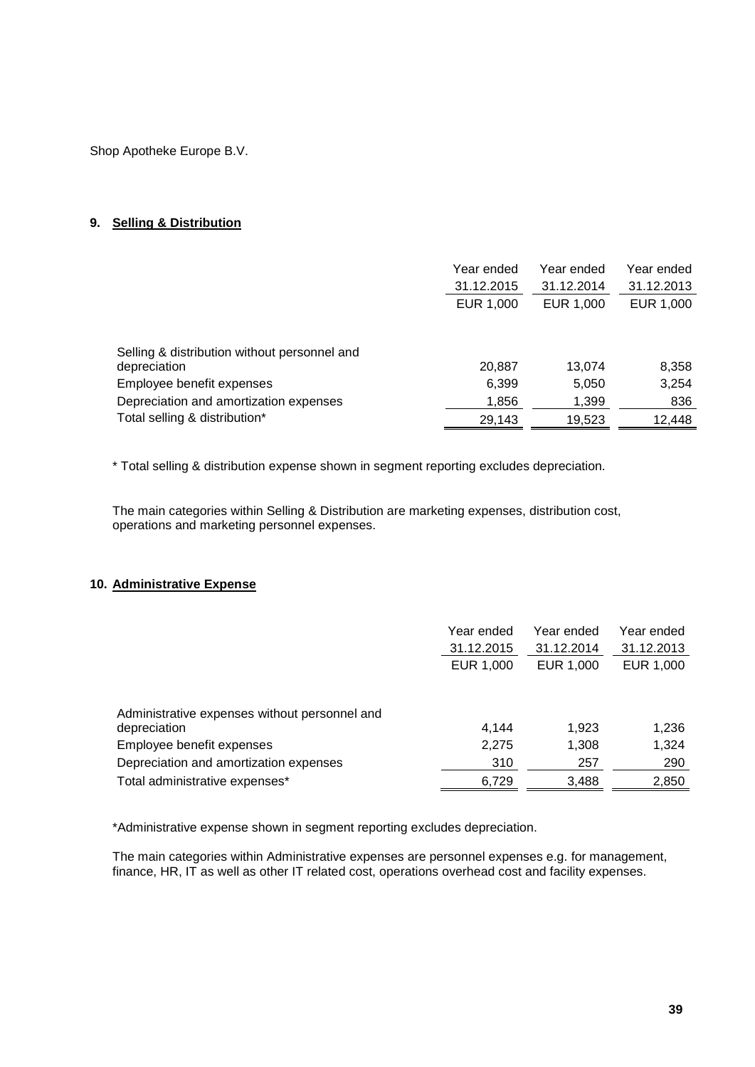Shop Apotheke Europe B.V.

## 9. Selling & Distribution

| | Year ended 31.12.2015 EUR 1,000 | Year ended 31.12.2014 EUR 1,000 | Year ended 31.12.2013 EUR 1,000 |
|---|---|---|---|
| Selling & distribution without personnel and depreciation | 20,887 | 13,074 | 8,358 |
| Employee benefit expenses | 6,399 | 5,050 | 3,254 |
| Depreciation and amortization expenses | 1,856 | 1,399 | 836 |
| Total selling & distribution* | 29,143 | 19,523 | 12,448 |

\* Total selling & distribution expense shown in segment reporting excludes depreciation.

The main categories within Selling & Distribution are marketing expenses, distribution cost, operations and marketing personnel expenses.

## 10. Administrative Expense

| | Year ended 31.12.2015 EUR 1,000 | Year ended 31.12.2014 EUR 1,000 | Year ended 31.12.2013 EUR 1,000 |
|---|---|---|---|
| Administrative expenses without personnel and depreciation | 4,144 | 1,923 | 1,236 |
| Employee benefit expenses | 2,275 | 1,308 | 1,324 |
| Depreciation and amortization expenses | 310 | 257 | 290 |
| Total administrative expenses* | 6,729 | 3,488 | 2,850 |

*Administrative expense shown in segment reporting excludes depreciation.

The main categories within Administrative expenses are personnel expenses e.g. for management, finance, HR, IT as well as other IT related cost, operations overhead cost and facility expenses.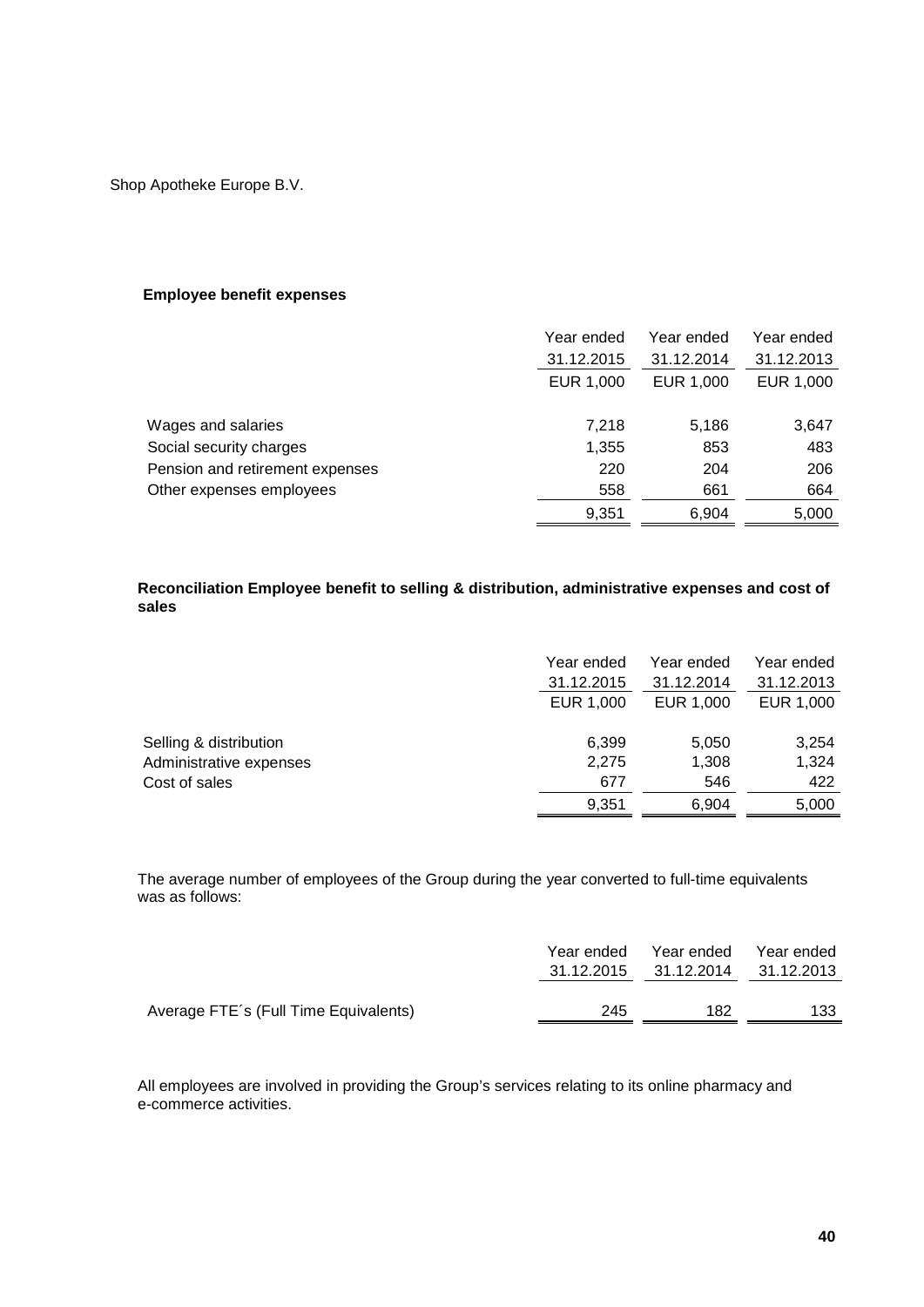Shop Apotheke Europe B.V.

**Employee benefit expenses**

| | Year ended 31.12.2015 | Year ended 31.12.2014 | Year ended 31.12.2013 |
|---|---|---|---|
| | EUR 1,000 | EUR 1,000 | EUR 1,000 |
| Wages and salaries | 7,218 | 5,186 | 3,647 |
| Social security charges | 1,355 | 853 | 483 |
| Pension and retirement expenses | 220 | 204 | 206 |
| Other expenses employees | 558 | 661 | 664 |
| | 9,351 | 6,904 | 5,000 |

**Reconciliation Employee benefit to selling & distribution, administrative expenses and cost of sales**

| | Year ended 31.12.2015 | Year ended 31.12.2014 | Year ended 31.12.2013 |
|---|---|---|---|
| | EUR 1,000 | EUR 1,000 | EUR 1,000 |
| Selling & distribution | 6,399 | 5,050 | 3,254 |
| Administrative expenses | 2,275 | 1,308 | 1,324 |
| Cost of sales | 677 | 546 | 422 |
| | 9,351 | 6,904 | 5,000 |

The average number of employees of the Group during the year converted to full-time equivalents was as follows:

| | Year ended 31.12.2015 | Year ended 31.12.2014 | Year ended 31.12.2013 |
|---|---|---|---|
| Average FTE´s (Full Time Equivalents) | 245 | 182 | 133 |

All employees are involved in providing the Group's services relating to its online pharmacy and e-commerce activities.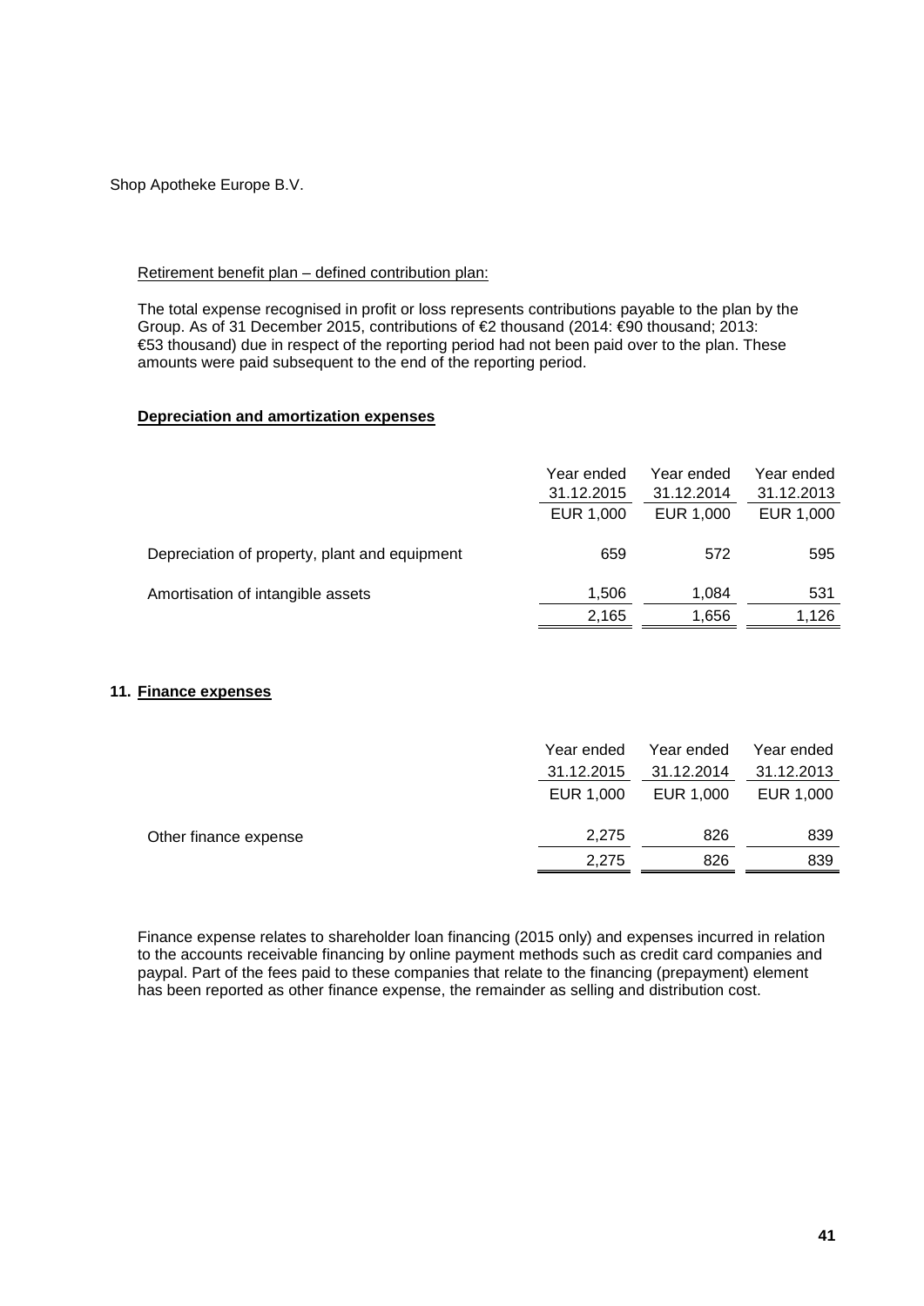Retirement benefit plan – defined contribution plan:

The total expense recognised in profit or loss represents contributions payable to the plan by the Group. As of 31 December 2015, contributions of €2 thousand (2014: €90 thousand; 2013: €53 thousand) due in respect of the reporting period had not been paid over to the plan. These amounts were paid subsequent to the end of the reporting period.

**Depreciation and amortization expenses**

| | Year ended 31.12.2015 | Year ended 31.12.2014 | Year ended 31.12.2013 |
|---|---|---|---|
| | EUR 1,000 | EUR 1,000 | EUR 1,000 |
| Depreciation of property, plant and equipment | 659 | 572 | 595 |
| Amortisation of intangible assets | 1,506 | 1,084 | 531 |
| | 2,165 | 1,656 | 1,126 |

## 11. Finance expenses

| | Year ended 31.12.2015 | Year ended 31.12.2014 | Year ended 31.12.2013 |
|---|---|---|---|
| | EUR 1,000 | EUR 1,000 | EUR 1,000 |
| Other finance expense | 2,275 | 826 | 839 |
| | 2,275 | 826 | 839 |

Finance expense relates to shareholder loan financing (2015 only) and expenses incurred in relation to the accounts receivable financing by online payment methods such as credit card companies and paypal. Part of the fees paid to these companies that relate to the financing (prepayment) element has been reported as other finance expense, the remainder as selling and distribution cost.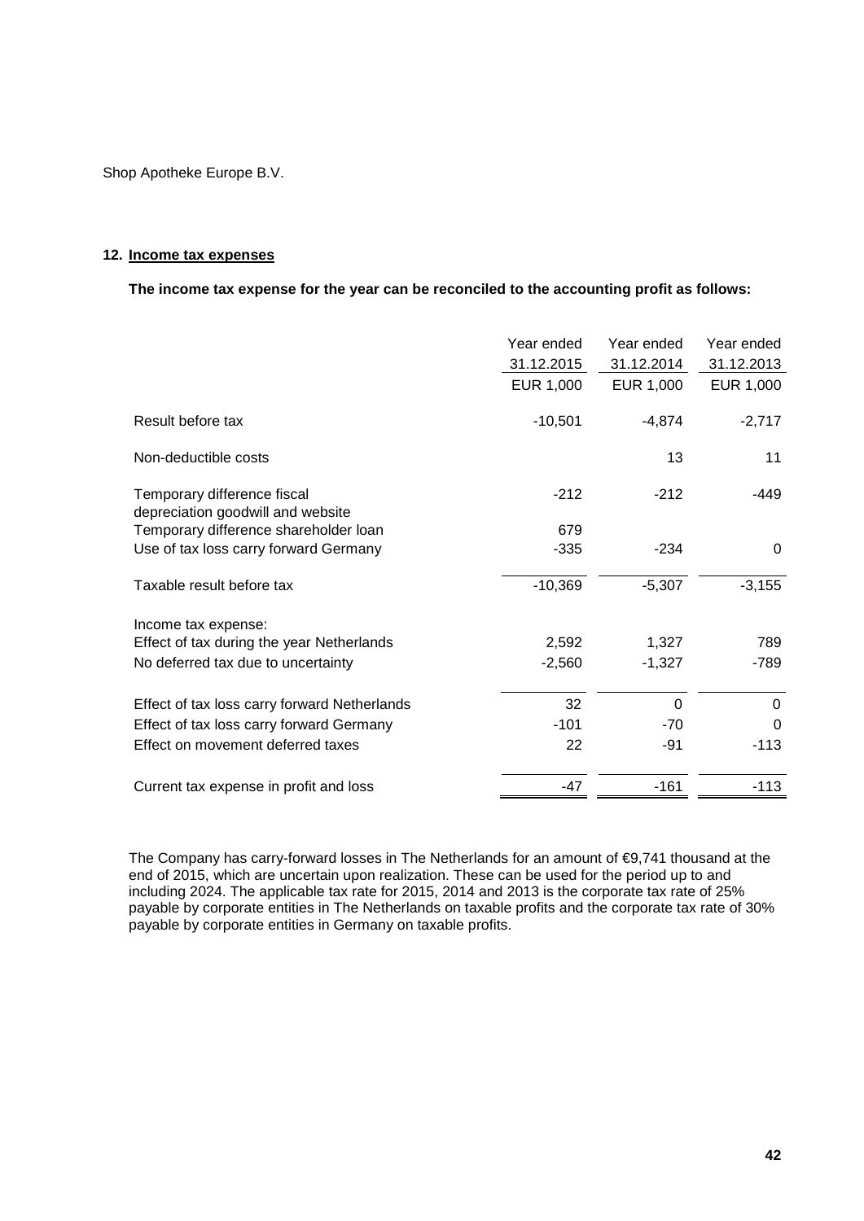Shop Apotheke Europe B.V.

## 12. Income tax expenses

**The income tax expense for the year can be reconciled to the accounting profit as follows:**

| | Year ended 31.12.2015 | Year ended 31.12.2014 | Year ended 31.12.2013 |
|---|---|---|---|
| | EUR 1,000 | EUR 1,000 | EUR 1,000 |
| Result before tax | -10,501 | -4,874 | -2,717 |
| Non-deductible costs | | 13 | 11 |
| Temporary difference fiscal depreciation goodwill and website | -212 | -212 | -449 |
| Temporary difference shareholder loan | 679 | | |
| Use of tax loss carry forward Germany | -335 | -234 | 0 |
| Taxable result before tax | -10,369 | -5,307 | -3,155 |
| Income tax expense: | | | |
| Effect of tax during the year Netherlands | 2,592 | 1,327 | 789 |
| No deferred tax due to uncertainty | -2,560 | -1,327 | -789 |
| Effect of tax loss carry forward Netherlands | 32 | 0 | 0 |
| Effect of tax loss carry forward Germany | -101 | -70 | 0 |
| Effect on movement deferred taxes | 22 | -91 | -113 |
| Current tax expense in profit and loss | -47 | -161 | -113 |

The Company has carry-forward losses in The Netherlands for an amount of €9,741 thousand at the end of 2015, which are uncertain upon realization. These can be used for the period up to and including 2024. The applicable tax rate for 2015, 2014 and 2013 is the corporate tax rate of 25% payable by corporate entities in The Netherlands on taxable profits and the corporate tax rate of 30% payable by corporate entities in Germany on taxable profits.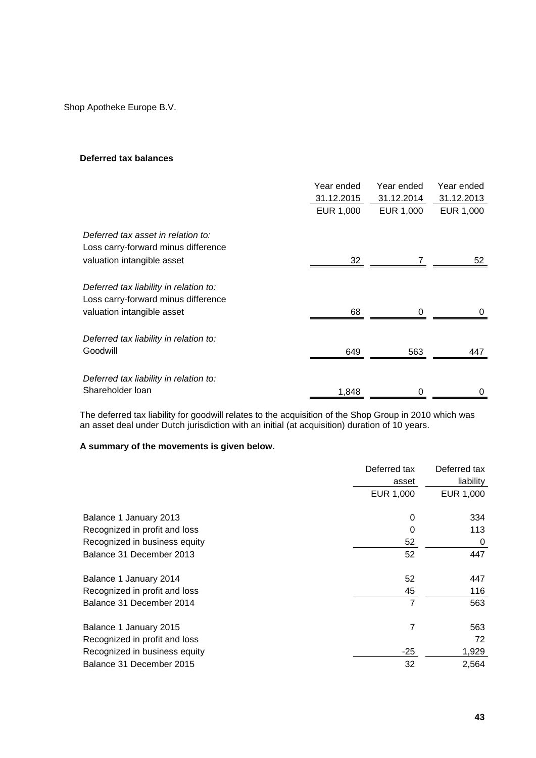Shop Apotheke Europe B.V.

**Deferred tax balances**

| | Year ended 31.12.2015 | Year ended 31.12.2014 | Year ended 31.12.2013 |
|---|---|---|---|
| | EUR 1,000 | EUR 1,000 | EUR 1,000 |
| *Deferred tax asset in relation to:* | | | |
| Loss carry-forward minus difference valuation intangible asset | 32 | 7 | 52 |
| *Deferred tax liability in relation to:* | | | |
| Loss carry-forward minus difference valuation intangible asset | 68 | 0 | 0 |
| *Deferred tax liability in relation to:* | | | |
| Goodwill | 649 | 563 | 447 |
| *Deferred tax liability in relation to:* | | | |
| Shareholder loan | 1,848 | 0 | 0 |

The deferred tax liability for goodwill relates to the acquisition of the Shop Group in 2010 which was an asset deal under Dutch jurisdiction with an initial (at acquisition) duration of 10 years.

**A summary of the movements is given below.**

| | Deferred tax asset | Deferred tax liability |
|---|---|---|
| | EUR 1,000 | EUR 1,000 |
| Balance 1 January 2013 | 0 | 334 |
| Recognized in profit and loss | 0 | 113 |
| Recognized in business equity | 52 | 0 |
| Balance 31 December 2013 | 52 | 447 |
| | | |
| Balance 1 January 2014 | 52 | 447 |
| Recognized in profit and loss | 45 | 116 |
| Balance 31 December 2014 | 7 | 563 |
| | | |
| Balance 1 January 2015 | 7 | 563 |
| Recognized in profit and loss | | 72 |
| Recognized in business equity | -25 | 1,929 |
| Balance 31 December 2015 | 32 | 2,564 |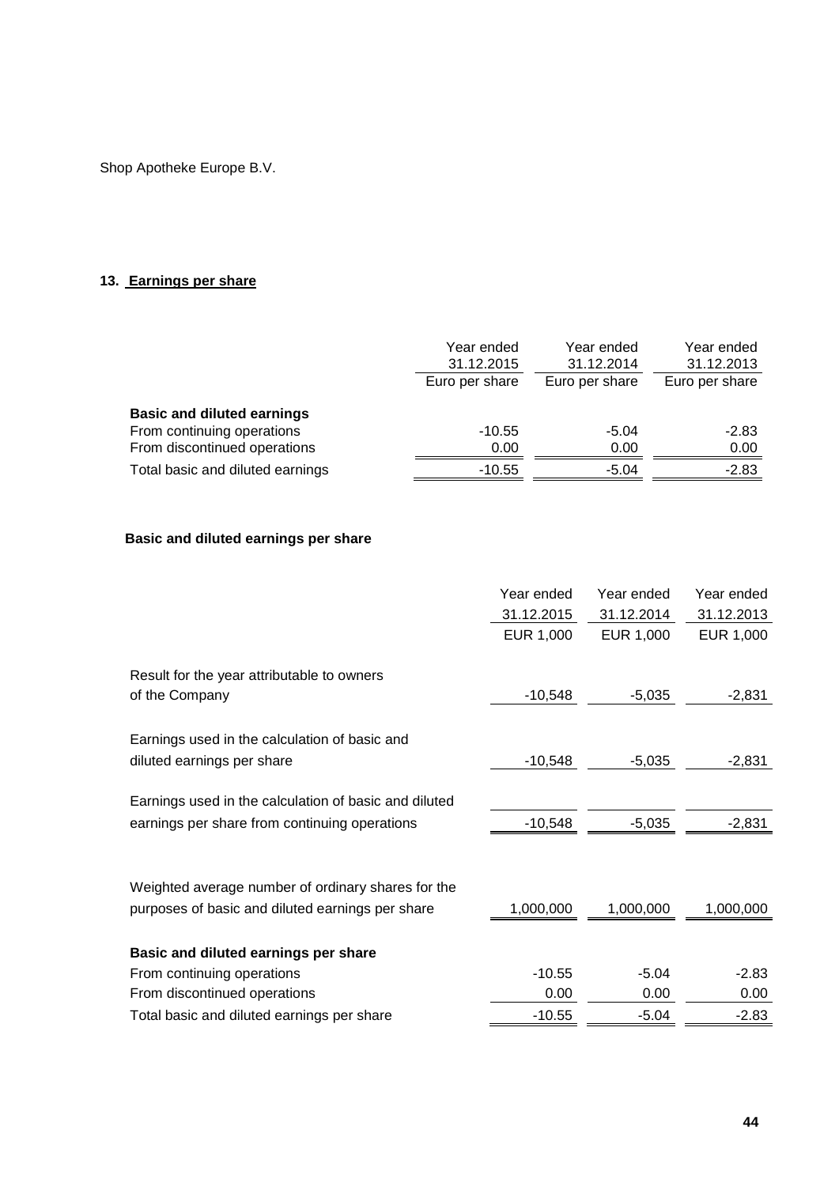Shop Apotheke Europe B.V.

## 13. Earnings per share

| | Year ended 31.12.2015 | Year ended 31.12.2014 | Year ended 31.12.2013 |
|---|---|---|---|
| | Euro per share | Euro per share | Euro per share |
| **Basic and diluted earnings** | | | |
| From continuing operations | -10.55 | -5.04 | -2.83 |
| From discontinued operations | 0.00 | 0.00 | 0.00 |
| Total basic and diluted earnings | -10.55 | -5.04 | -2.83 |

### Basic and diluted earnings per share

| | Year ended 31.12.2015 | Year ended 31.12.2014 | Year ended 31.12.2013 |
|---|---|---|---|
| | EUR 1,000 | EUR 1,000 | EUR 1,000 |
| Result for the year attributable to owners of the Company | -10,548 | -5,035 | -2,831 |
| Earnings used in the calculation of basic and diluted earnings per share | -10,548 | -5,035 | -2,831 |
| Earnings used in the calculation of basic and diluted earnings per share from continuing operations | -10,548 | -5,035 | -2,831 |
| Weighted average number of ordinary shares for the purposes of basic and diluted earnings per share | 1,000,000 | 1,000,000 | 1,000,000 |
| **Basic and diluted earnings per share** | | | |
| From continuing operations | -10.55 | -5.04 | -2.83 |
| From discontinued operations | 0.00 | 0.00 | 0.00 |
| Total basic and diluted earnings per share | -10.55 | -5.04 | -2.83 |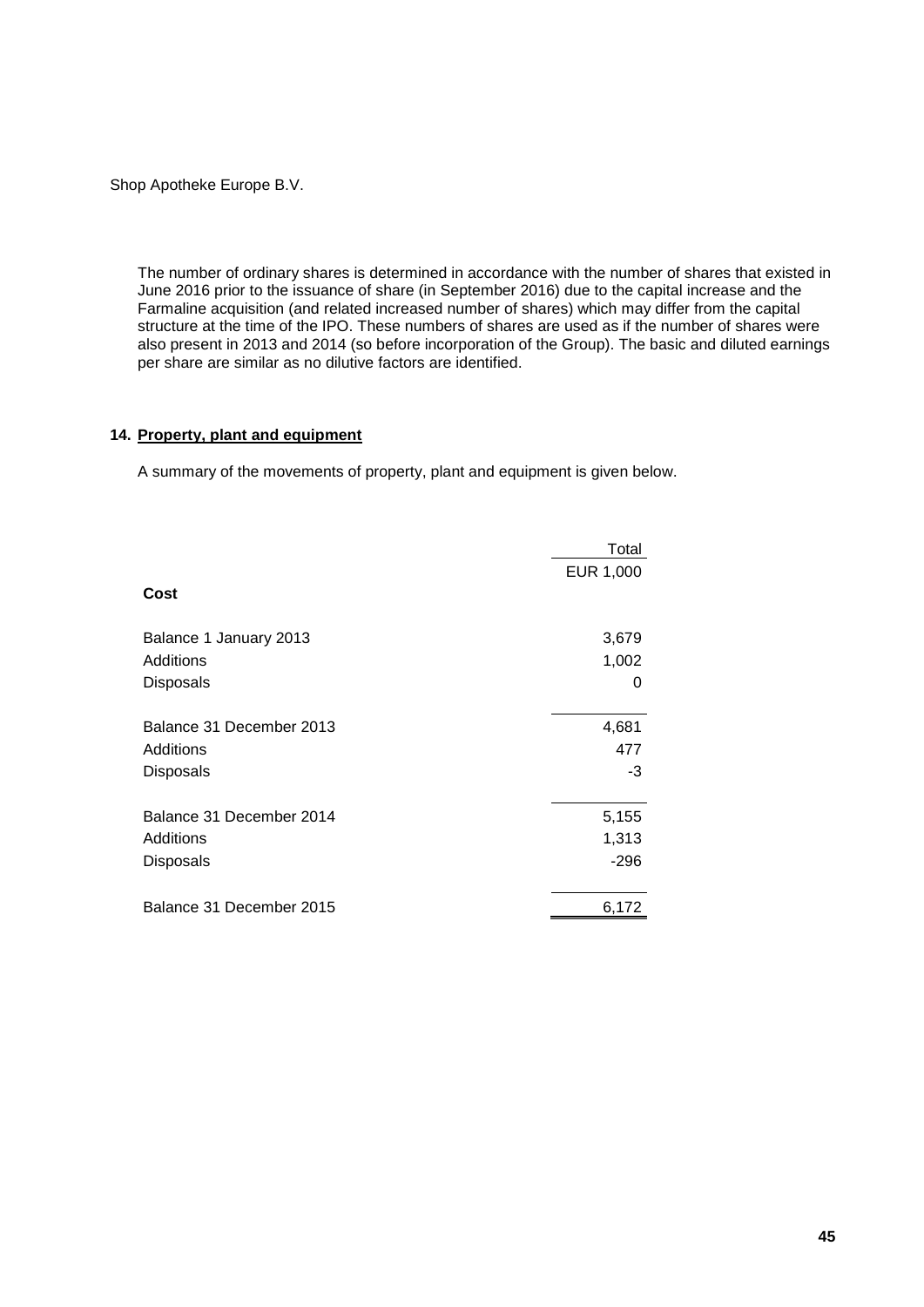The number of ordinary shares is determined in accordance with the number of shares that existed in June 2016 prior to the issuance of share (in September 2016) due to the capital increase and the Farmaline acquisition (and related increased number of shares) which may differ from the capital structure at the time of the IPO. These numbers of shares are used as if the number of shares were also present in 2013 and 2014 (so before incorporation of the Group). The basic and diluted earnings per share are similar as no dilutive factors are identified.

## 14. Property, plant and equipment

A summary of the movements of property, plant and equipment is given below.

| | Total |
|---|---|
| | EUR 1,000 |
| **Cost** | |
| Balance 1 January 2013 | 3,679 |
| Additions | 1,002 |
| Disposals | 0 |
| Balance 31 December 2013 | 4,681 |
| Additions | 477 |
| Disposals | -3 |
| Balance 31 December 2014 | 5,155 |
| Additions | 1,313 |
| Disposals | -296 |
| Balance 31 December 2015 | 6,172 |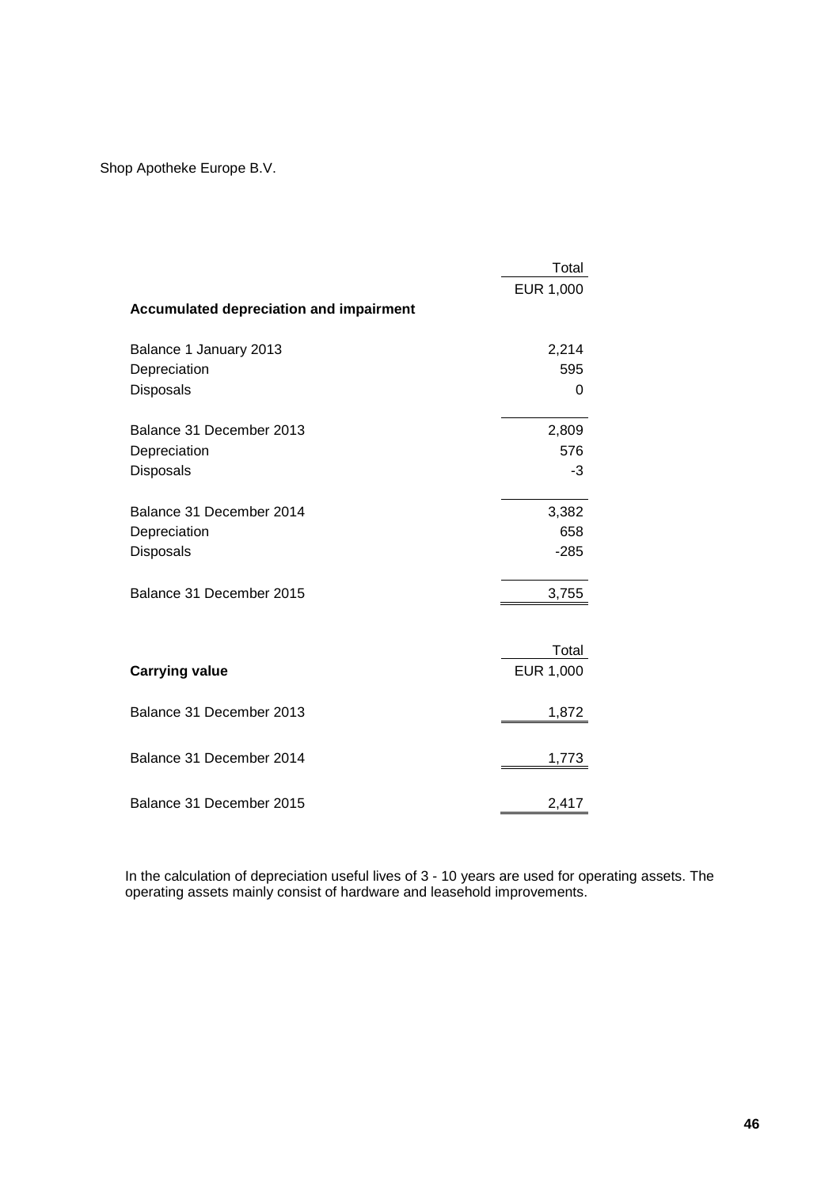|  | Total |
|---|---|
|  | EUR 1,000 |
| **Accumulated depreciation and impairment** |  |
| Balance 1 January 2013 | 2,214 |
| Depreciation | 595 |
| Disposals | 0 |
| Balance 31 December 2013 | 2,809 |
| Depreciation | 576 |
| Disposals | -3 |
| Balance 31 December 2014 | 3,382 |
| Depreciation | 658 |
| Disposals | -285 |
| Balance 31 December 2015 | 3,755 |

|  | Total |
|---|---|
| **Carrying value** | EUR 1,000 |
| Balance 31 December 2013 | 1,872 |
| Balance 31 December 2014 | 1,773 |
| Balance 31 December 2015 | 2,417 |

In the calculation of depreciation useful lives of 3 - 10 years are used for operating assets. The operating assets mainly consist of hardware and leasehold improvements.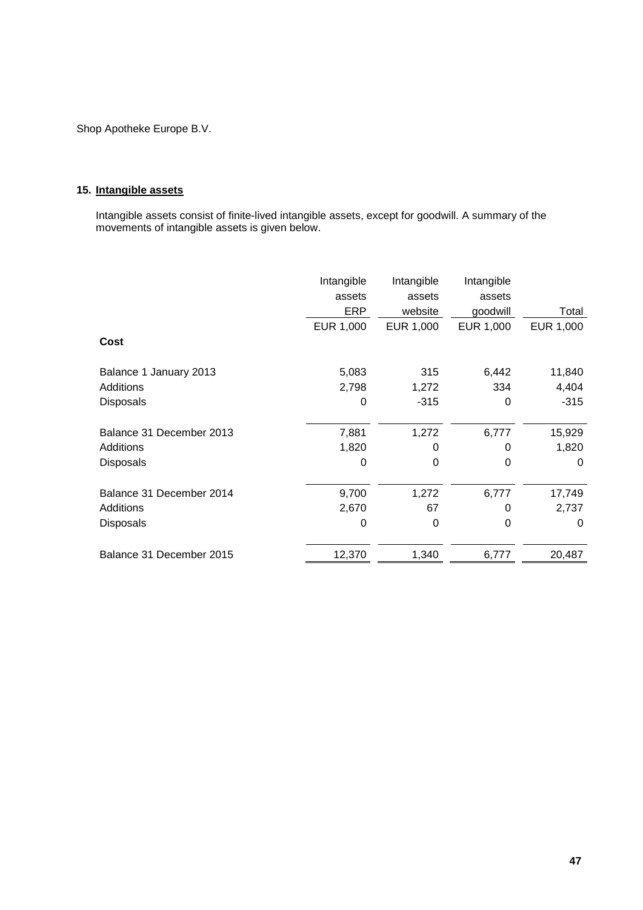Shop Apotheke Europe B.V.

## 15. Intangible assets

Intangible assets consist of finite-lived intangible assets, except for goodwill. A summary of the movements of intangible assets is given below.

| | Intangible assets ERP | Intangible assets website | Intangible assets goodwill | Total |
|---|---|---|---|---|
| | EUR 1,000 | EUR 1,000 | EUR 1,000 | EUR 1,000 |
| **Cost** | | | | |
| Balance 1 January 2013 | 5,083 | 315 | 6,442 | 11,840 |
| Additions | 2,798 | 1,272 | 334 | 4,404 |
| Disposals | 0 | -315 | 0 | -315 |
| Balance 31 December 2013 | 7,881 | 1,272 | 6,777 | 15,929 |
| Additions | 1,820 | 0 | 0 | 1,820 |
| Disposals | 0 | 0 | 0 | 0 |
| Balance 31 December 2014 | 9,700 | 1,272 | 6,777 | 17,749 |
| Additions | 2,670 | 67 | 0 | 2,737 |
| Disposals | 0 | 0 | 0 | 0 |
| Balance 31 December 2015 | 12,370 | 1,340 | 6,777 | 20,487 |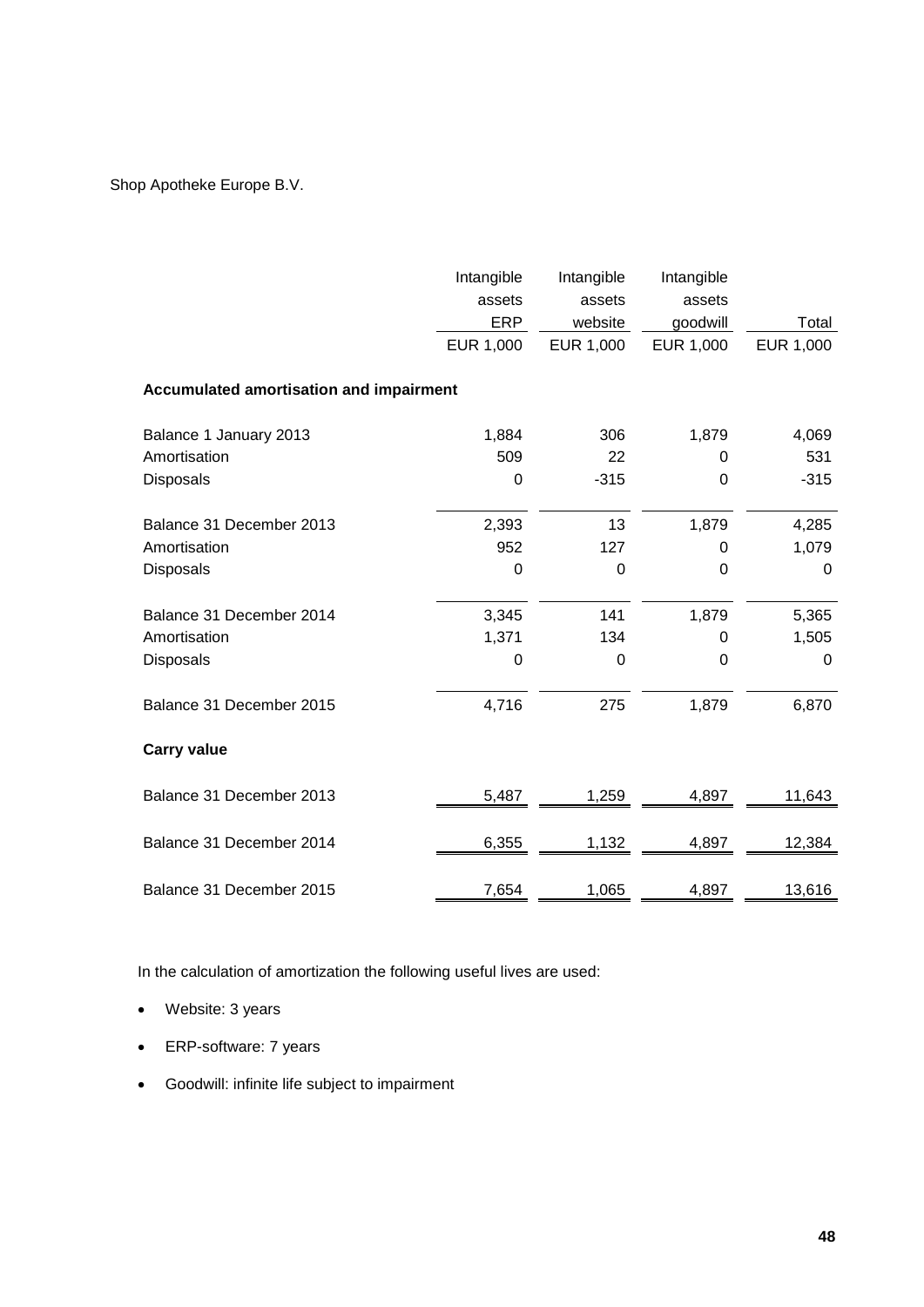Shop Apotheke Europe B.V.

| | Intangible assets ERP | Intangible assets website | Intangible assets goodwill | Total |
|---|---|---|---|---|
| | EUR 1,000 | EUR 1,000 | EUR 1,000 | EUR 1,000 |
| **Accumulated amortisation and impairment** | | | | |
| Balance 1 January 2013 | 1,884 | 306 | 1,879 | 4,069 |
| Amortisation | 509 | 22 | 0 | 531 |
| Disposals | 0 | -315 | 0 | -315 |
| Balance 31 December 2013 | 2,393 | 13 | 1,879 | 4,285 |
| Amortisation | 952 | 127 | 0 | 1,079 |
| Disposals | 0 | 0 | 0 | 0 |
| Balance 31 December 2014 | 3,345 | 141 | 1,879 | 5,365 |
| Amortisation | 1,371 | 134 | 0 | 1,505 |
| Disposals | 0 | 0 | 0 | 0 |
| Balance 31 December 2015 | 4,716 | 275 | 1,879 | 6,870 |
| **Carry value** | | | | |
| Balance 31 December 2013 | 5,487 | 1,259 | 4,897 | 11,643 |
| Balance 31 December 2014 | 6,355 | 1,132 | 4,897 | 12,384 |
| Balance 31 December 2015 | 7,654 | 1,065 | 4,897 | 13,616 |

In the calculation of amortization the following useful lives are used:

- Website: 3 years
- ERP-software: 7 years
- Goodwill: infinite life subject to impairment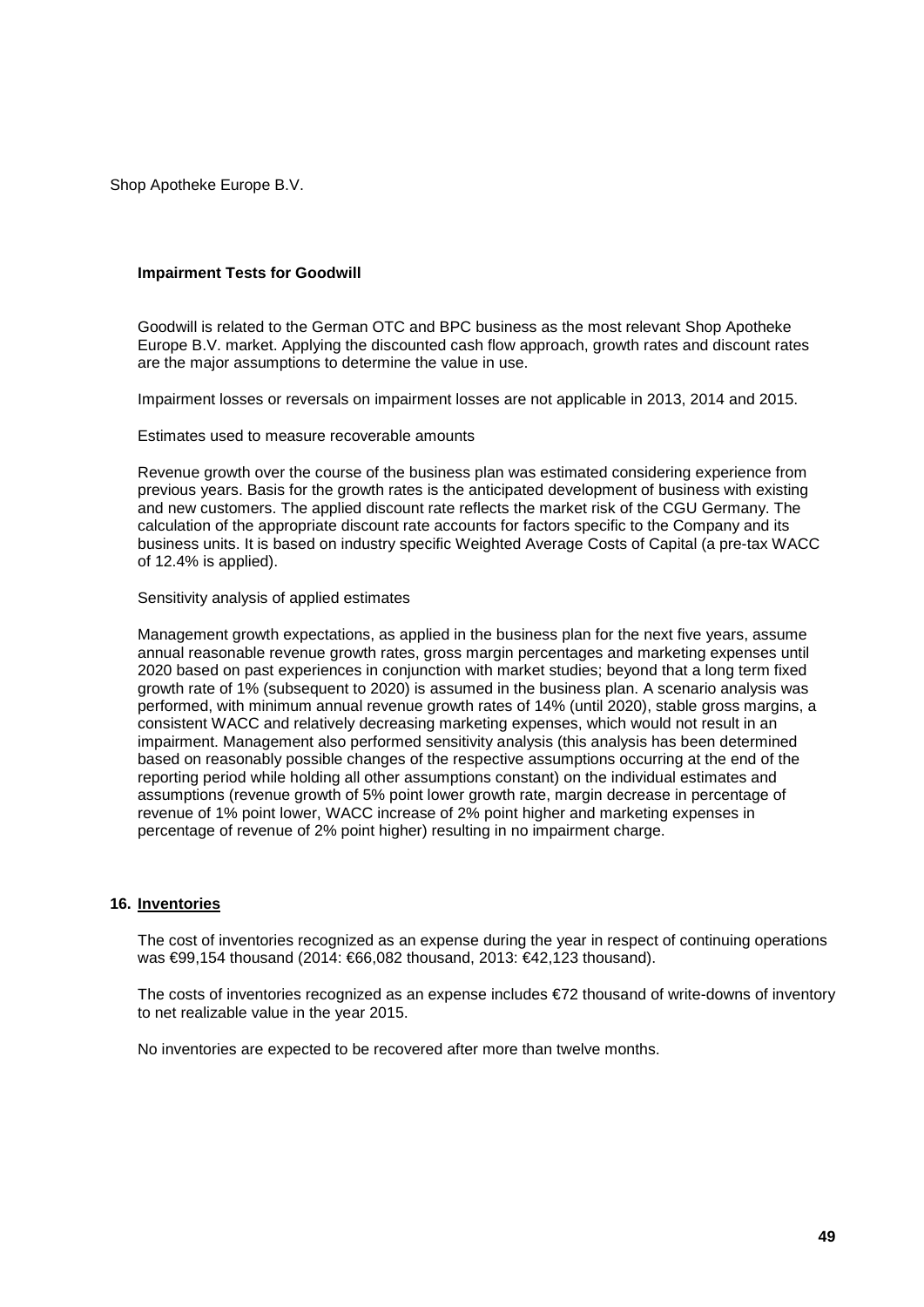**Impairment Tests for Goodwill**

Goodwill is related to the German OTC and BPC business as the most relevant Shop Apotheke Europe B.V. market. Applying the discounted cash flow approach, growth rates and discount rates are the major assumptions to determine the value in use.

Impairment losses or reversals on impairment losses are not applicable in 2013, 2014 and 2015.

Estimates used to measure recoverable amounts

Revenue growth over the course of the business plan was estimated considering experience from previous years. Basis for the growth rates is the anticipated development of business with existing and new customers. The applied discount rate reflects the market risk of the CGU Germany. The calculation of the appropriate discount rate accounts for factors specific to the Company and its business units. It is based on industry specific Weighted Average Costs of Capital (a pre-tax WACC of 12.4% is applied).

Sensitivity analysis of applied estimates

Management growth expectations, as applied in the business plan for the next five years, assume annual reasonable revenue growth rates, gross margin percentages and marketing expenses until 2020 based on past experiences in conjunction with market studies; beyond that a long term fixed growth rate of 1% (subsequent to 2020) is assumed in the business plan. A scenario analysis was performed, with minimum annual revenue growth rates of 14% (until 2020), stable gross margins, a consistent WACC and relatively decreasing marketing expenses, which would not result in an impairment. Management also performed sensitivity analysis (this analysis has been determined based on reasonably possible changes of the respective assumptions occurring at the end of the reporting period while holding all other assumptions constant) on the individual estimates and assumptions (revenue growth of 5% point lower growth rate, margin decrease in percentage of revenue of 1% point lower, WACC increase of 2% point higher and marketing expenses in percentage of revenue of 2% point higher) resulting in no impairment charge.

## 16. Inventories

The cost of inventories recognized as an expense during the year in respect of continuing operations was €99,154 thousand (2014: €66,082 thousand, 2013: €42,123 thousand).

The costs of inventories recognized as an expense includes €72 thousand of write-downs of inventory to net realizable value in the year 2015.

No inventories are expected to be recovered after more than twelve months.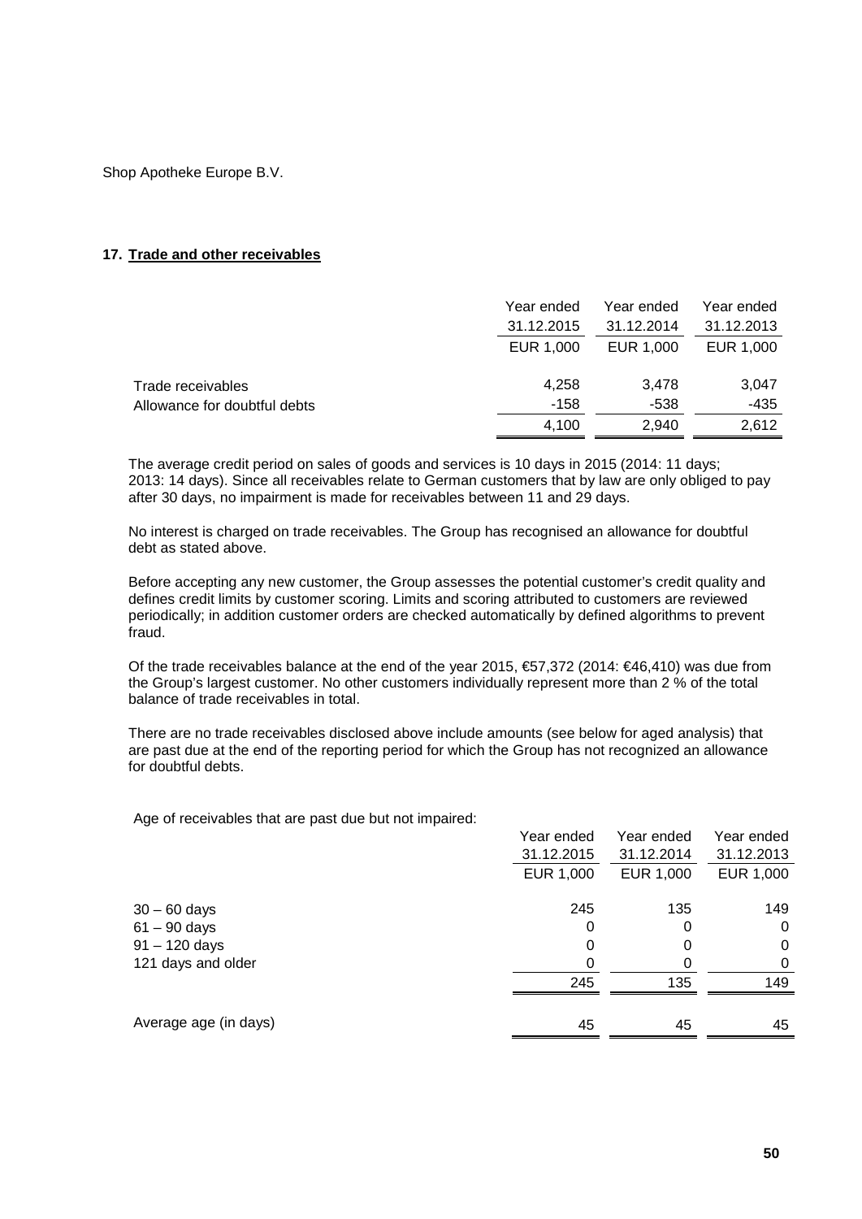Shop Apotheke Europe B.V.

## 17. Trade and other receivables

| | Year ended 31.12.2015 | Year ended 31.12.2014 | Year ended 31.12.2013 |
|---|---|---|---|
| | EUR 1,000 | EUR 1,000 | EUR 1,000 |
| Trade receivables | 4,258 | 3,478 | 3,047 |
| Allowance for doubtful debts | -158 | -538 | -435 |
| | 4,100 | 2,940 | 2,612 |

The average credit period on sales of goods and services is 10 days in 2015 (2014: 11 days; 2013: 14 days). Since all receivables relate to German customers that by law are only obliged to pay after 30 days, no impairment is made for receivables between 11 and 29 days.

No interest is charged on trade receivables. The Group has recognised an allowance for doubtful debt as stated above.

Before accepting any new customer, the Group assesses the potential customer's credit quality and defines credit limits by customer scoring. Limits and scoring attributed to customers are reviewed periodically; in addition customer orders are checked automatically by defined algorithms to prevent fraud.

Of the trade receivables balance at the end of the year 2015, €57,372 (2014: €46,410) was due from the Group's largest customer. No other customers individually represent more than 2 % of the total balance of trade receivables in total.

There are no trade receivables disclosed above include amounts (see below for aged analysis) that are past due at the end of the reporting period for which the Group has not recognized an allowance for doubtful debts.

Age of receivables that are past due but not impaired:

| | Year ended 31.12.2015 | Year ended 31.12.2014 | Year ended 31.12.2013 |
|---|---|---|---|
| | EUR 1,000 | EUR 1,000 | EUR 1,000 |
| 30 – 60 days | 245 | 135 | 149 |
| 61 – 90 days | 0 | 0 | 0 |
| 91 – 120 days | 0 | 0 | 0 |
| 121 days and older | 0 | 0 | 0 |
| | 245 | 135 | 149 |
| Average age (in days) | 45 | 45 | 45 |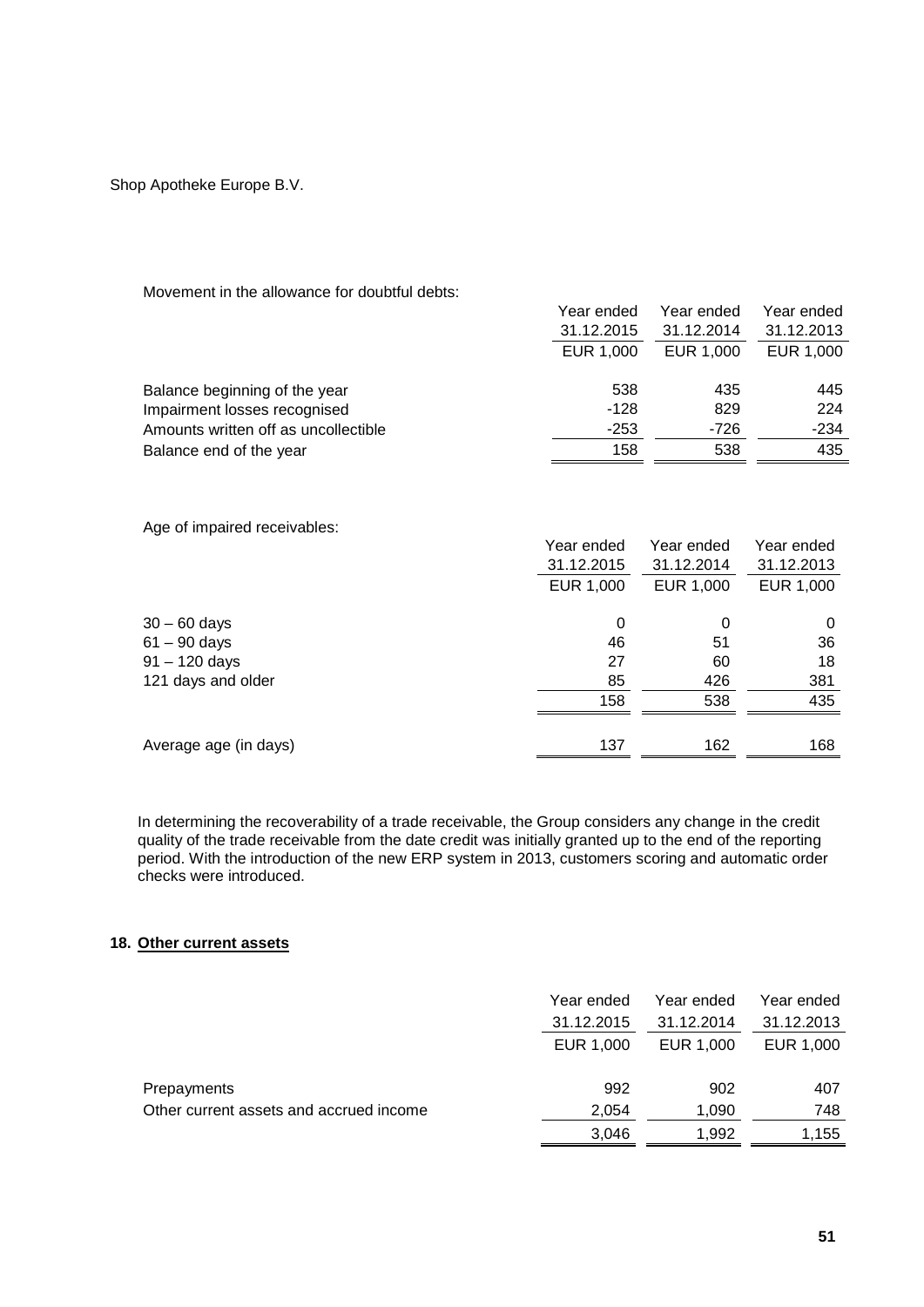Shop Apotheke Europe B.V.

Movement in the allowance for doubtful debts:

| | Year ended 31.12.2015 | Year ended 31.12.2014 | Year ended 31.12.2013 |
|---|---|---|---|
| | EUR 1,000 | EUR 1,000 | EUR 1,000 |
| Balance beginning of the year | 538 | 435 | 445 |
| Impairment losses recognised | -128 | 829 | 224 |
| Amounts written off as uncollectible | -253 | -726 | -234 |
| Balance end of the year | 158 | 538 | 435 |

Age of impaired receivables:

| | Year ended 31.12.2015 | Year ended 31.12.2014 | Year ended 31.12.2013 |
|---|---|---|---|
| | EUR 1,000 | EUR 1,000 | EUR 1,000 |
| 30 – 60 days | 0 | 0 | 0 |
| 61 – 90 days | 46 | 51 | 36 |
| 91 – 120 days | 27 | 60 | 18 |
| 121 days and older | 85 | 426 | 381 |
| | 158 | 538 | 435 |
| Average age (in days) | 137 | 162 | 168 |

In determining the recoverability of a trade receivable, the Group considers any change in the credit quality of the trade receivable from the date credit was initially granted up to the end of the reporting period. With the introduction of the new ERP system in 2013, customers scoring and automatic order checks were introduced.

## 18. Other current assets

| | Year ended 31.12.2015 | Year ended 31.12.2014 | Year ended 31.12.2013 |
|---|---|---|---|
| | EUR 1,000 | EUR 1,000 | EUR 1,000 |
| Prepayments | 992 | 902 | 407 |
| Other current assets and accrued income | 2,054 | 1,090 | 748 |
| | 3,046 | 1,992 | 1,155 |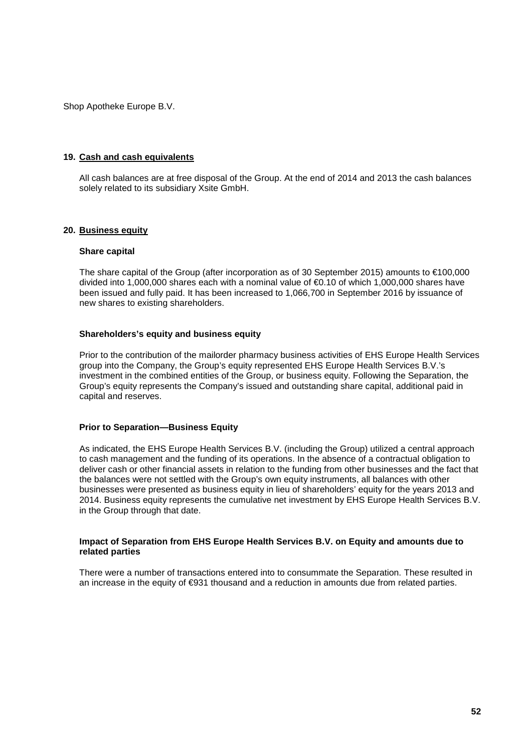Shop Apotheke Europe B.V.

## 19. Cash and cash equivalents

All cash balances are at free disposal of the Group. At the end of 2014 and 2013 the cash balances solely related to its subsidiary Xsite GmbH.

## 20. Business equity

### Share capital

The share capital of the Group (after incorporation as of 30 September 2015) amounts to €100,000 divided into 1,000,000 shares each with a nominal value of €0.10 of which 1,000,000 shares have been issued and fully paid. It has been increased to 1,066,700 in September 2016 by issuance of new shares to existing shareholders.

### Shareholders's equity and business equity

Prior to the contribution of the mailorder pharmacy business activities of EHS Europe Health Services group into the Company, the Group's equity represented EHS Europe Health Services B.V.'s investment in the combined entities of the Group, or business equity. Following the Separation, the Group's equity represents the Company's issued and outstanding share capital, additional paid in capital and reserves.

### Prior to Separation—Business Equity

As indicated, the EHS Europe Health Services B.V. (including the Group) utilized a central approach to cash management and the funding of its operations. In the absence of a contractual obligation to deliver cash or other financial assets in relation to the funding from other businesses and the fact that the balances were not settled with the Group's own equity instruments, all balances with other businesses were presented as business equity in lieu of shareholders' equity for the years 2013 and 2014. Business equity represents the cumulative net investment by EHS Europe Health Services B.V. in the Group through that date.

### Impact of Separation from EHS Europe Health Services B.V. on Equity and amounts due to related parties

There were a number of transactions entered into to consummate the Separation. These resulted in an increase in the equity of €931 thousand and a reduction in amounts due from related parties.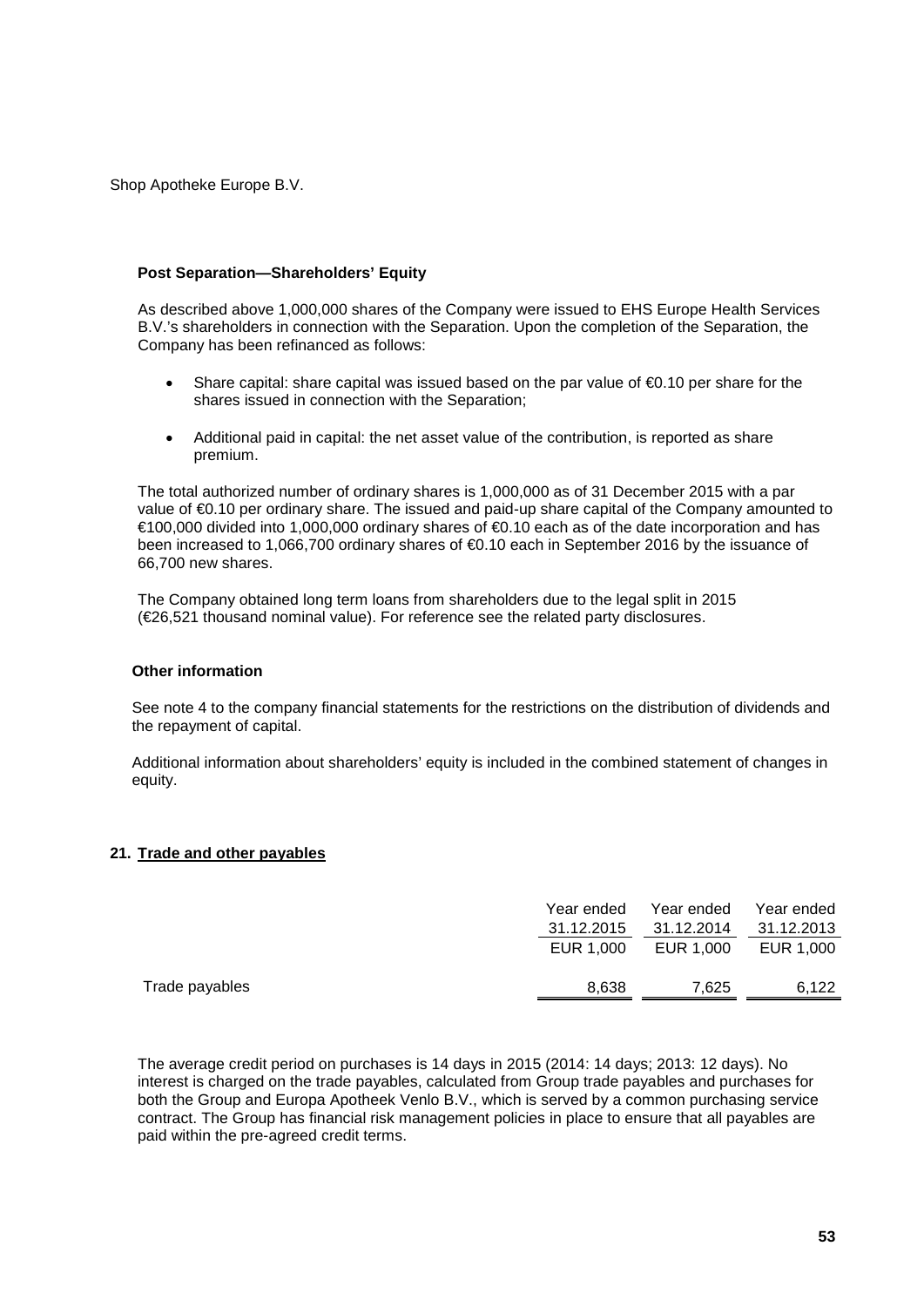**Post Separation—Shareholders' Equity**

As described above 1,000,000 shares of the Company were issued to EHS Europe Health Services B.V.'s shareholders in connection with the Separation. Upon the completion of the Separation, the Company has been refinanced as follows:

- Share capital: share capital was issued based on the par value of €0.10 per share for the shares issued in connection with the Separation;
- Additional paid in capital: the net asset value of the contribution, is reported as share premium.

The total authorized number of ordinary shares is 1,000,000 as of 31 December 2015 with a par value of €0.10 per ordinary share. The issued and paid-up share capital of the Company amounted to €100,000 divided into 1,000,000 ordinary shares of €0.10 each as of the date incorporation and has been increased to 1,066,700 ordinary shares of €0.10 each in September 2016 by the issuance of 66,700 new shares.

The Company obtained long term loans from shareholders due to the legal split in 2015 (€26,521 thousand nominal value). For reference see the related party disclosures.

**Other information**

See note 4 to the company financial statements for the restrictions on the distribution of dividends and the repayment of capital.

Additional information about shareholders' equity is included in the combined statement of changes in equity.

## 21. Trade and other payables

| | Year ended 31.12.2015 | Year ended 31.12.2014 | Year ended 31.12.2013 |
|---|---|---|---|
| | EUR 1,000 | EUR 1,000 | EUR 1,000 |
| Trade payables | 8,638 | 7,625 | 6,122 |

The average credit period on purchases is 14 days in 2015 (2014: 14 days; 2013: 12 days). No interest is charged on the trade payables, calculated from Group trade payables and purchases for both the Group and Europa Apotheek Venlo B.V., which is served by a common purchasing service contract. The Group has financial risk management policies in place to ensure that all payables are paid within the pre-agreed credit terms.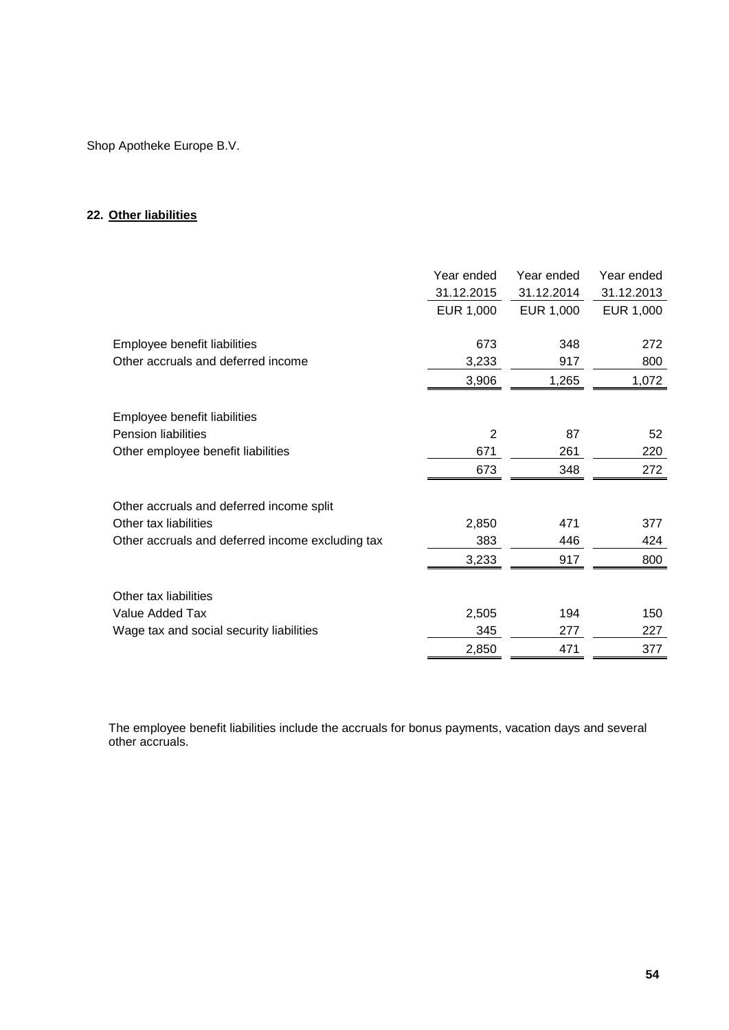Shop Apotheke Europe B.V.

## 22. Other liabilities

| | Year ended 31.12.2015 | Year ended 31.12.2014 | Year ended 31.12.2013 |
|---|---|---|---|
| | EUR 1,000 | EUR 1,000 | EUR 1,000 |
| Employee benefit liabilities | 673 | 348 | 272 |
| Other accruals and deferred income | 3,233 | 917 | 800 |
| | 3,906 | 1,265 | 1,072 |
| | | | |
| Employee benefit liabilities | | | |
| Pension liabilities | 2 | 87 | 52 |
| Other employee benefit liabilities | 671 | 261 | 220 |
| | 673 | 348 | 272 |
| | | | |
| Other accruals and deferred income split | | | |
| Other tax liabilities | 2,850 | 471 | 377 |
| Other accruals and deferred income excluding tax | 383 | 446 | 424 |
| | 3,233 | 917 | 800 |
| | | | |
| Other tax liabilities | | | |
| Value Added Tax | 2,505 | 194 | 150 |
| Wage tax and social security liabilities | 345 | 277 | 227 |
| | 2,850 | 471 | 377 |

The employee benefit liabilities include the accruals for bonus payments, vacation days and several other accruals.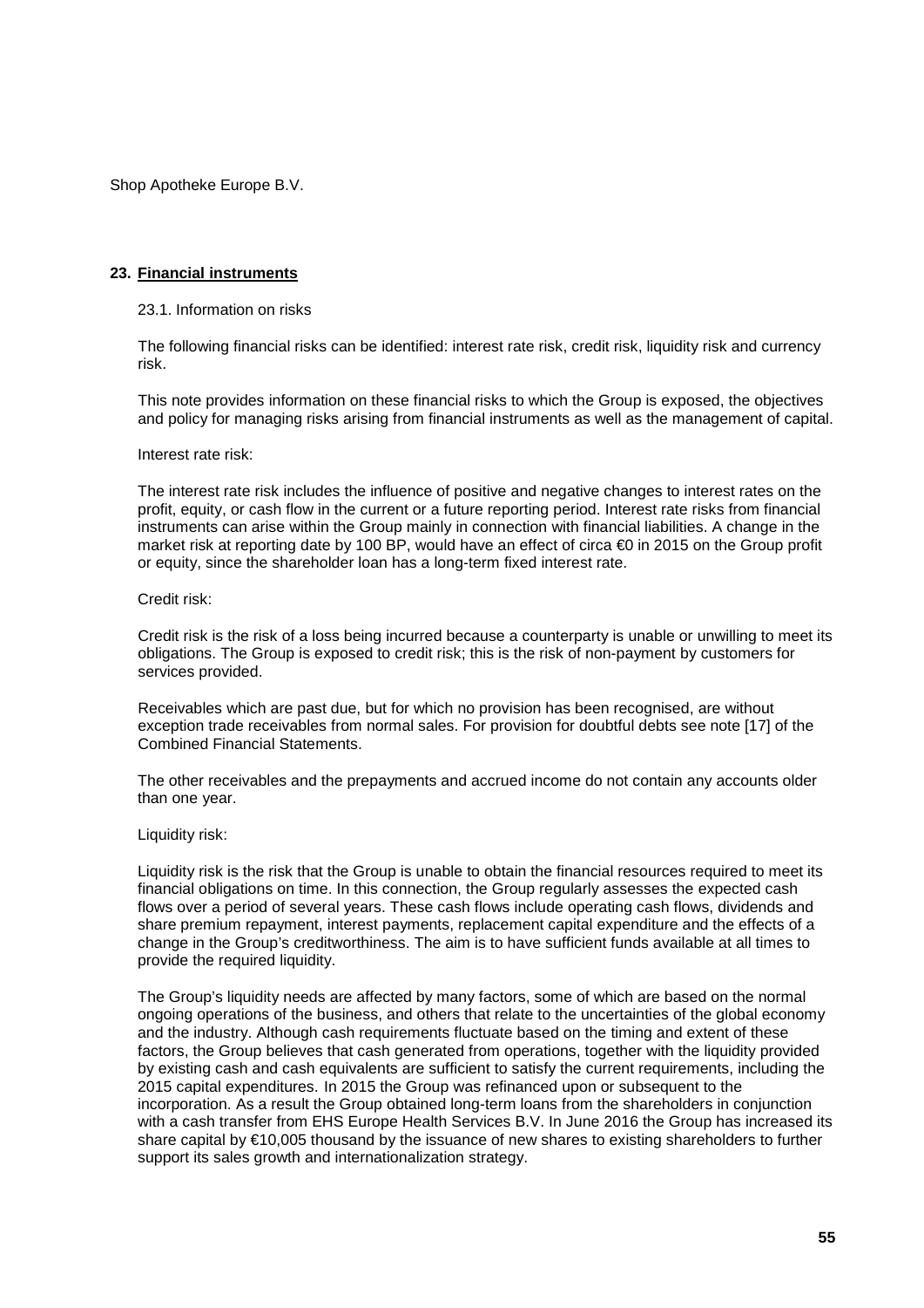Shop Apotheke Europe B.V.

## 23. Financial instruments

23.1. Information on risks

The following financial risks can be identified: interest rate risk, credit risk, liquidity risk and currency risk.

This note provides information on these financial risks to which the Group is exposed, the objectives and policy for managing risks arising from financial instruments as well as the management of capital.

Interest rate risk:

The interest rate risk includes the influence of positive and negative changes to interest rates on the profit, equity, or cash flow in the current or a future reporting period. Interest rate risks from financial instruments can arise within the Group mainly in connection with financial liabilities. A change in the market risk at reporting date by 100 BP, would have an effect of circa €0 in 2015 on the Group profit or equity, since the shareholder loan has a long-term fixed interest rate.

Credit risk:

Credit risk is the risk of a loss being incurred because a counterparty is unable or unwilling to meet its obligations. The Group is exposed to credit risk; this is the risk of non-payment by customers for services provided.

Receivables which are past due, but for which no provision has been recognised, are without exception trade receivables from normal sales. For provision for doubtful debts see note [17] of the Combined Financial Statements.

The other receivables and the prepayments and accrued income do not contain any accounts older than one year.

Liquidity risk:

Liquidity risk is the risk that the Group is unable to obtain the financial resources required to meet its financial obligations on time. In this connection, the Group regularly assesses the expected cash flows over a period of several years. These cash flows include operating cash flows, dividends and share premium repayment, interest payments, replacement capital expenditure and the effects of a change in the Group's creditworthiness. The aim is to have sufficient funds available at all times to provide the required liquidity.

The Group's liquidity needs are affected by many factors, some of which are based on the normal ongoing operations of the business, and others that relate to the uncertainties of the global economy and the industry. Although cash requirements fluctuate based on the timing and extent of these factors, the Group believes that cash generated from operations, together with the liquidity provided by existing cash and cash equivalents are sufficient to satisfy the current requirements, including the 2015 capital expenditures. In 2015 the Group was refinanced upon or subsequent to the incorporation. As a result the Group obtained long-term loans from the shareholders in conjunction with a cash transfer from EHS Europe Health Services B.V. In June 2016 the Group has increased its share capital by €10,005 thousand by the issuance of new shares to existing shareholders to further support its sales growth and internationalization strategy.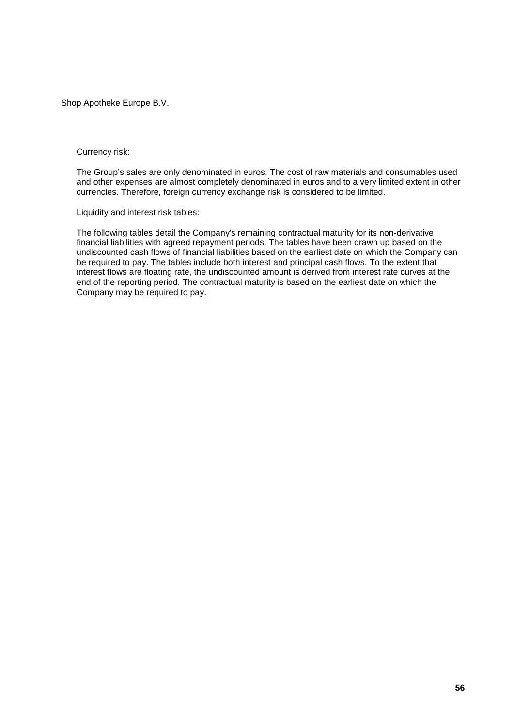Currency risk:

The Group's sales are only denominated in euros. The cost of raw materials and consumables used and other expenses are almost completely denominated in euros and to a very limited extent in other currencies. Therefore, foreign currency exchange risk is considered to be limited.

Liquidity and interest risk tables:

The following tables detail the Company's remaining contractual maturity for its non-derivative financial liabilities with agreed repayment periods. The tables have been drawn up based on the undiscounted cash flows of financial liabilities based on the earliest date on which the Company can be required to pay. The tables include both interest and principal cash flows. To the extent that interest flows are floating rate, the undiscounted amount is derived from interest rate curves at the end of the reporting period. The contractual maturity is based on the earliest date on which the Company may be required to pay.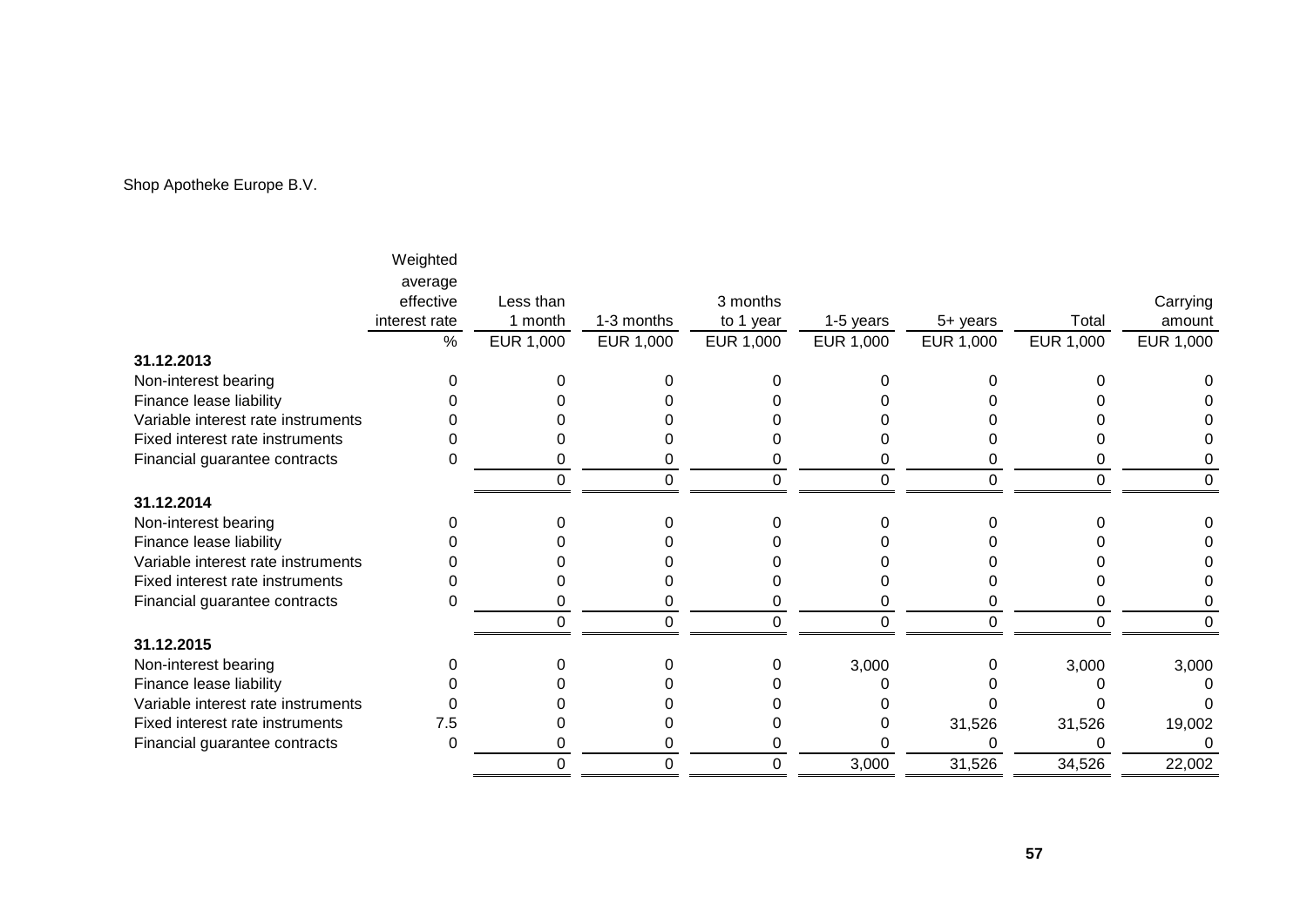Shop Apotheke Europe B.V.

| | Weighted average effective interest rate | Less than 1 month | 1-3 months | 3 months to 1 year | 1-5 years | 5+ years | Total | Carrying amount |
|---|---|---|---|---|---|---|---|---|
| | % | EUR 1,000 | EUR 1,000 | EUR 1,000 | EUR 1,000 | EUR 1,000 | EUR 1,000 | EUR 1,000 |
| **31.12.2013** | | | | | | | | |
| Non-interest bearing | 0 | 0 | 0 | 0 | 0 | 0 | 0 | 0 |
| Finance lease liability | 0 | 0 | 0 | 0 | 0 | 0 | 0 | 0 |
| Variable interest rate instruments | 0 | 0 | 0 | 0 | 0 | 0 | 0 | 0 |
| Fixed interest rate instruments | 0 | 0 | 0 | 0 | 0 | 0 | 0 | 0 |
| Financial guarantee contracts | 0 | 0 | 0 | 0 | 0 | 0 | 0 | 0 |
| | | 0 | 0 | 0 | 0 | 0 | 0 | 0 |
| **31.12.2014** | | | | | | | | |
| Non-interest bearing | 0 | 0 | 0 | 0 | 0 | 0 | 0 | 0 |
| Finance lease liability | 0 | 0 | 0 | 0 | 0 | 0 | 0 | 0 |
| Variable interest rate instruments | 0 | 0 | 0 | 0 | 0 | 0 | 0 | 0 |
| Fixed interest rate instruments | 0 | 0 | 0 | 0 | 0 | 0 | 0 | 0 |
| Financial guarantee contracts | 0 | 0 | 0 | 0 | 0 | 0 | 0 | 0 |
| | | 0 | 0 | 0 | 0 | 0 | 0 | 0 |
| **31.12.2015** | | | | | | | | |
| Non-interest bearing | 0 | 0 | 0 | 0 | 3,000 | 0 | 3,000 | 3,000 |
| Finance lease liability | 0 | 0 | 0 | 0 | 0 | 0 | 0 | 0 |
| Variable interest rate instruments | 0 | 0 | 0 | 0 | 0 | 0 | 0 | 0 |
| Fixed interest rate instruments | 7.5 | 0 | 0 | 0 | 0 | 31,526 | 31,526 | 19,002 |
| Financial guarantee contracts | 0 | 0 | 0 | 0 | 0 | 0 | 0 | 0 |
| | | 0 | 0 | 0 | 3,000 | 31,526 | 34,526 | 22,002 |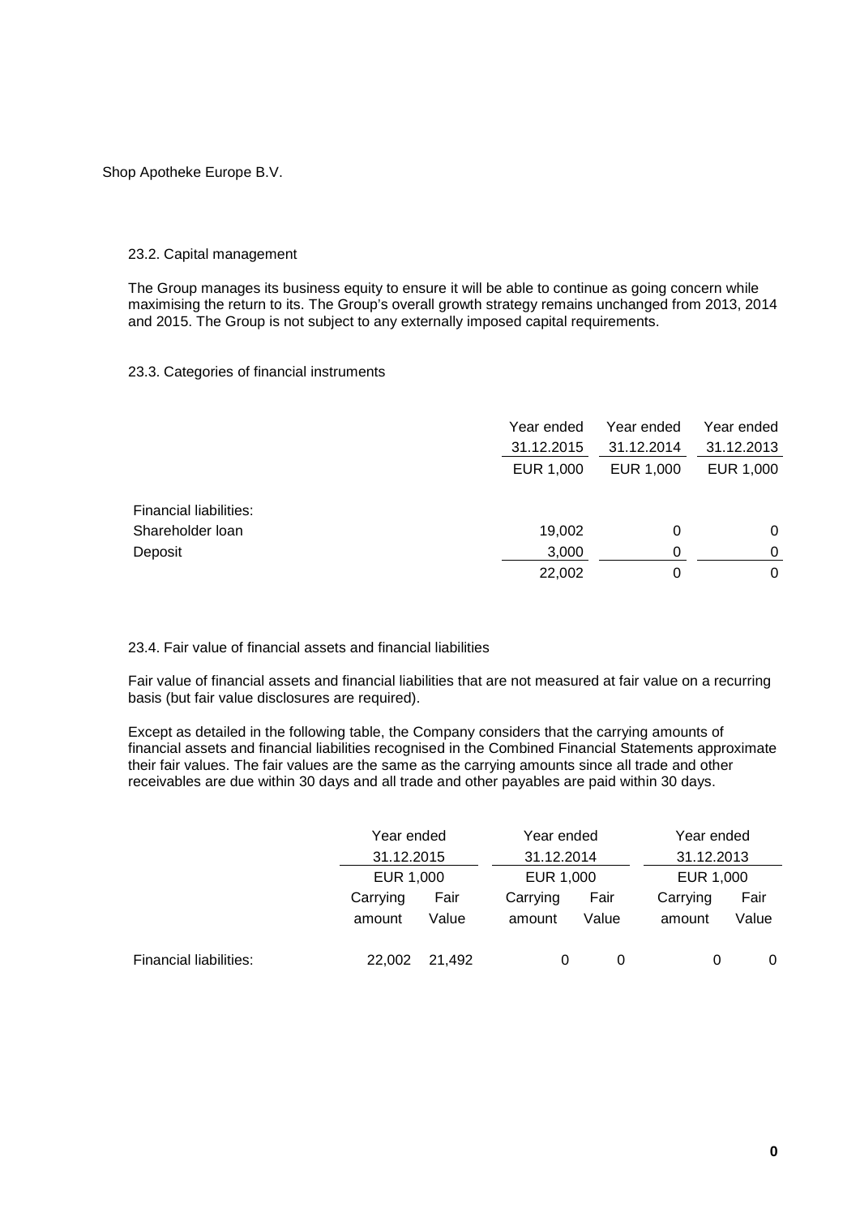Shop Apotheke Europe B.V.

### 23.2. Capital management

The Group manages its business equity to ensure it will be able to continue as going concern while maximising the return to its. The Group's overall growth strategy remains unchanged from 2013, 2014 and 2015. The Group is not subject to any externally imposed capital requirements.

### 23.3. Categories of financial instruments

| | Year ended 31.12.2015 | Year ended 31.12.2014 | Year ended 31.12.2013 |
|---|---|---|---|
| | EUR 1,000 | EUR 1,000 | EUR 1,000 |
| Financial liabilities: | | | |
| Shareholder loan | 19,002 | 0 | 0 |
| Deposit | 3,000 | 0 | 0 |
| | 22,002 | 0 | 0 |

### 23.4. Fair value of financial assets and financial liabilities

Fair value of financial assets and financial liabilities that are not measured at fair value on a recurring basis (but fair value disclosures are required).

Except as detailed in the following table, the Company considers that the carrying amounts of financial assets and financial liabilities recognised in the Combined Financial Statements approximate their fair values. The fair values are the same as the carrying amounts since all trade and other receivables are due within 30 days and all trade and other payables are paid within 30 days.

| | Year ended 31.12.2015 | | Year ended 31.12.2014 | | Year ended 31.12.2013 | |
|---|---|---|---|---|---|---|
| | EUR 1,000 | | EUR 1,000 | | EUR 1,000 | |
| | Carrying amount | Fair Value | Carrying amount | Fair Value | Carrying amount | Fair Value |
| Financial liabilities: | 22,002 | 21,492 | 0 | 0 | 0 | 0 |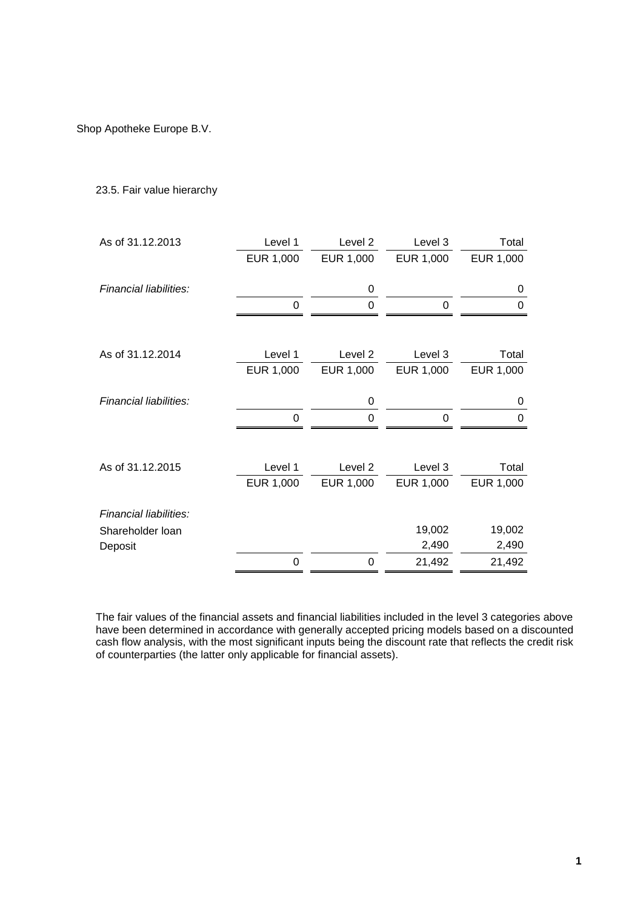Shop Apotheke Europe B.V.

### 23.5. Fair value hierarchy

| As of 31.12.2013 | Level 1 | Level 2 | Level 3 | Total |
|---|---|---|---|---|
| | EUR 1,000 | EUR 1,000 | EUR 1,000 | EUR 1,000 |
| *Financial liabilities:* | | 0 | | 0 |
| | 0 | 0 | 0 | 0 |

| As of 31.12.2014 | Level 1 | Level 2 | Level 3 | Total |
|---|---|---|---|---|
| | EUR 1,000 | EUR 1,000 | EUR 1,000 | EUR 1,000 |
| *Financial liabilities:* | | 0 | | 0 |
| | 0 | 0 | 0 | 0 |

| As of 31.12.2015 | Level 1 | Level 2 | Level 3 | Total |
|---|---|---|---|---|
| | EUR 1,000 | EUR 1,000 | EUR 1,000 | EUR 1,000 |
| *Financial liabilities:* | | | | |
| Shareholder loan | | | 19,002 | 19,002 |
| Deposit | | | 2,490 | 2,490 |
| | 0 | 0 | 21,492 | 21,492 |

The fair values of the financial assets and financial liabilities included in the level 3 categories above have been determined in accordance with generally accepted pricing models based on a discounted cash flow analysis, with the most significant inputs being the discount rate that reflects the credit risk of counterparties (the latter only applicable for financial assets).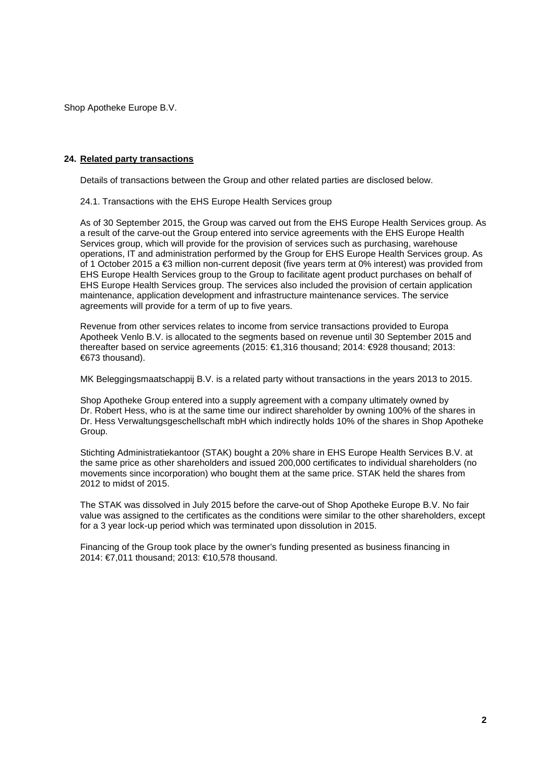Shop Apotheke Europe B.V.

## 24. Related party transactions

Details of transactions between the Group and other related parties are disclosed below.

24.1. Transactions with the EHS Europe Health Services group

As of 30 September 2015, the Group was carved out from the EHS Europe Health Services group. As a result of the carve-out the Group entered into service agreements with the EHS Europe Health Services group, which will provide for the provision of services such as purchasing, warehouse operations, IT and administration performed by the Group for EHS Europe Health Services group. As of 1 October 2015 a €3 million non-current deposit (five years term at 0% interest) was provided from EHS Europe Health Services group to the Group to facilitate agent product purchases on behalf of EHS Europe Health Services group. The services also included the provision of certain application maintenance, application development and infrastructure maintenance services. The service agreements will provide for a term of up to five years.

Revenue from other services relates to income from service transactions provided to Europa Apotheek Venlo B.V. is allocated to the segments based on revenue until 30 September 2015 and thereafter based on service agreements (2015: €1,316 thousand; 2014: €928 thousand; 2013: €673 thousand).

MK Beleggingsmaatschappij B.V. is a related party without transactions in the years 2013 to 2015.

Shop Apotheke Group entered into a supply agreement with a company ultimately owned by Dr. Robert Hess, who is at the same time our indirect shareholder by owning 100% of the shares in Dr. Hess Verwaltungsgeschellschaft mbH which indirectly holds 10% of the shares in Shop Apotheke Group.

Stichting Administratiekantoor (STAK) bought a 20% share in EHS Europe Health Services B.V. at the same price as other shareholders and issued 200,000 certificates to individual shareholders (no movements since incorporation) who bought them at the same price. STAK held the shares from 2012 to midst of 2015.

The STAK was dissolved in July 2015 before the carve-out of Shop Apotheke Europe B.V. No fair value was assigned to the certificates as the conditions were similar to the other shareholders, except for a 3 year lock-up period which was terminated upon dissolution in 2015.

Financing of the Group took place by the owner's funding presented as business financing in 2014: €7,011 thousand; 2013: €10,578 thousand.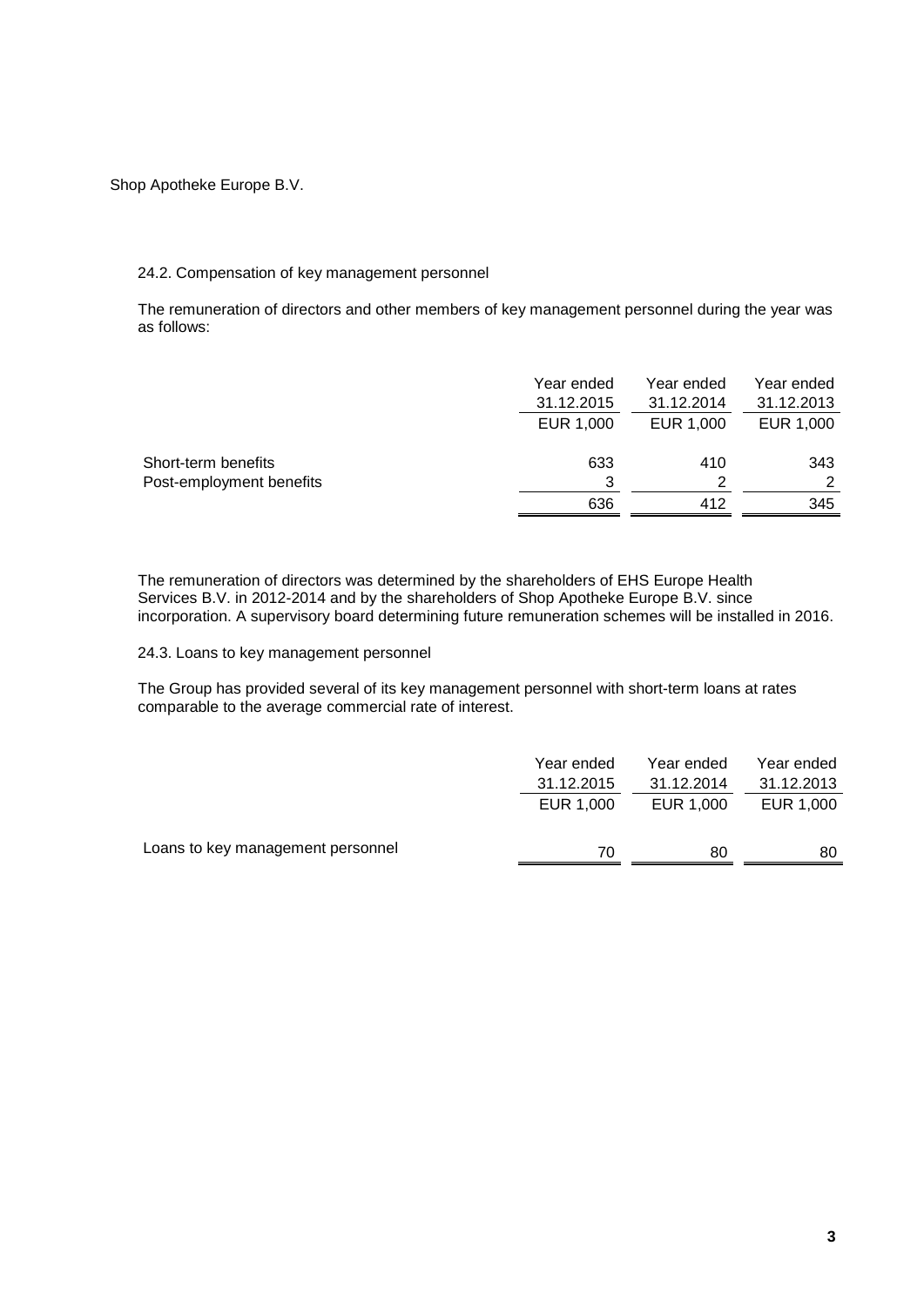Shop Apotheke Europe B.V.

### 24.2. Compensation of key management personnel

The remuneration of directors and other members of key management personnel during the year was as follows:

| | Year ended 31.12.2015 | Year ended 31.12.2014 | Year ended 31.12.2013 |
|---|---|---|---|
| | EUR 1,000 | EUR 1,000 | EUR 1,000 |
| Short-term benefits | 633 | 410 | 343 |
| Post-employment benefits | 3 | 2 | 2 |
| | 636 | 412 | 345 |

The remuneration of directors was determined by the shareholders of EHS Europe Health Services B.V. in 2012-2014 and by the shareholders of Shop Apotheke Europe B.V. since incorporation. A supervisory board determining future remuneration schemes will be installed in 2016.

### 24.3. Loans to key management personnel

The Group has provided several of its key management personnel with short-term loans at rates comparable to the average commercial rate of interest.

| | Year ended 31.12.2015 | Year ended 31.12.2014 | Year ended 31.12.2013 |
|---|---|---|---|
| | EUR 1,000 | EUR 1,000 | EUR 1,000 |
| Loans to key management personnel | 70 | 80 | 80 |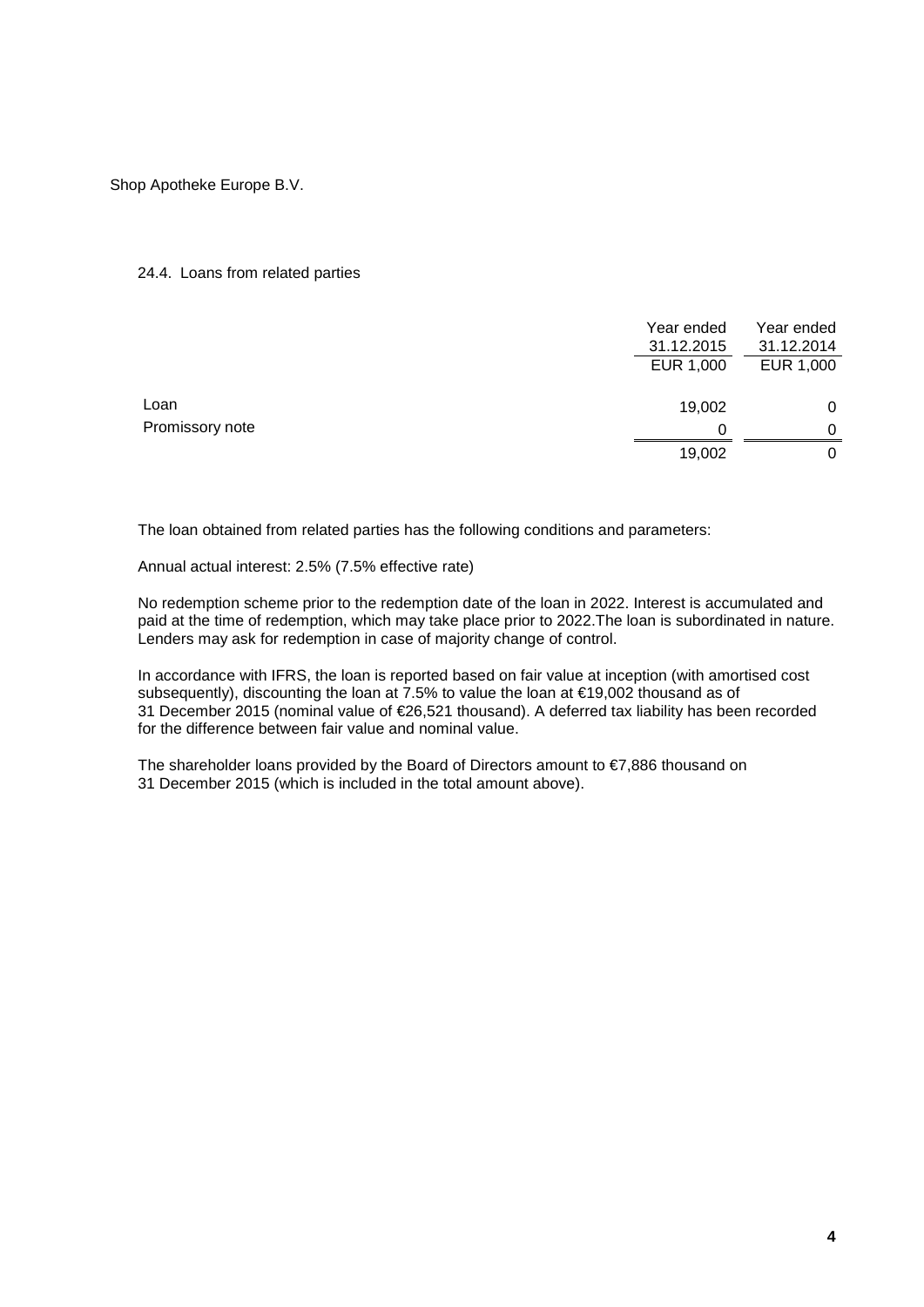Shop Apotheke Europe B.V.

### 24.4. Loans from related parties

| | Year ended 31.12.2015 EUR 1,000 | Year ended 31.12.2014 EUR 1,000 |
|---|---|---|
| Loan | 19,002 | 0 |
| Promissory note | 0 | 0 |
| | 19,002 | 0 |

The loan obtained from related parties has the following conditions and parameters:

Annual actual interest: 2.5% (7.5% effective rate)

No redemption scheme prior to the redemption date of the loan in 2022. Interest is accumulated and paid at the time of redemption, which may take place prior to 2022.The loan is subordinated in nature. Lenders may ask for redemption in case of majority change of control.

In accordance with IFRS, the loan is reported based on fair value at inception (with amortised cost subsequently), discounting the loan at 7.5% to value the loan at €19,002 thousand as of 31 December 2015 (nominal value of €26,521 thousand). A deferred tax liability has been recorded for the difference between fair value and nominal value.

The shareholder loans provided by the Board of Directors amount to €7,886 thousand on 31 December 2015 (which is included in the total amount above).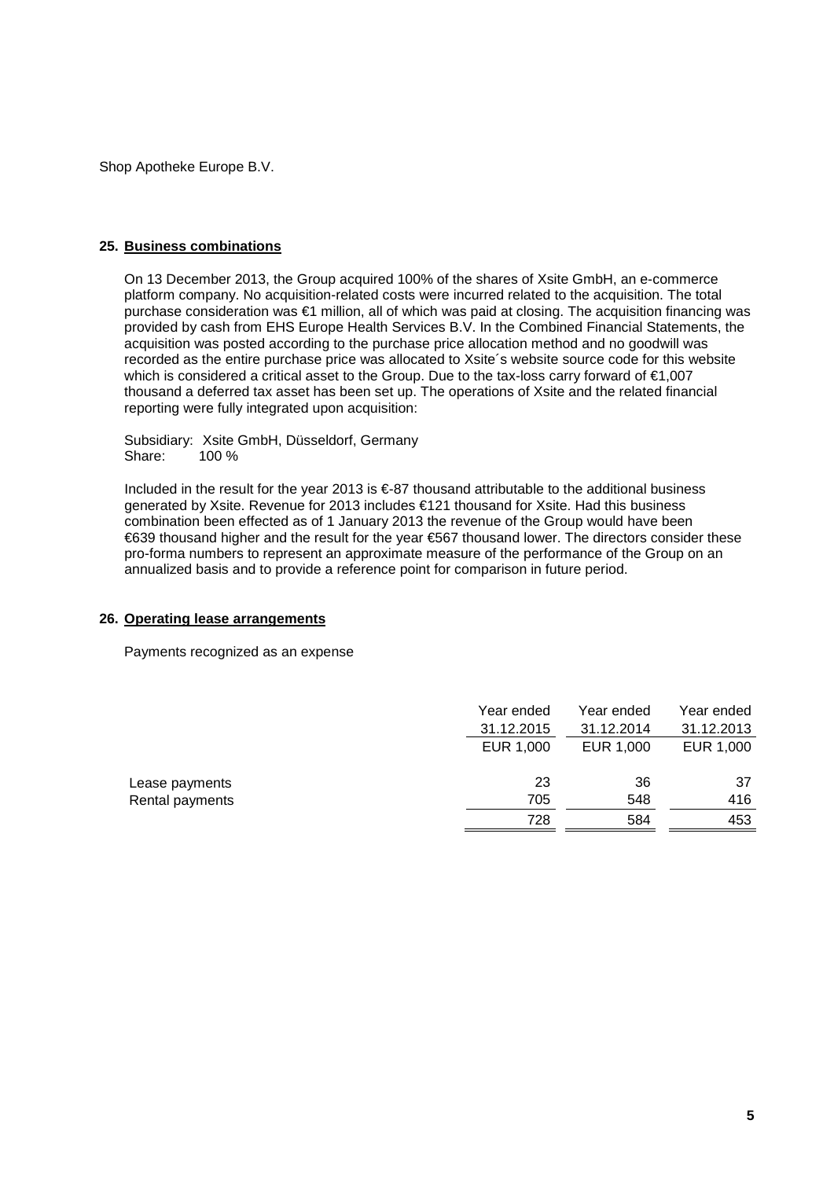Shop Apotheke Europe B.V.

## 25. Business combinations

On 13 December 2013, the Group acquired 100% of the shares of Xsite GmbH, an e-commerce platform company. No acquisition-related costs were incurred related to the acquisition. The total purchase consideration was €1 million, all of which was paid at closing. The acquisition financing was provided by cash from EHS Europe Health Services B.V. In the Combined Financial Statements, the acquisition was posted according to the purchase price allocation method and no goodwill was recorded as the entire purchase price was allocated to Xsite´s website source code for this website which is considered a critical asset to the Group. Due to the tax-loss carry forward of €1,007 thousand a deferred tax asset has been set up. The operations of Xsite and the related financial reporting were fully integrated upon acquisition:

Subsidiary: Xsite GmbH, Düsseldorf, Germany
Share: 100 %

Included in the result for the year 2013 is €-87 thousand attributable to the additional business generated by Xsite. Revenue for 2013 includes €121 thousand for Xsite. Had this business combination been effected as of 1 January 2013 the revenue of the Group would have been €639 thousand higher and the result for the year €567 thousand lower. The directors consider these pro-forma numbers to represent an approximate measure of the performance of the Group on an annualized basis and to provide a reference point for comparison in future period.

## 26. Operating lease arrangements

Payments recognized as an expense

| | Year ended 31.12.2015 | Year ended 31.12.2014 | Year ended 31.12.2013 |
|---|---|---|---|
| | EUR 1,000 | EUR 1,000 | EUR 1,000 |
| Lease payments | 23 | 36 | 37 |
| Rental payments | 705 | 548 | 416 |
| | 728 | 584 | 453 |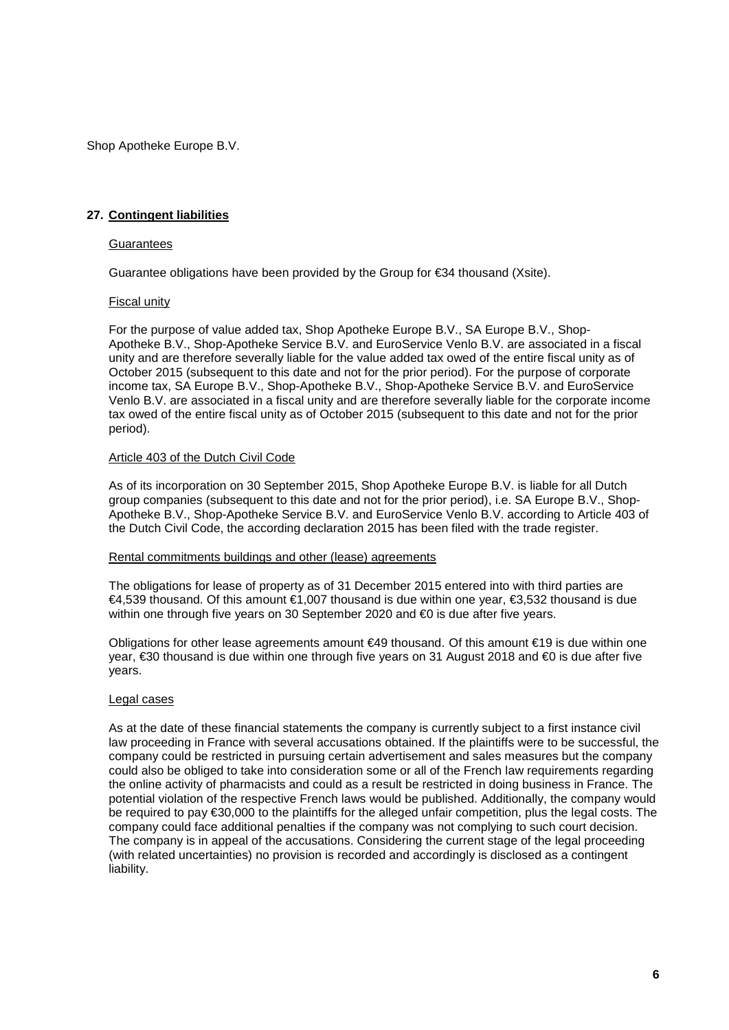Shop Apotheke Europe B.V.

## 27. Contingent liabilities

### Guarantees

Guarantee obligations have been provided by the Group for €34 thousand (Xsite).

### Fiscal unity

For the purpose of value added tax, Shop Apotheke Europe B.V., SA Europe B.V., Shop-Apotheke B.V., Shop-Apotheke Service B.V. and EuroService Venlo B.V. are associated in a fiscal unity and are therefore severally liable for the value added tax owed of the entire fiscal unity as of October 2015 (subsequent to this date and not for the prior period). For the purpose of corporate income tax, SA Europe B.V., Shop-Apotheke B.V., Shop-Apotheke Service B.V. and EuroService Venlo B.V. are associated in a fiscal unity and are therefore severally liable for the corporate income tax owed of the entire fiscal unity as of October 2015 (subsequent to this date and not for the prior period).

### Article 403 of the Dutch Civil Code

As of its incorporation on 30 September 2015, Shop Apotheke Europe B.V. is liable for all Dutch group companies (subsequent to this date and not for the prior period), i.e. SA Europe B.V., Shop-Apotheke B.V., Shop-Apotheke Service B.V. and EuroService Venlo B.V. according to Article 403 of the Dutch Civil Code, the according declaration 2015 has been filed with the trade register.

### Rental commitments buildings and other (lease) agreements

The obligations for lease of property as of 31 December 2015 entered into with third parties are €4,539 thousand. Of this amount €1,007 thousand is due within one year, €3,532 thousand is due within one through five years on 30 September 2020 and €0 is due after five years.

Obligations for other lease agreements amount €49 thousand. Of this amount €19 is due within one year, €30 thousand is due within one through five years on 31 August 2018 and €0 is due after five years.

### Legal cases

As at the date of these financial statements the company is currently subject to a first instance civil law proceeding in France with several accusations obtained. If the plaintiffs were to be successful, the company could be restricted in pursuing certain advertisement and sales measures but the company could also be obliged to take into consideration some or all of the French law requirements regarding the online activity of pharmacists and could as a result be restricted in doing business in France. The potential violation of the respective French laws would be published. Additionally, the company would be required to pay €30,000 to the plaintiffs for the alleged unfair competition, plus the legal costs. The company could face additional penalties if the company was not complying to such court decision. The company is in appeal of the accusations. Considering the current stage of the legal proceeding (with related uncertainties) no provision is recorded and accordingly is disclosed as a contingent liability.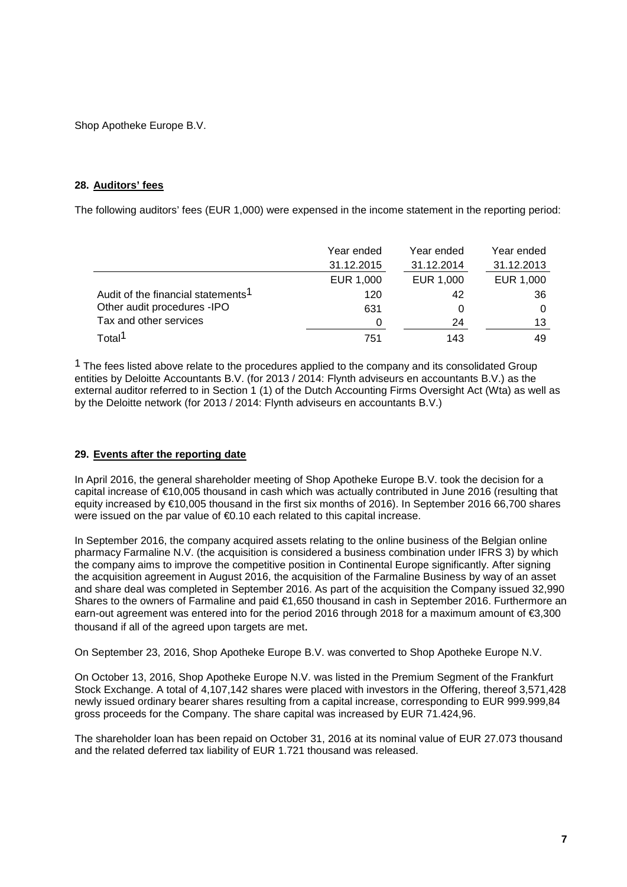Shop Apotheke Europe B.V.

## 28. Auditors' fees

The following auditors' fees (EUR 1,000) were expensed in the income statement in the reporting period:

| | Year ended 31.12.2015 | Year ended 31.12.2014 | Year ended 31.12.2013 |
|---|---|---|---|
| | EUR 1,000 | EUR 1,000 | EUR 1,000 |
| Audit of the financial statements[1] | 120 | 42 | 36 |
| Other audit procedures -IPO | 631 | 0 | 0 |
| Tax and other services | 0 | 24 | 13 |
| Total[1] | 751 | 143 | 49 |

[1] The fees listed above relate to the procedures applied to the company and its consolidated Group entities by Deloitte Accountants B.V. (for 2013 / 2014: Flynth adviseurs en accountants B.V.) as the external auditor referred to in Section 1 (1) of the Dutch Accounting Firms Oversight Act (Wta) as well as by the Deloitte network (for 2013 / 2014: Flynth adviseurs en accountants B.V.)

## 29. Events after the reporting date

In April 2016, the general shareholder meeting of Shop Apotheke Europe B.V. took the decision for a capital increase of €10,005 thousand in cash which was actually contributed in June 2016 (resulting that equity increased by €10,005 thousand in the first six months of 2016). In September 2016 66,700 shares were issued on the par value of €0.10 each related to this capital increase.

In September 2016, the company acquired assets relating to the online business of the Belgian online pharmacy Farmaline N.V. (the acquisition is considered a business combination under IFRS 3) by which the company aims to improve the competitive position in Continental Europe significantly. After signing the acquisition agreement in August 2016, the acquisition of the Farmaline Business by way of an asset and share deal was completed in September 2016. As part of the acquisition the Company issued 32,990 Shares to the owners of Farmaline and paid €1,650 thousand in cash in September 2016. Furthermore an earn-out agreement was entered into for the period 2016 through 2018 for a maximum amount of €3,300 thousand if all of the agreed upon targets are met.

On September 23, 2016, Shop Apotheke Europe B.V. was converted to Shop Apotheke Europe N.V.

On October 13, 2016, Shop Apotheke Europe N.V. was listed in the Premium Segment of the Frankfurt Stock Exchange. A total of 4,107,142 shares were placed with investors in the Offering, thereof 3,571,428 newly issued ordinary bearer shares resulting from a capital increase, corresponding to EUR 999.999,84 gross proceeds for the Company. The share capital was increased by EUR 71.424,96.

The shareholder loan has been repaid on October 31, 2016 at its nominal value of EUR 27.073 thousand and the related deferred tax liability of EUR 1.721 thousand was released.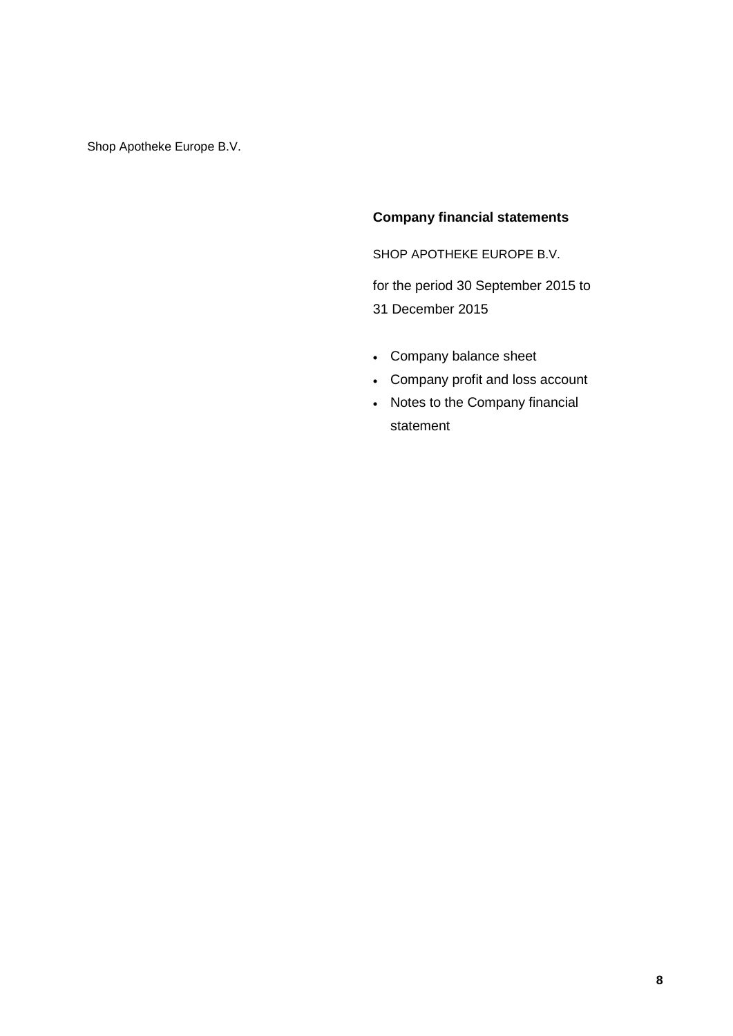## Company financial statements

SHOP APOTHEKE EUROPE B.V.

for the period 30 September 2015 to 31 December 2015

- Company balance sheet
- Company profit and loss account
- Notes to the Company financial statement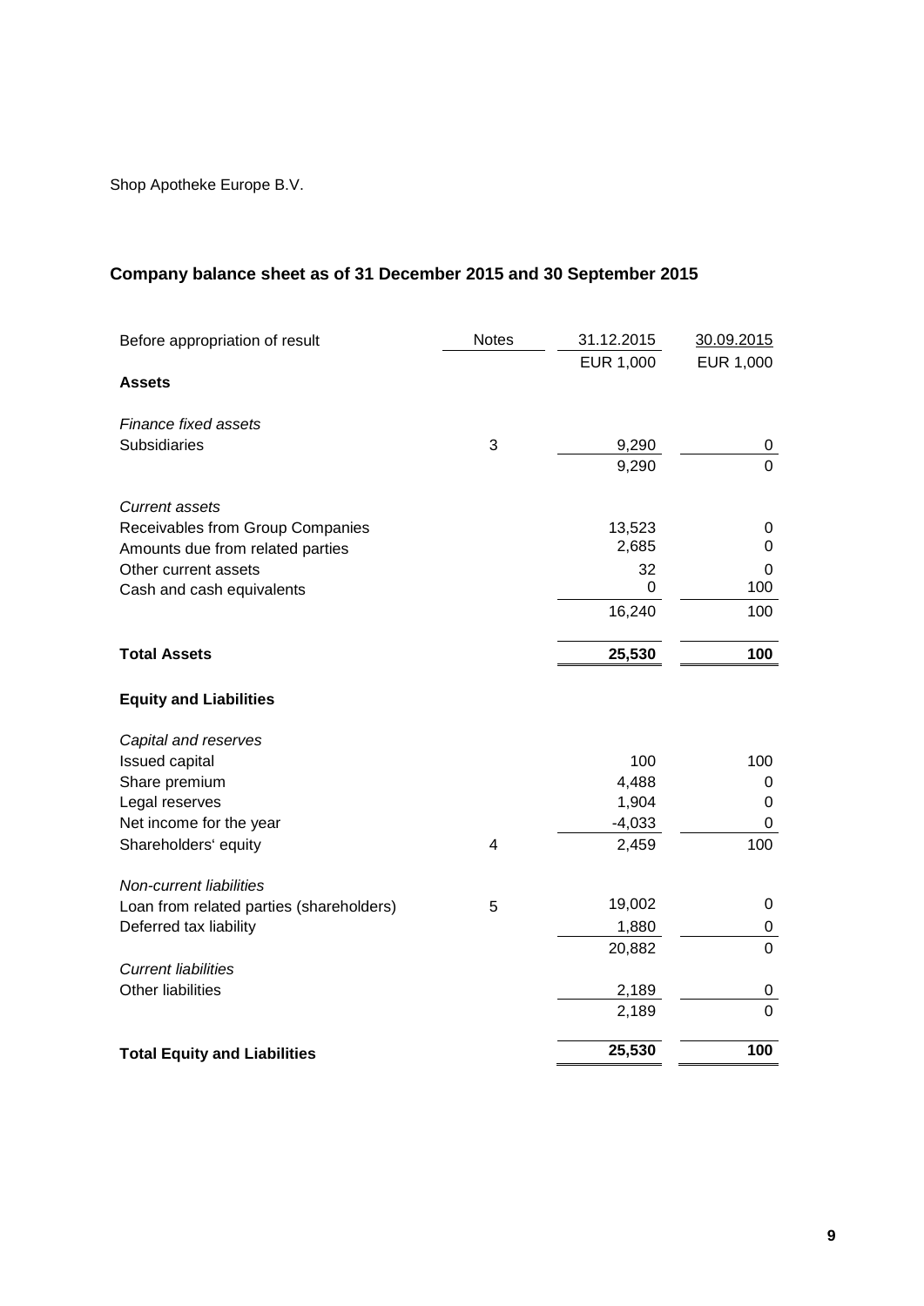Shop Apotheke Europe B.V.

## Company balance sheet as of 31 December 2015 and 30 September 2015

| Before appropriation of result | Notes | 31.12.2015 | 30.09.2015 |
|---|---|---|---|
| | | EUR 1,000 | EUR 1,000 |
| **Assets** | | | |
| *Finance fixed assets* | | | |
| Subsidiaries | 3 | 9,290 | 0 |
| | | 9,290 | 0 |
| *Current assets* | | | |
| Receivables from Group Companies | | 13,523 | 0 |
| Amounts due from related parties | | 2,685 | 0 |
| Other current assets | | 32 | 0 |
| Cash and cash equivalents | | 0 | 100 |
| | | 16,240 | 100 |
| **Total Assets** | | **25,530** | **100** |
| **Equity and Liabilities** | | | |
| *Capital and reserves* | | | |
| Issued capital | | 100 | 100 |
| Share premium | | 4,488 | 0 |
| Legal reserves | | 1,904 | 0 |
| Net income for the year | | -4,033 | 0 |
| Shareholders' equity | 4 | 2,459 | 100 |
| *Non-current liabilities* | | | |
| Loan from related parties (shareholders) | 5 | 19,002 | 0 |
| Deferred tax liability | | 1,880 | 0 |
| | | 20,882 | 0 |
| *Current liabilities* | | | |
| Other liabilities | | 2,189 | 0 |
| | | 2,189 | 0 |
| **Total Equity and Liabilities** | | **25,530** | **100** |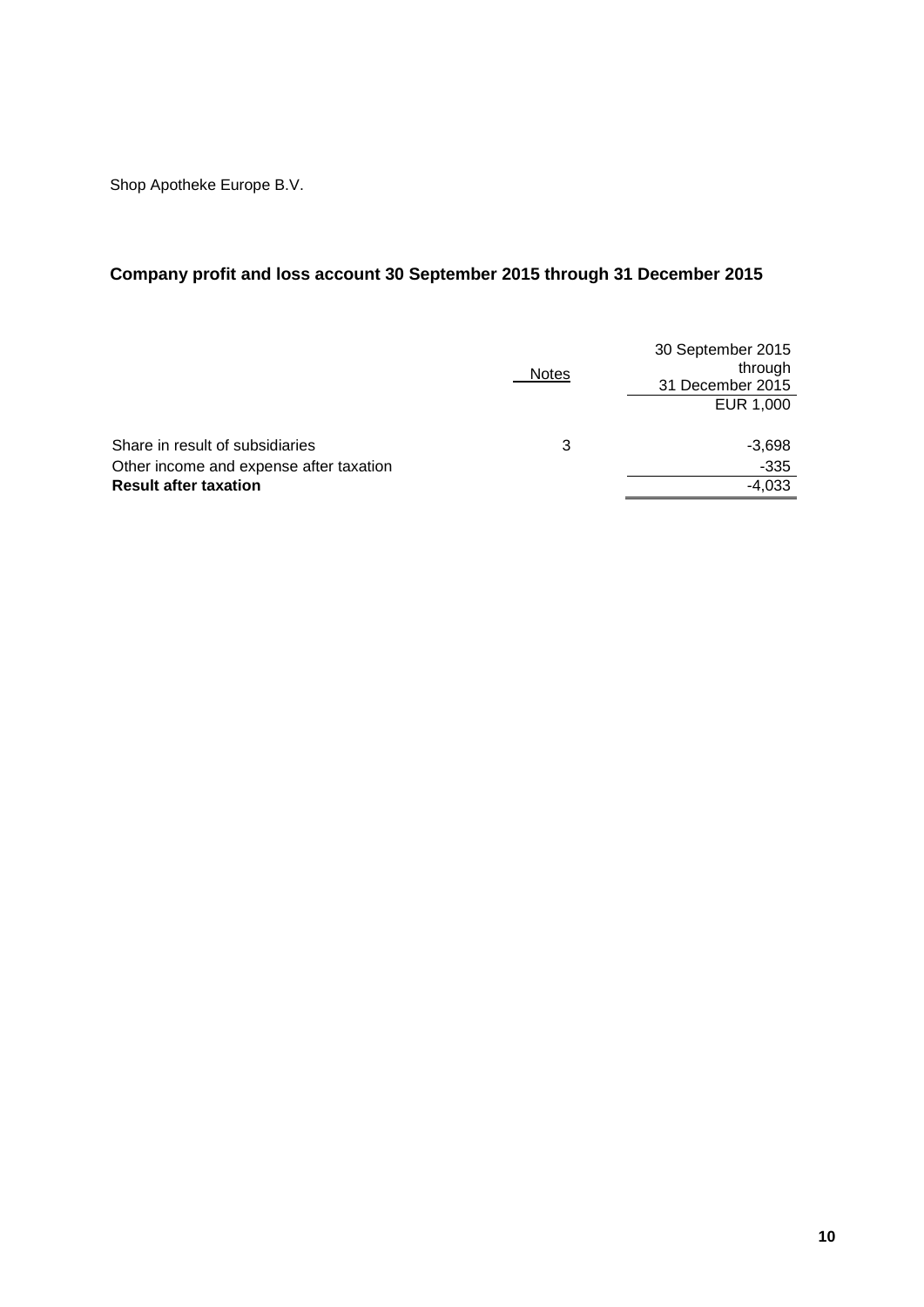Shop Apotheke Europe B.V.

## Company profit and loss account 30 September 2015 through 31 December 2015

| | Notes | 30 September 2015 through 31 December 2015 |
|---|---|---|
| | | EUR 1,000 |
| Share in result of subsidiaries | 3 | -3,698 |
| Other income and expense after taxation | | -335 |
| **Result after taxation** | | -4,033 |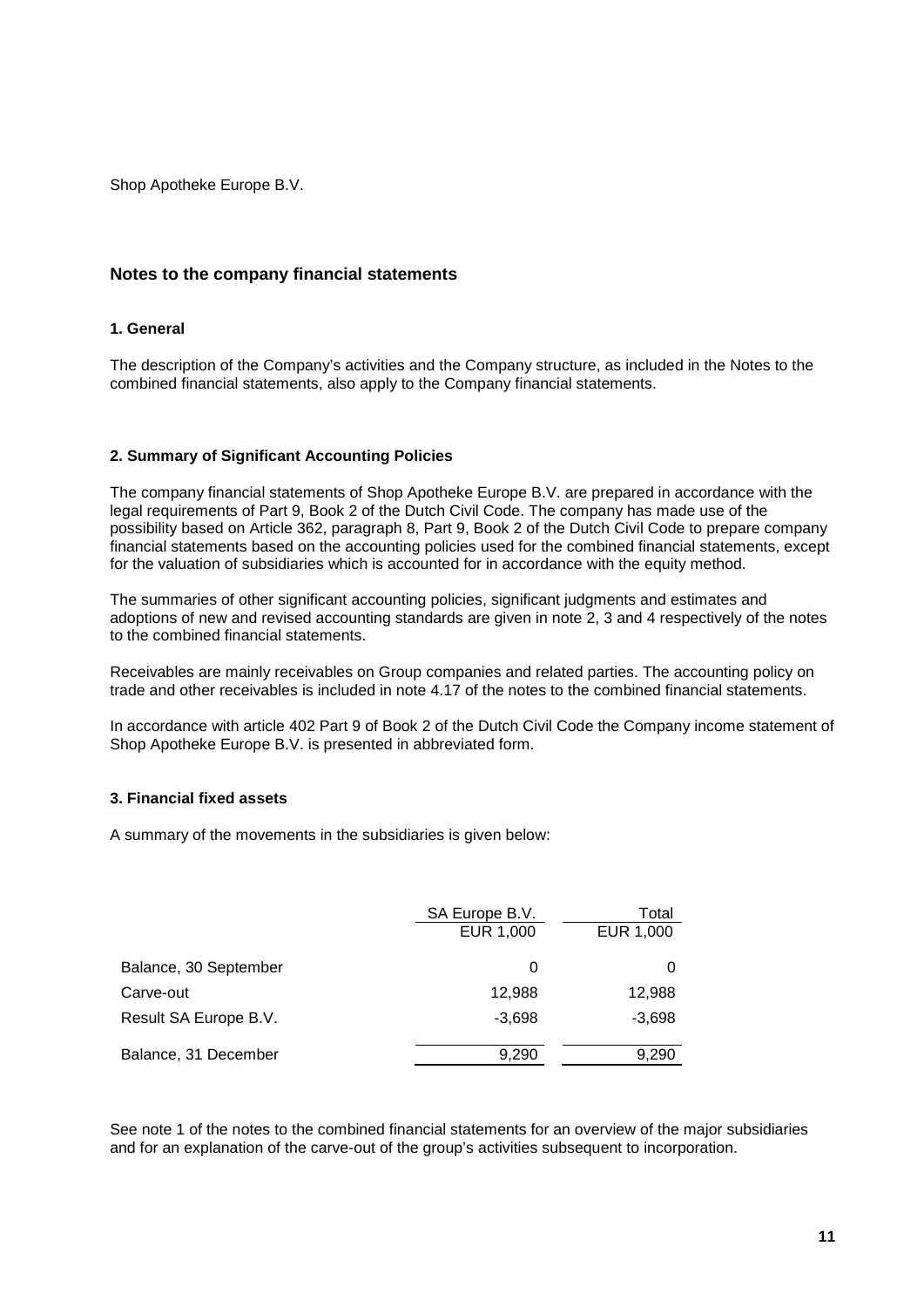Shop Apotheke Europe B.V.

## Notes to the company financial statements

### 1. General

The description of the Company's activities and the Company structure, as included in the Notes to the combined financial statements, also apply to the Company financial statements.

### 2. Summary of Significant Accounting Policies

The company financial statements of Shop Apotheke Europe B.V. are prepared in accordance with the legal requirements of Part 9, Book 2 of the Dutch Civil Code. The company has made use of the possibility based on Article 362, paragraph 8, Part 9, Book 2 of the Dutch Civil Code to prepare company financial statements based on the accounting policies used for the combined financial statements, except for the valuation of subsidiaries which is accounted for in accordance with the equity method.

The summaries of other significant accounting policies, significant judgments and estimates and adoptions of new and revised accounting standards are given in note 2, 3 and 4 respectively of the notes to the combined financial statements.

Receivables are mainly receivables on Group companies and related parties. The accounting policy on trade and other receivables is included in note 4.17 of the notes to the combined financial statements.

In accordance with article 402 Part 9 of Book 2 of the Dutch Civil Code the Company income statement of Shop Apotheke Europe B.V. is presented in abbreviated form.

### 3. Financial fixed assets

A summary of the movements in the subsidiaries is given below:

| | SA Europe B.V. | Total |
|---|---|---|
| | EUR 1,000 | EUR 1,000 |
| Balance, 30 September | 0 | 0 |
| Carve-out | 12,988 | 12,988 |
| Result SA Europe B.V. | -3,698 | -3,698 |
| Balance, 31 December | 9,290 | 9,290 |

See note 1 of the notes to the combined financial statements for an overview of the major subsidiaries and for an explanation of the carve-out of the group's activities subsequent to incorporation.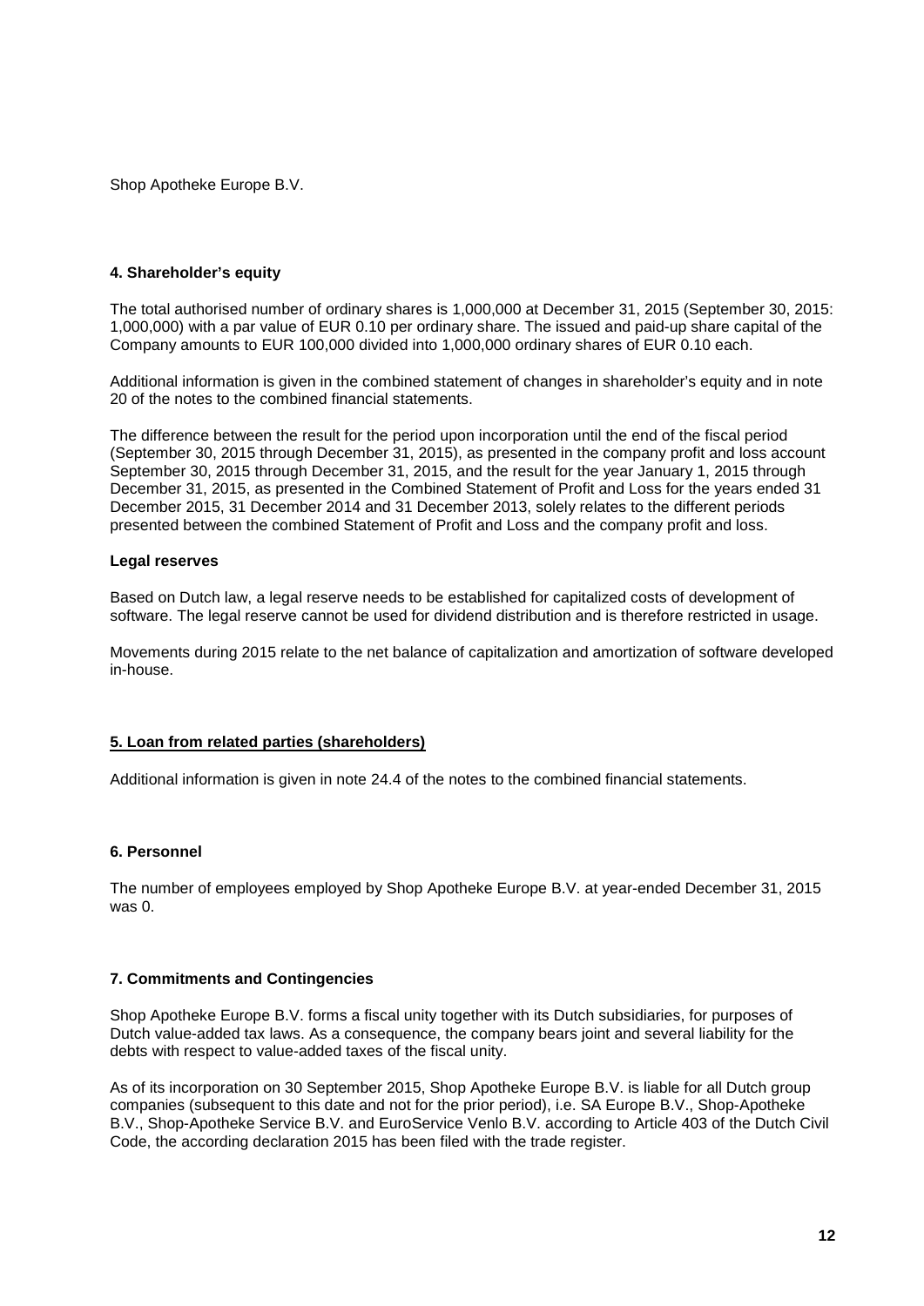Shop Apotheke Europe B.V.

#### 4. Shareholder's equity

The total authorised number of ordinary shares is 1,000,000 at December 31, 2015 (September 30, 2015: 1,000,000) with a par value of EUR 0.10 per ordinary share. The issued and paid-up share capital of the Company amounts to EUR 100,000 divided into 1,000,000 ordinary shares of EUR 0.10 each.

Additional information is given in the combined statement of changes in shareholder's equity and in note 20 of the notes to the combined financial statements.

The difference between the result for the period upon incorporation until the end of the fiscal period (September 30, 2015 through December 31, 2015), as presented in the company profit and loss account September 30, 2015 through December 31, 2015, and the result for the year January 1, 2015 through December 31, 2015, as presented in the Combined Statement of Profit and Loss for the years ended 31 December 2015, 31 December 2014 and 31 December 2013, solely relates to the different periods presented between the combined Statement of Profit and Loss and the company profit and loss.

**Legal reserves**

Based on Dutch law, a legal reserve needs to be established for capitalized costs of development of software. The legal reserve cannot be used for dividend distribution and is therefore restricted in usage.

Movements during 2015 relate to the net balance of capitalization and amortization of software developed in-house.

#### 5. Loan from related parties (shareholders)

Additional information is given in note 24.4 of the notes to the combined financial statements.

#### 6. Personnel

The number of employees employed by Shop Apotheke Europe B.V. at year-ended December 31, 2015 was 0.

#### 7. Commitments and Contingencies

Shop Apotheke Europe B.V. forms a fiscal unity together with its Dutch subsidiaries, for purposes of Dutch value-added tax laws. As a consequence, the company bears joint and several liability for the debts with respect to value-added taxes of the fiscal unity.

As of its incorporation on 30 September 2015, Shop Apotheke Europe B.V. is liable for all Dutch group companies (subsequent to this date and not for the prior period), i.e. SA Europe B.V., Shop-Apotheke B.V., Shop-Apotheke Service B.V. and EuroService Venlo B.V. according to Article 403 of the Dutch Civil Code, the according declaration 2015 has been filed with the trade register.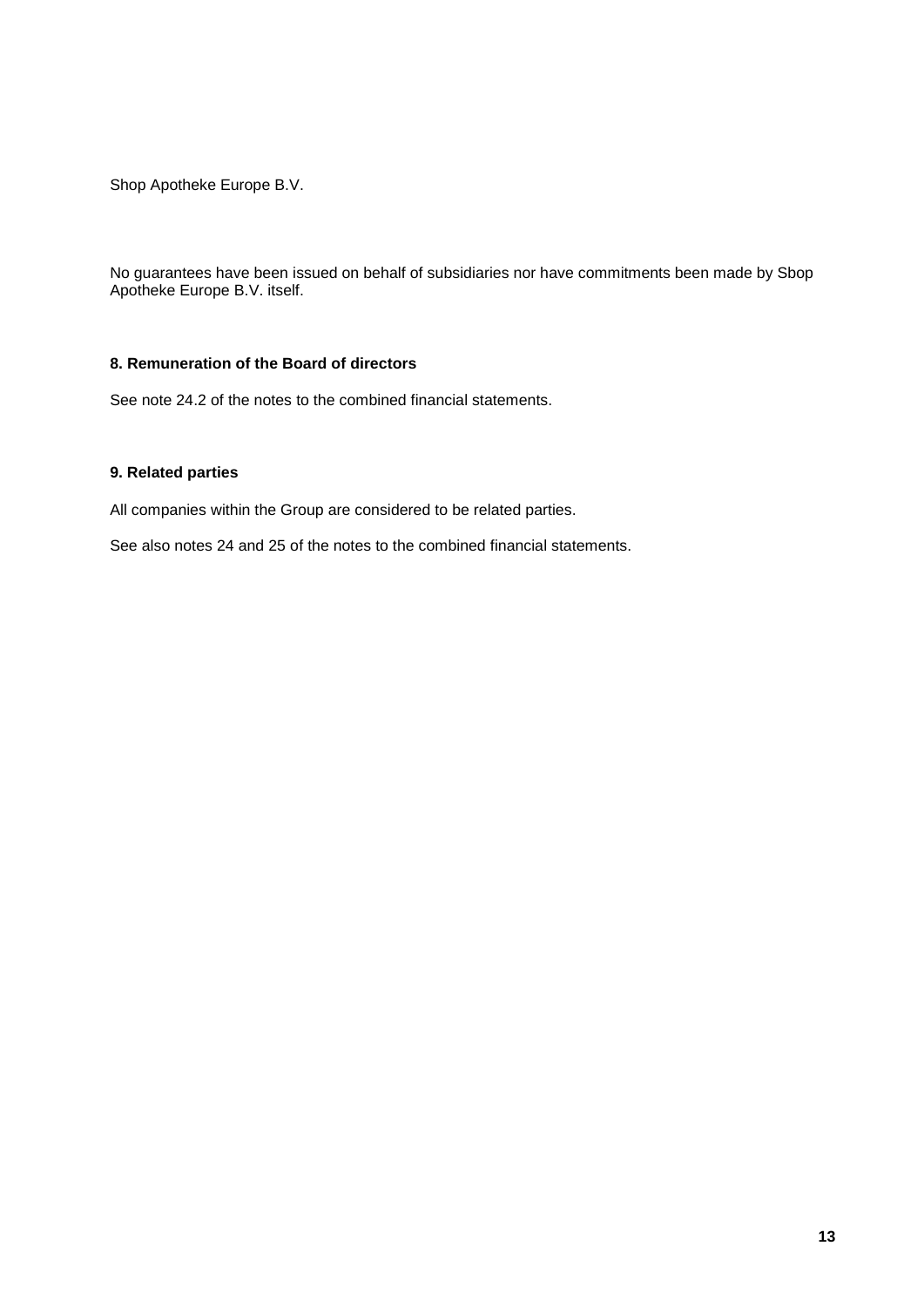Shop Apotheke Europe B.V.

No guarantees have been issued on behalf of subsidiaries nor have commitments been made by Sbop Apotheke Europe B.V. itself.

**8. Remuneration of the Board of directors**

See note 24.2 of the notes to the combined financial statements.

**9. Related parties**

All companies within the Group are considered to be related parties.

See also notes 24 and 25 of the notes to the combined financial statements.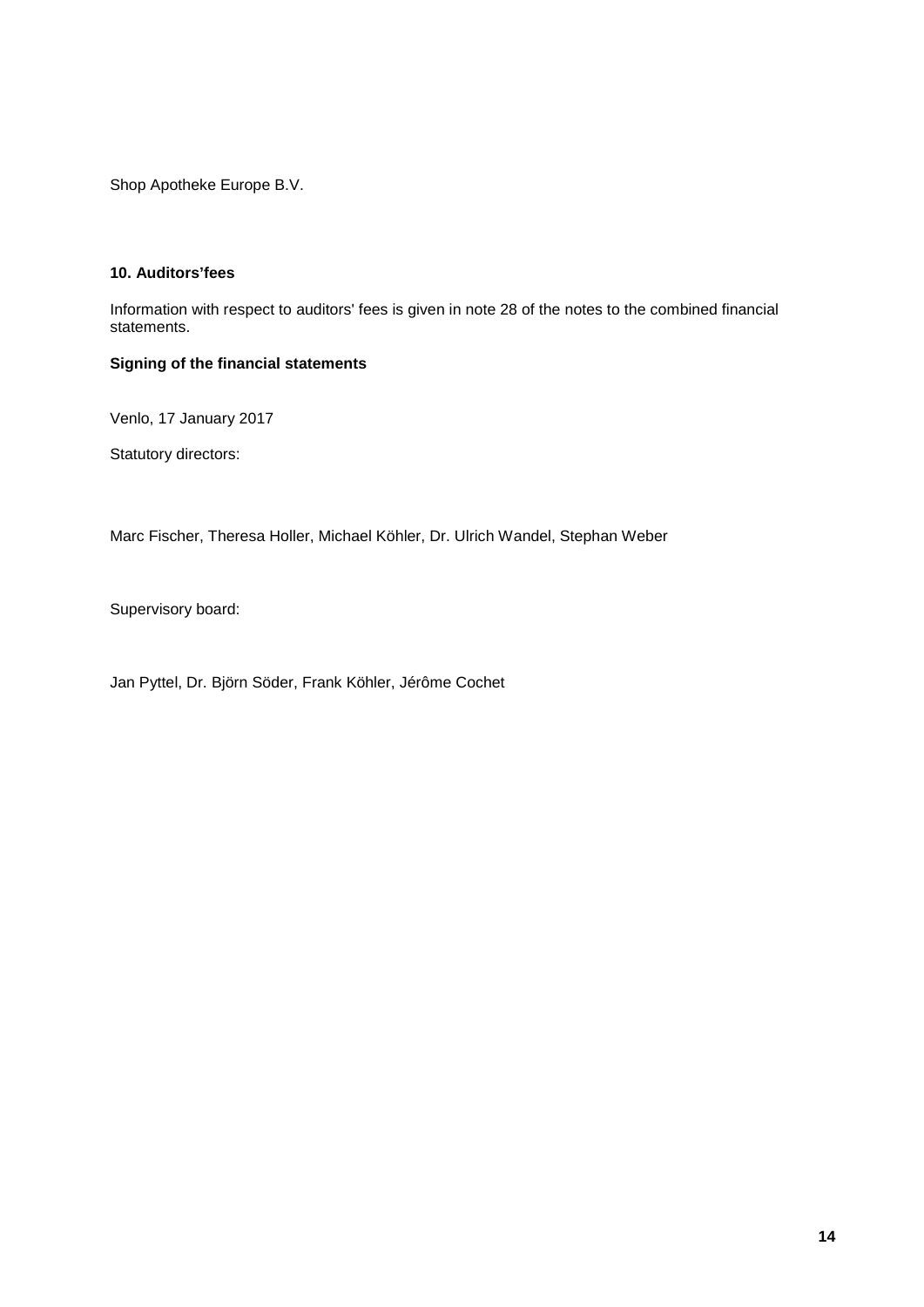Shop Apotheke Europe B.V.

**10. Auditors'fees**

Information with respect to auditors' fees is given in note 28 of the notes to the combined financial statements.

**Signing of the financial statements**

Venlo, 17 January 2017

Statutory directors:

Marc Fischer, Theresa Holler, Michael Köhler, Dr. Ulrich Wandel, Stephan Weber

Supervisory board:

Jan Pyttel, Dr. Björn Söder, Frank Köhler, Jérôme Cochet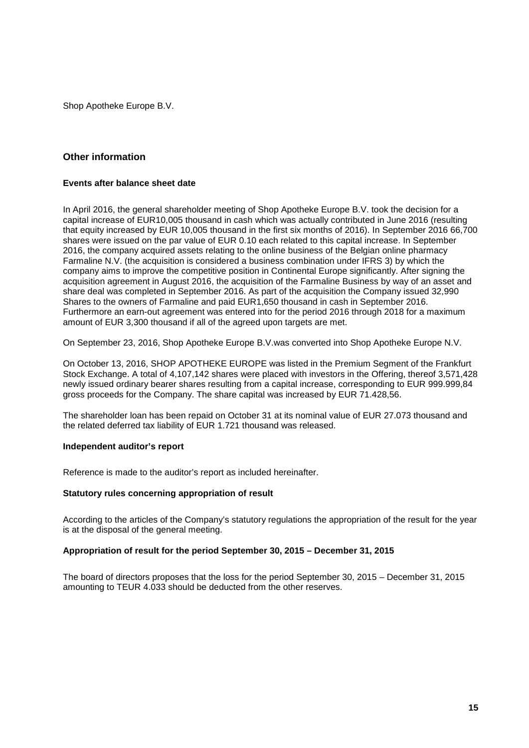Shop Apotheke Europe B.V.

## Other information

### Events after balance sheet date

In April 2016, the general shareholder meeting of Shop Apotheke Europe B.V. took the decision for a capital increase of EUR10,005 thousand in cash which was actually contributed in June 2016 (resulting that equity increased by EUR 10,005 thousand in the first six months of 2016). In September 2016 66,700 shares were issued on the par value of EUR 0.10 each related to this capital increase. In September 2016, the company acquired assets relating to the online business of the Belgian online pharmacy Farmaline N.V. (the acquisition is considered a business combination under IFRS 3) by which the company aims to improve the competitive position in Continental Europe significantly. After signing the acquisition agreement in August 2016, the acquisition of the Farmaline Business by way of an asset and share deal was completed in September 2016. As part of the acquisition the Company issued 32,990 Shares to the owners of Farmaline and paid EUR1,650 thousand in cash in September 2016. Furthermore an earn-out agreement was entered into for the period 2016 through 2018 for a maximum amount of EUR 3,300 thousand if all of the agreed upon targets are met.

On September 23, 2016, Shop Apotheke Europe B.V.was converted into Shop Apotheke Europe N.V.

On October 13, 2016, SHOP APOTHEKE EUROPE was listed in the Premium Segment of the Frankfurt Stock Exchange. A total of 4,107,142 shares were placed with investors in the Offering, thereof 3,571,428 newly issued ordinary bearer shares resulting from a capital increase, corresponding to EUR 999.999,84 gross proceeds for the Company. The share capital was increased by EUR 71.428,56.

The shareholder loan has been repaid on October 31 at its nominal value of EUR 27.073 thousand and the related deferred tax liability of EUR 1.721 thousand was released.

### Independent auditor's report

Reference is made to the auditor's report as included hereinafter.

### Statutory rules concerning appropriation of result

According to the articles of the Company's statutory regulations the appropriation of the result for the year is at the disposal of the general meeting.

### Appropriation of result for the period September 30, 2015 – December 31, 2015

The board of directors proposes that the loss for the period September 30, 2015 – December 31, 2015 amounting to TEUR 4.033 should be deducted from the other reserves.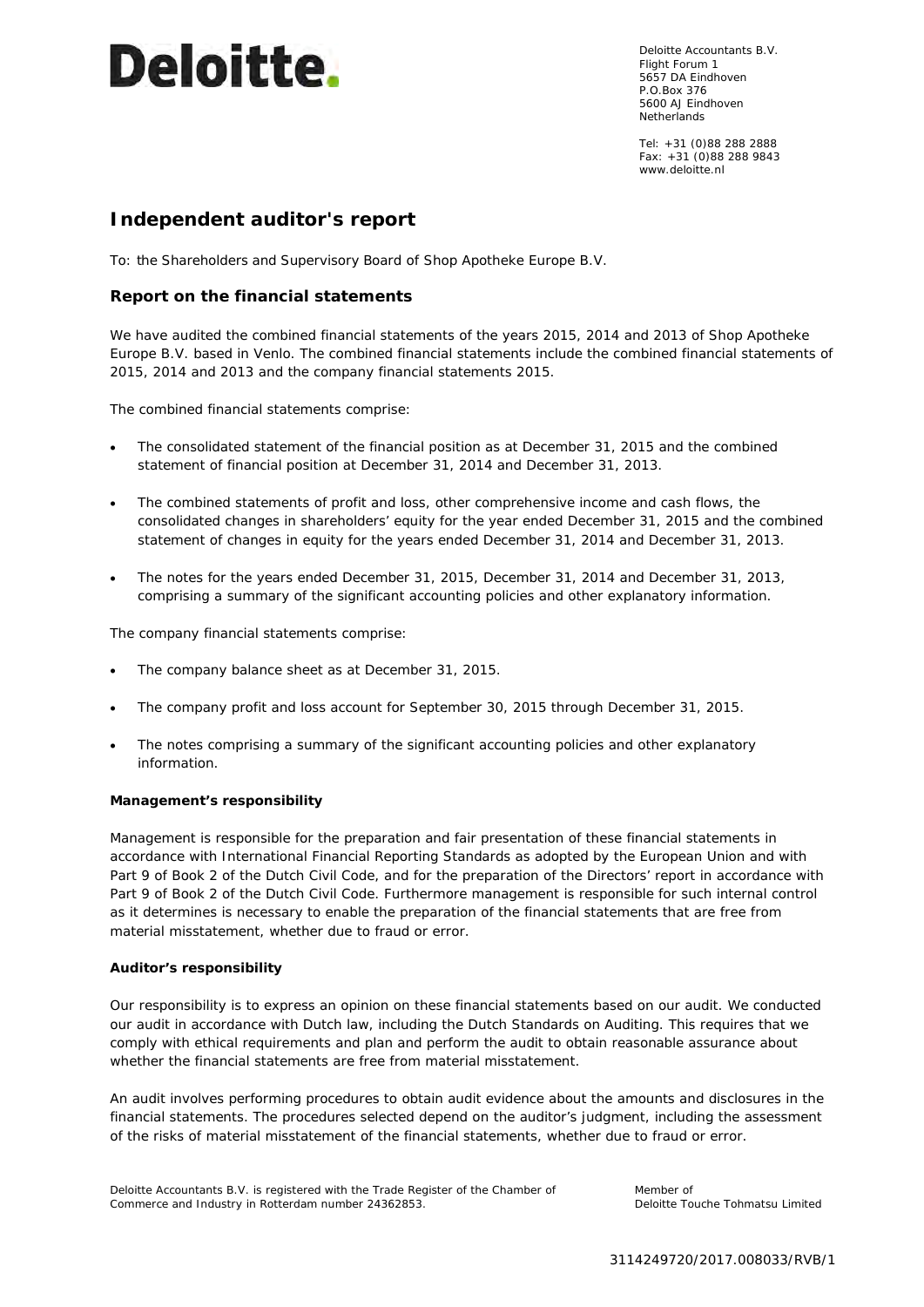Deloitte.

Deloitte Accountants B.V.
Flight Forum 1
5657 DA Eindhoven
P.O.Box 376
5600 AJ Eindhoven
Netherlands

Tel: +31 (0)88 288 2888
Fax: +31 (0)88 288 9843
www.deloitte.nl

# Independent auditor's report

To: the Shareholders and Supervisory Board of Shop Apotheke Europe B.V.

## Report on the financial statements

We have audited the combined financial statements of the years 2015, 2014 and 2013 of Shop Apotheke Europe B.V. based in Venlo. The combined financial statements include the combined financial statements of 2015, 2014 and 2013 and the company financial statements 2015.

The combined financial statements comprise:

- The consolidated statement of the financial position as at December 31, 2015 and the combined statement of financial position at December 31, 2014 and December 31, 2013.
- The combined statements of profit and loss, other comprehensive income and cash flows, the consolidated changes in shareholders' equity for the year ended December 31, 2015 and the combined statement of changes in equity for the years ended December 31, 2014 and December 31, 2013.
- The notes for the years ended December 31, 2015, December 31, 2014 and December 31, 2013, comprising a summary of the significant accounting policies and other explanatory information.

The company financial statements comprise:

- The company balance sheet as at December 31, 2015.
- The company profit and loss account for September 30, 2015 through December 31, 2015.
- The notes comprising a summary of the significant accounting policies and other explanatory information.

**Management's responsibility**

Management is responsible for the preparation and fair presentation of these financial statements in accordance with International Financial Reporting Standards as adopted by the European Union and with Part 9 of Book 2 of the Dutch Civil Code, and for the preparation of the Directors' report in accordance with Part 9 of Book 2 of the Dutch Civil Code. Furthermore management is responsible for such internal control as it determines is necessary to enable the preparation of the financial statements that are free from material misstatement, whether due to fraud or error.

**Auditor's responsibility**

Our responsibility is to express an opinion on these financial statements based on our audit. We conducted our audit in accordance with Dutch law, including the Dutch Standards on Auditing. This requires that we comply with ethical requirements and plan and perform the audit to obtain reasonable assurance about whether the financial statements are free from material misstatement.

An audit involves performing procedures to obtain audit evidence about the amounts and disclosures in the financial statements. The procedures selected depend on the auditor's judgment, including the assessment of the risks of material misstatement of the financial statements, whether due to fraud or error.

Deloitte Accountants B.V. is registered with the Trade Register of the Chamber of Commerce and Industry in Rotterdam number 24362853.

Member of
Deloitte Touche Tohmatsu Limited

3114249720/2017.008033/RVB/1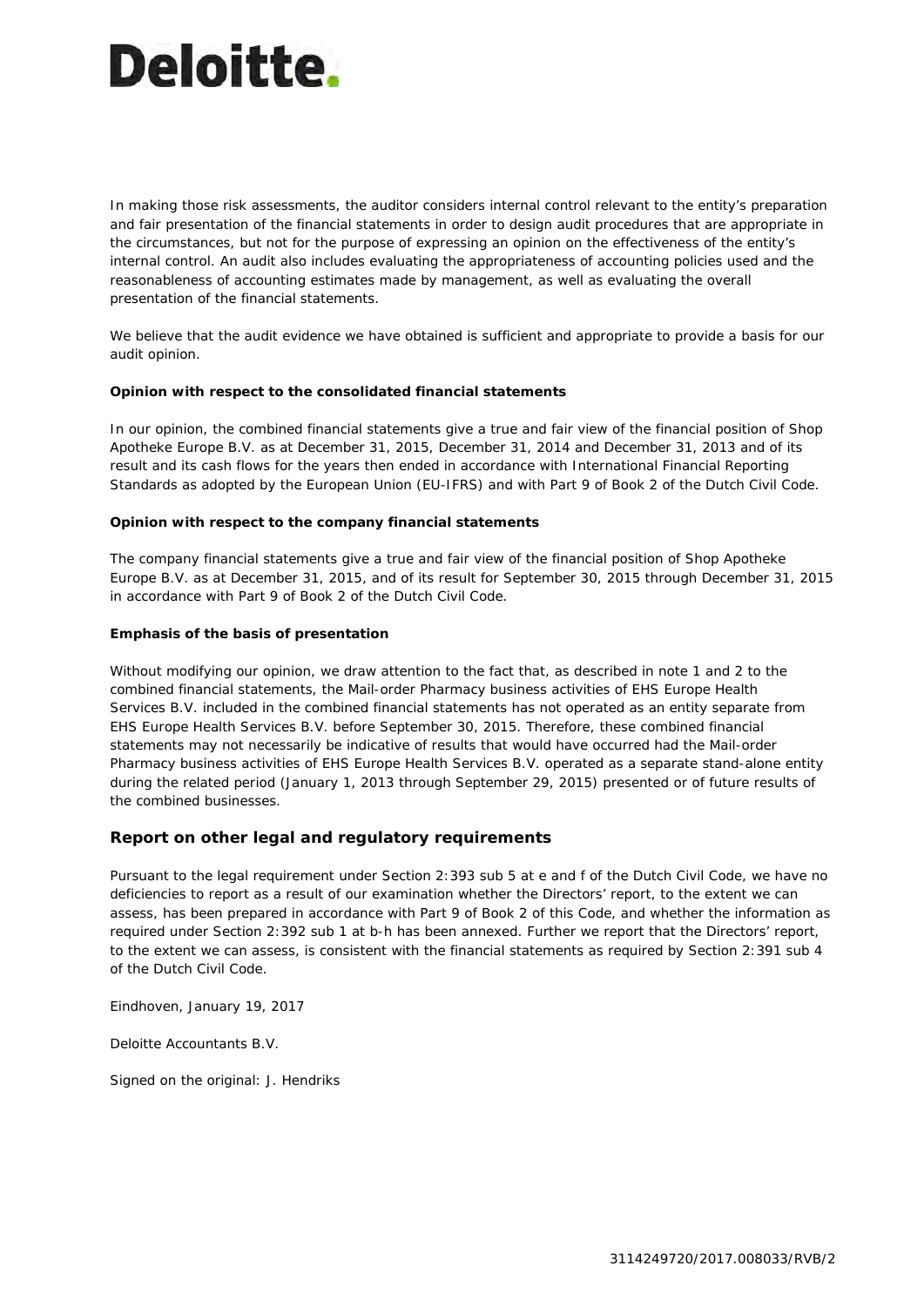In making those risk assessments, the auditor considers internal control relevant to the entity's preparation and fair presentation of the financial statements in order to design audit procedures that are appropriate in the circumstances, but not for the purpose of expressing an opinion on the effectiveness of the entity's internal control. An audit also includes evaluating the appropriateness of accounting policies used and the reasonableness of accounting estimates made by management, as well as evaluating the overall presentation of the financial statements.

We believe that the audit evidence we have obtained is sufficient and appropriate to provide a basis for our audit opinion.

**Opinion with respect to the consolidated financial statements**

In our opinion, the combined financial statements give a true and fair view of the financial position of Shop Apotheke Europe B.V. as at December 31, 2015, December 31, 2014 and December 31, 2013 and of its result and its cash flows for the years then ended in accordance with International Financial Reporting Standards as adopted by the European Union (EU-IFRS) and with Part 9 of Book 2 of the Dutch Civil Code.

**Opinion with respect to the company financial statements**

The company financial statements give a true and fair view of the financial position of Shop Apotheke Europe B.V. as at December 31, 2015, and of its result for September 30, 2015 through December 31, 2015 in accordance with Part 9 of Book 2 of the Dutch Civil Code.

**Emphasis of the basis of presentation**

Without modifying our opinion, we draw attention to the fact that, as described in note 1 and 2 to the combined financial statements, the Mail-order Pharmacy business activities of EHS Europe Health Services B.V. included in the combined financial statements has not operated as an entity separate from EHS Europe Health Services B.V. before September 30, 2015. Therefore, these combined financial statements may not necessarily be indicative of results that would have occurred had the Mail-order Pharmacy business activities of EHS Europe Health Services B.V. operated as a separate stand-alone entity during the related period (January 1, 2013 through September 29, 2015) presented or of future results of the combined businesses.

## Report on other legal and regulatory requirements

Pursuant to the legal requirement under Section 2:393 sub 5 at e and f of the Dutch Civil Code, we have no deficiencies to report as a result of our examination whether the Directors' report, to the extent we can assess, has been prepared in accordance with Part 9 of Book 2 of this Code, and whether the information as required under Section 2:392 sub 1 at b-h has been annexed. Further we report that the Directors' report, to the extent we can assess, is consistent with the financial statements as required by Section 2:391 sub 4 of the Dutch Civil Code.

Eindhoven, January 19, 2017

Deloitte Accountants B.V.

Signed on the original: J. Hendriks